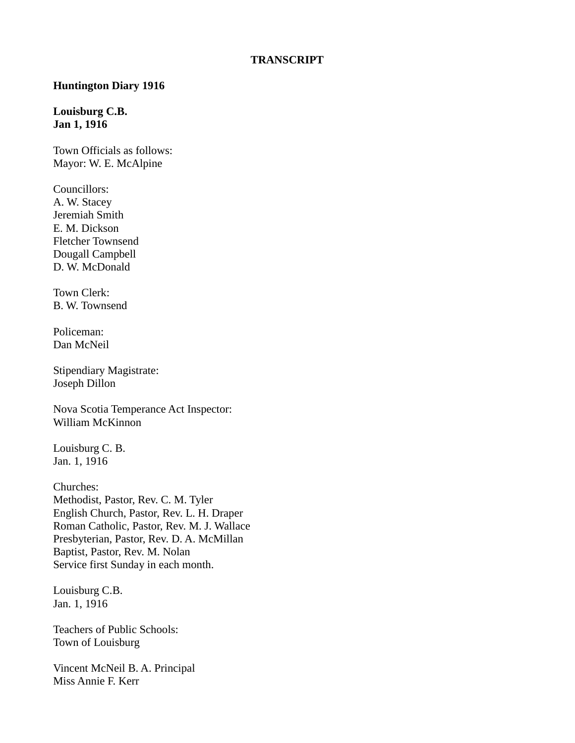**TRANSCRIPT**

**Huntington Diary 1916**

**Louisburg C.B.**
**Jan 1, 1916**

Town Officials as follows:
Mayor: W. E. McAlpine

Councillors:
A. W. Stacey
Jeremiah Smith
E. M. Dickson
Fletcher Townsend
Dougall Campbell
D. W. McDonald

Town Clerk:
B. W. Townsend

Policeman:
Dan McNeil

Stipendiary Magistrate:
Joseph Dillon

Nova Scotia Temperance Act Inspector:
William McKinnon

Louisburg C. B.
Jan. 1, 1916

Churches:
Methodist, Pastor, Rev. C. M. Tyler
English Church, Pastor, Rev. L. H. Draper
Roman Catholic, Pastor, Rev. M. J. Wallace
Presbyterian, Pastor, Rev. D. A. McMillan
Baptist, Pastor, Rev. M. Nolan
Service first Sunday in each month.

Louisburg C.B.
Jan. 1, 1916

Teachers of Public Schools:
Town of Louisburg

Vincent McNeil B. A. Principal
Miss Annie F. Kerr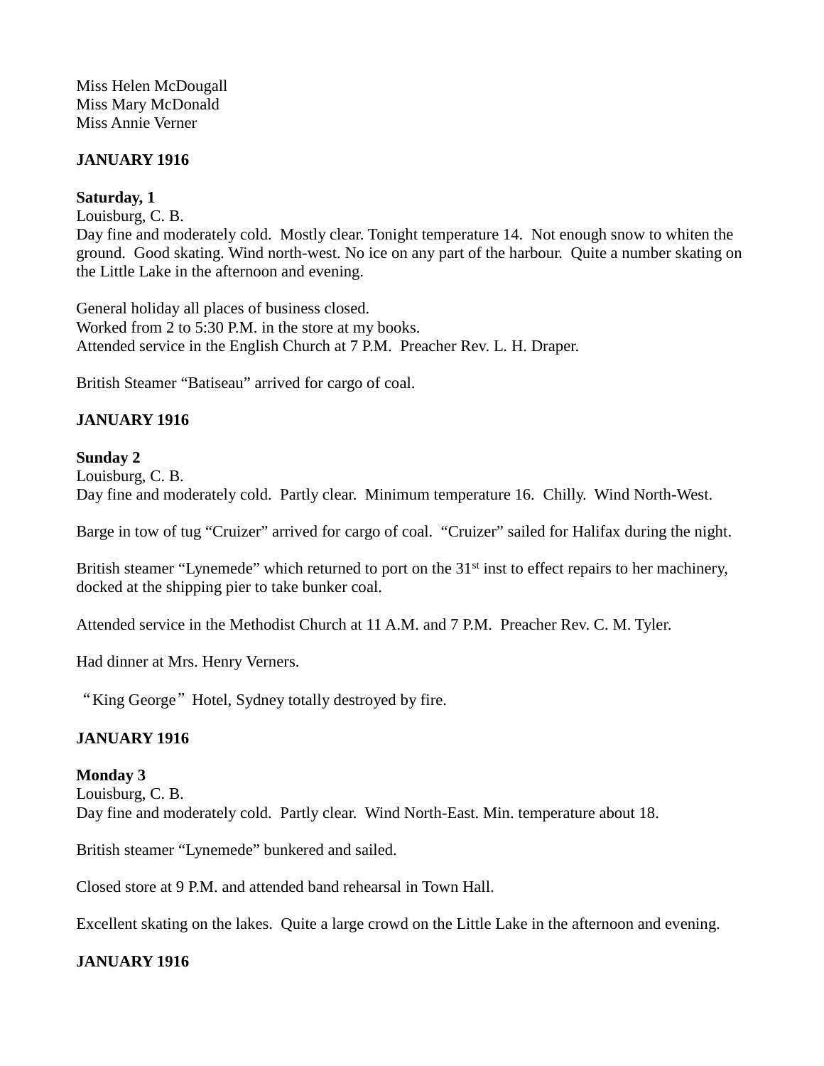Miss Helen McDougall
Miss Mary McDonald
Miss Annie Verner

**JANUARY 1916**

**Saturday, 1**
Louisburg, C. B.
Day fine and moderately cold. Mostly clear. Tonight temperature 14. Not enough snow to whiten the ground. Good skating. Wind north-west. No ice on any part of the harbour. Quite a number skating on the Little Lake in the afternoon and evening.

General holiday all places of business closed.
Worked from 2 to 5:30 P.M. in the store at my books.
Attended service in the English Church at 7 P.M. Preacher Rev. L. H. Draper.

British Steamer "Batiseau" arrived for cargo of coal.

**JANUARY 1916**

**Sunday 2**
Louisburg, C. B.
Day fine and moderately cold. Partly clear. Minimum temperature 16. Chilly. Wind North-West.

Barge in tow of tug "Cruizer" arrived for cargo of coal. "Cruizer" sailed for Halifax during the night.

British steamer "Lynemede" which returned to port on the 31st inst to effect repairs to her machinery, docked at the shipping pier to take bunker coal.

Attended service in the Methodist Church at 11 A.M. and 7 P.M. Preacher Rev. C. M. Tyler.

Had dinner at Mrs. Henry Verners.

"King George" Hotel, Sydney totally destroyed by fire.

**JANUARY 1916**

**Monday 3**
Louisburg, C. B.
Day fine and moderately cold. Partly clear. Wind North-East. Min. temperature about 18.

British steamer "Lynemede" bunkered and sailed.

Closed store at 9 P.M. and attended band rehearsal in Town Hall.

Excellent skating on the lakes. Quite a large crowd on the Little Lake in the afternoon and evening.

**JANUARY 1916**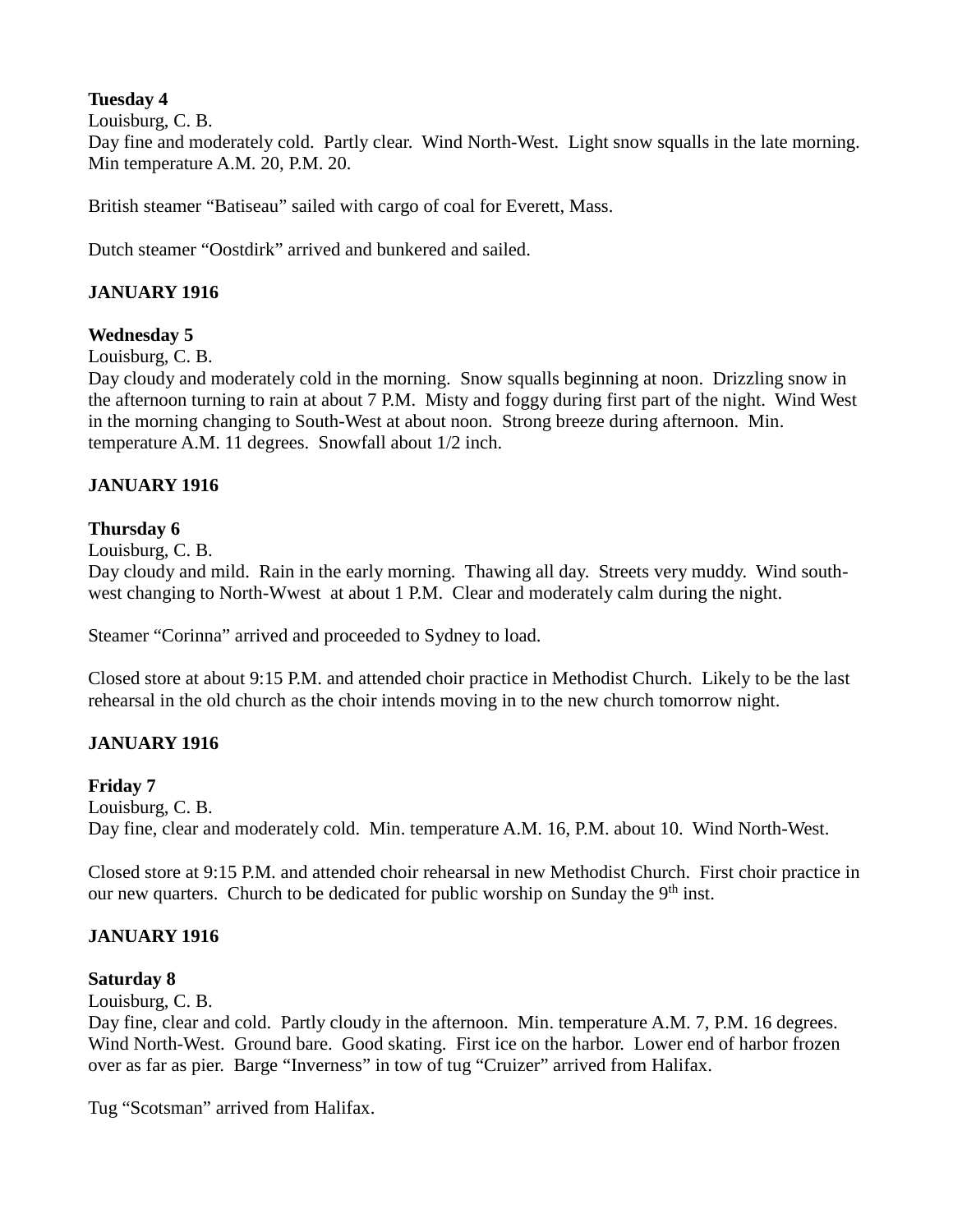**Tuesday 4**
Louisburg, C. B.
Day fine and moderately cold. Partly clear. Wind North-West. Light snow squalls in the late morning. Min temperature A.M. 20, P.M. 20.

British steamer “Batiseau” sailed with cargo of coal for Everett, Mass.

Dutch steamer “Oostdirk” arrived and bunkered and sailed.

**JANUARY 1916**

**Wednesday 5**
Louisburg, C. B.
Day cloudy and moderately cold in the morning. Snow squalls beginning at noon. Drizzling snow in the afternoon turning to rain at about 7 P.M. Misty and foggy during first part of the night. Wind West in the morning changing to South-West at about noon. Strong breeze during afternoon. Min. temperature A.M. 11 degrees. Snowfall about 1/2 inch.

**JANUARY 1916**

**Thursday 6**
Louisburg, C. B.
Day cloudy and mild. Rain in the early morning. Thawing all day. Streets very muddy. Wind south-west changing to North-Wwest at about 1 P.M. Clear and moderately calm during the night.

Steamer “Corinna” arrived and proceeded to Sydney to load.

Closed store at about 9:15 P.M. and attended choir practice in Methodist Church. Likely to be the last rehearsal in the old church as the choir intends moving in to the new church tomorrow night.

**JANUARY 1916**

**Friday 7**
Louisburg, C. B.
Day fine, clear and moderately cold. Min. temperature A.M. 16, P.M. about 10. Wind North-West.

Closed store at 9:15 P.M. and attended choir rehearsal in new Methodist Church. First choir practice in our new quarters. Church to be dedicated for public worship on Sunday the 9th inst.

**JANUARY 1916**

**Saturday 8**
Louisburg, C. B.
Day fine, clear and cold. Partly cloudy in the afternoon. Min. temperature A.M. 7, P.M. 16 degrees. Wind North-West. Ground bare. Good skating. First ice on the harbor. Lower end of harbor frozen over as far as pier. Barge “Inverness” in tow of tug “Cruizer” arrived from Halifax.

Tug “Scotsman” arrived from Halifax.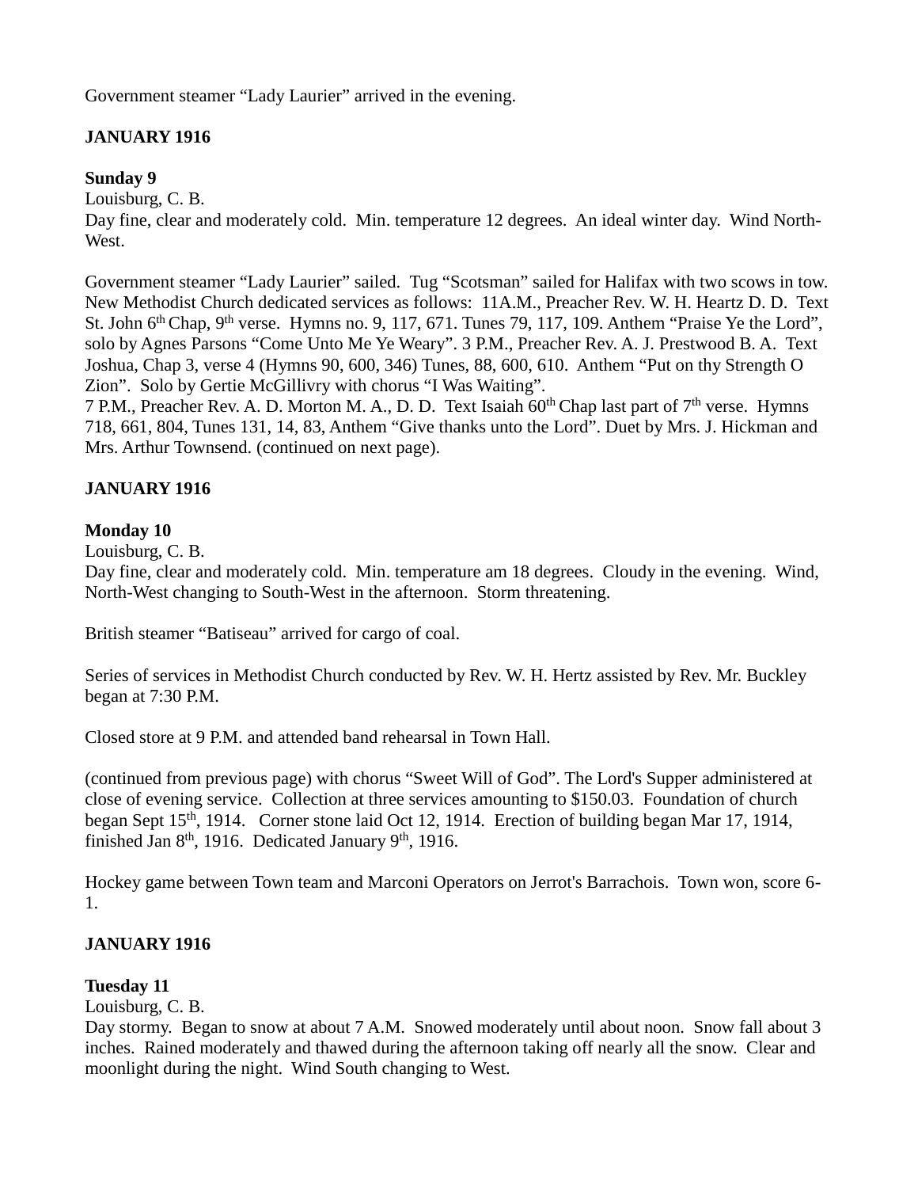Government steamer "Lady Laurier" arrived in the evening.

**JANUARY 1916**

**Sunday 9**
Louisburg, C. B.
Day fine, clear and moderately cold. Min. temperature 12 degrees. An ideal winter day. Wind North-West.

Government steamer "Lady Laurier" sailed. Tug "Scotsman" sailed for Halifax with two scows in tow. New Methodist Church dedicated services as follows: 11A.M., Preacher Rev. W. H. Heartz D. D. Text St. John 6th Chap, 9th verse. Hymns no. 9, 117, 671. Tunes 79, 117, 109. Anthem "Praise Ye the Lord", solo by Agnes Parsons "Come Unto Me Ye Weary". 3 P.M., Preacher Rev. A. J. Prestwood B. A. Text Joshua, Chap 3, verse 4 (Hymns 90, 600, 346) Tunes, 88, 600, 610. Anthem "Put on thy Strength O Zion". Solo by Gertie McGillivry with chorus "I Was Waiting".
7 P.M., Preacher Rev. A. D. Morton M. A., D. D. Text Isaiah 60th Chap last part of 7th verse. Hymns 718, 661, 804, Tunes 131, 14, 83, Anthem "Give thanks unto the Lord". Duet by Mrs. J. Hickman and Mrs. Arthur Townsend. (continued on next page).

**JANUARY 1916**

**Monday 10**
Louisburg, C. B.
Day fine, clear and moderately cold. Min. temperature am 18 degrees. Cloudy in the evening. Wind, North-West changing to South-West in the afternoon. Storm threatening.

British steamer "Batiseau" arrived for cargo of coal.

Series of services in Methodist Church conducted by Rev. W. H. Hertz assisted by Rev. Mr. Buckley began at 7:30 P.M.

Closed store at 9 P.M. and attended band rehearsal in Town Hall.

(continued from previous page) with chorus "Sweet Will of God". The Lord's Supper administered at close of evening service. Collection at three services amounting to $150.03. Foundation of church began Sept 15th, 1914. Corner stone laid Oct 12, 1914. Erection of building began Mar 17, 1914, finished Jan 8th, 1916. Dedicated January 9th, 1916.

Hockey game between Town team and Marconi Operators on Jerrot's Barrachois. Town won, score 6-1.

**JANUARY 1916**

**Tuesday 11**
Louisburg, C. B.
Day stormy. Began to snow at about 7 A.M. Snowed moderately until about noon. Snow fall about 3 inches. Rained moderately and thawed during the afternoon taking off nearly all the snow. Clear and moonlight during the night. Wind South changing to West.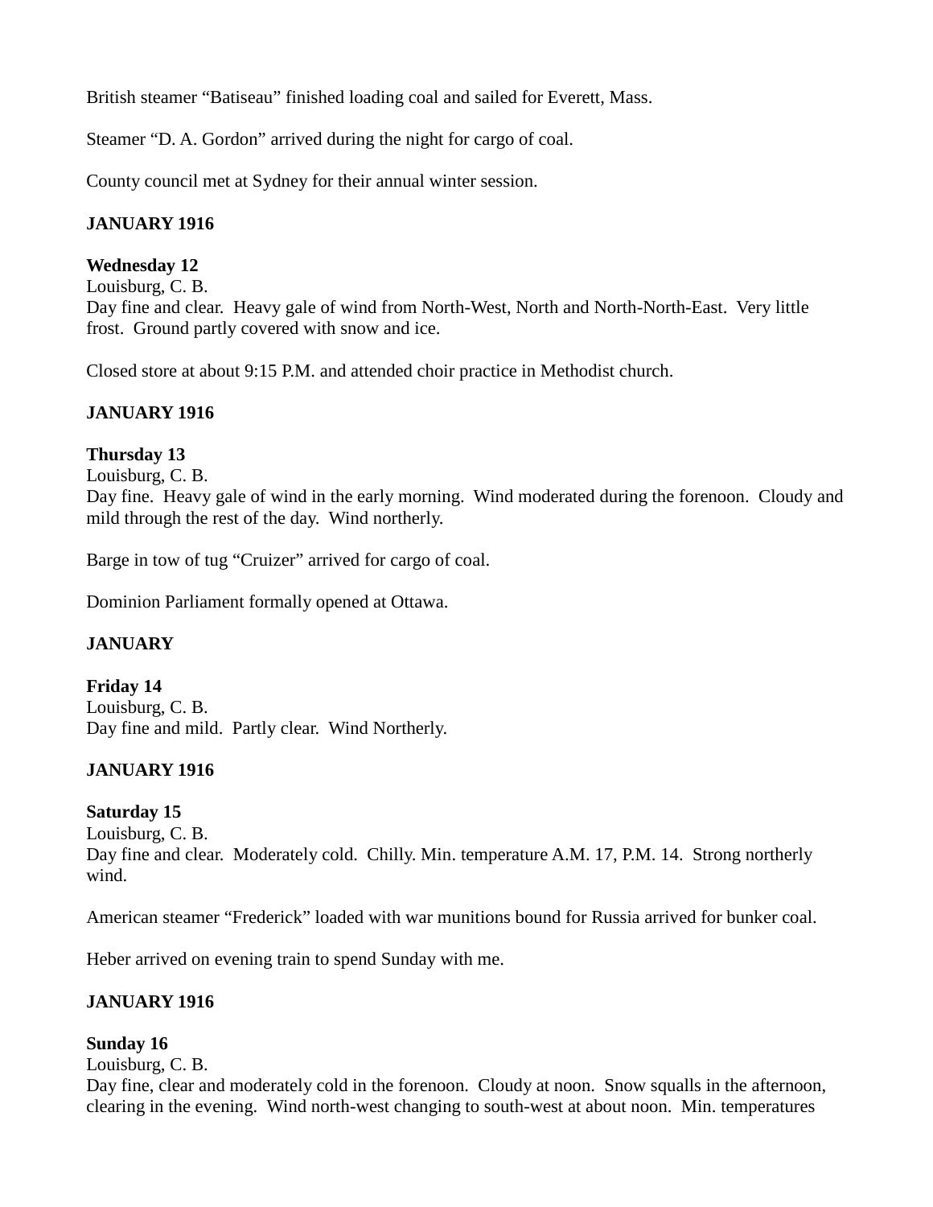British steamer "Batiseau" finished loading coal and sailed for Everett, Mass.

Steamer "D. A. Gordon" arrived during the night for cargo of coal.

County council met at Sydney for their annual winter session.

**JANUARY 1916**

**Wednesday 12**
Louisburg, C. B.
Day fine and clear. Heavy gale of wind from North-West, North and North-North-East. Very little frost. Ground partly covered with snow and ice.

Closed store at about 9:15 P.M. and attended choir practice in Methodist church.

**JANUARY 1916**

**Thursday 13**
Louisburg, C. B.
Day fine. Heavy gale of wind in the early morning. Wind moderated during the forenoon. Cloudy and mild through the rest of the day. Wind northerly.

Barge in tow of tug "Cruizer" arrived for cargo of coal.

Dominion Parliament formally opened at Ottawa.

**JANUARY**

**Friday 14**
Louisburg, C. B.
Day fine and mild. Partly clear. Wind Northerly.

**JANUARY 1916**

**Saturday 15**
Louisburg, C. B.
Day fine and clear. Moderately cold. Chilly. Min. temperature A.M. 17, P.M. 14. Strong northerly wind.

American steamer "Frederick" loaded with war munitions bound for Russia arrived for bunker coal.

Heber arrived on evening train to spend Sunday with me.

**JANUARY 1916**

**Sunday 16**
Louisburg, C. B.
Day fine, clear and moderately cold in the forenoon. Cloudy at noon. Snow squalls in the afternoon, clearing in the evening. Wind north-west changing to south-west at about noon. Min. temperatures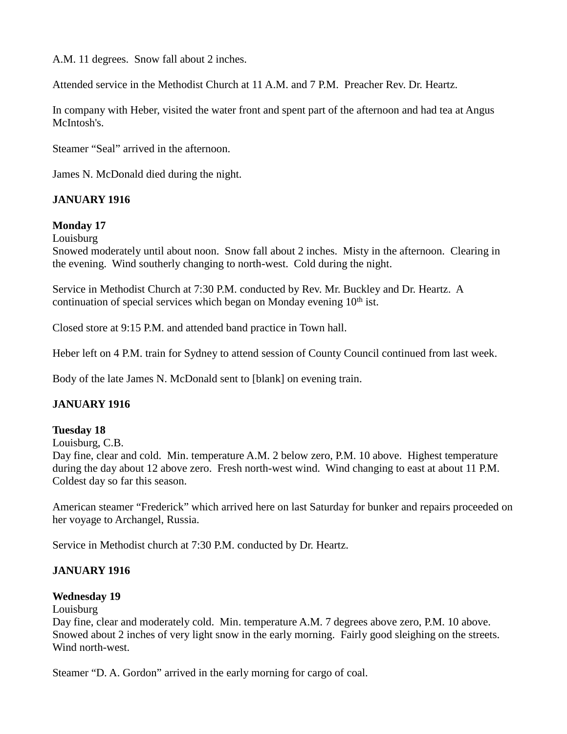A.M. 11 degrees.  Snow fall about 2 inches.

Attended service in the Methodist Church at 11 A.M. and 7 P.M.  Preacher Rev. Dr. Heartz.

In company with Heber, visited the water front and spent part of the afternoon and had tea at Angus McIntosh's.

Steamer "Seal" arrived in the afternoon.

James N. McDonald died during the night.

**JANUARY 1916**

**Monday 17**
Louisburg
Snowed moderately until about noon.  Snow fall about 2 inches.  Misty in the afternoon.  Clearing in the evening.  Wind southerly changing to north-west.  Cold during the night.

Service in Methodist Church at 7:30 P.M. conducted by Rev. Mr. Buckley and Dr. Heartz.  A continuation of special services which began on Monday evening 10th ist.

Closed store at 9:15 P.M. and attended band practice in Town hall.

Heber left on 4 P.M. train for Sydney to attend session of County Council continued from last week.

Body of the late James N. McDonald sent to [blank] on evening train.

**JANUARY 1916**

**Tuesday 18**
Louisburg, C.B.
Day fine, clear and cold.  Min. temperature A.M. 2 below zero, P.M. 10 above.  Highest temperature during the day about 12 above zero.  Fresh north-west wind.  Wind changing to east at about 11 P.M.  Coldest day so far this season.

American steamer "Frederick" which arrived here on last Saturday for bunker and repairs proceeded on her voyage to Archangel, Russia.

Service in Methodist church at 7:30 P.M. conducted by Dr. Heartz.

**JANUARY 1916**

**Wednesday 19**
Louisburg
Day fine, clear and moderately cold.  Min. temperature A.M. 7 degrees above zero, P.M. 10 above.  Snowed about 2 inches of very light snow in the early morning.  Fairly good sleighing on the streets.  Wind north-west.

Steamer "D. A. Gordon" arrived in the early morning for cargo of coal.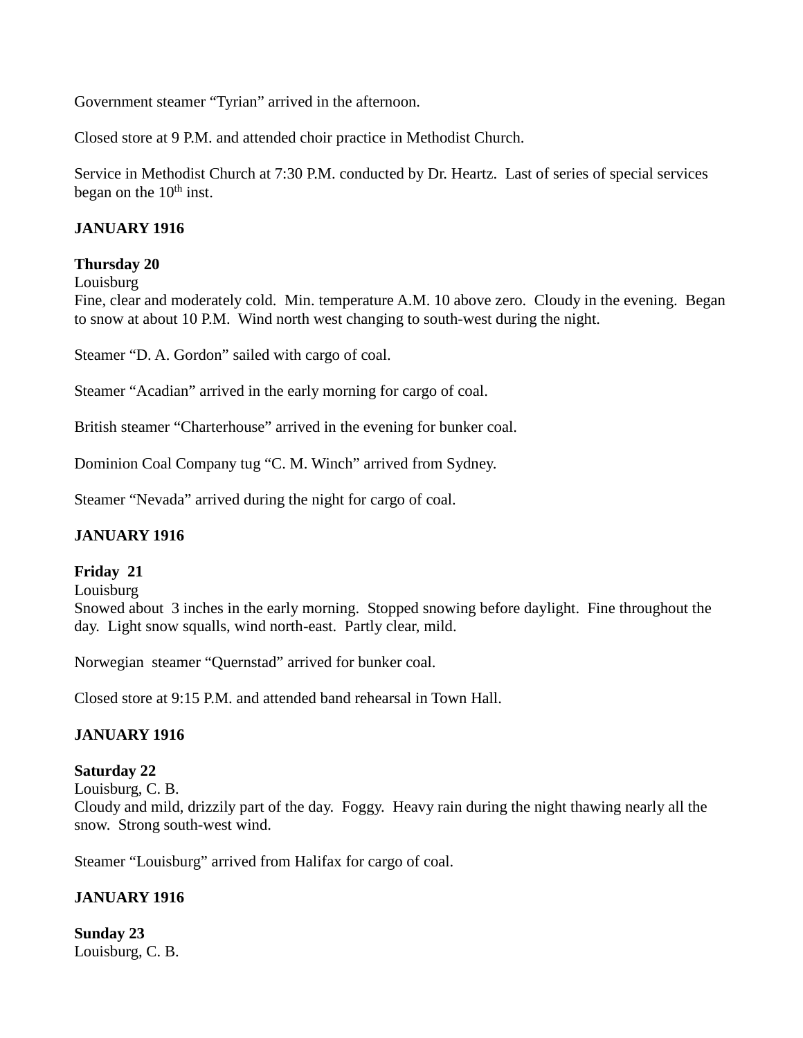Government steamer "Tyrian" arrived in the afternoon.

Closed store at 9 P.M. and attended choir practice in Methodist Church.

Service in Methodist Church at 7:30 P.M. conducted by Dr. Heartz. Last of series of special services began on the 10th inst.

**JANUARY 1916**

**Thursday 20**
Louisburg
Fine, clear and moderately cold. Min. temperature A.M. 10 above zero. Cloudy in the evening. Began to snow at about 10 P.M. Wind north west changing to south-west during the night.

Steamer "D. A. Gordon" sailed with cargo of coal.

Steamer "Acadian" arrived in the early morning for cargo of coal.

British steamer "Charterhouse" arrived in the evening for bunker coal.

Dominion Coal Company tug "C. M. Winch" arrived from Sydney.

Steamer "Nevada" arrived during the night for cargo of coal.

**JANUARY 1916**

**Friday 21**
Louisburg
Snowed about 3 inches in the early morning. Stopped snowing before daylight. Fine throughout the day. Light snow squalls, wind north-east. Partly clear, mild.

Norwegian steamer "Quernstad" arrived for bunker coal.

Closed store at 9:15 P.M. and attended band rehearsal in Town Hall.

**JANUARY 1916**

**Saturday 22**
Louisburg, C. B.
Cloudy and mild, drizzily part of the day. Foggy. Heavy rain during the night thawing nearly all the snow. Strong south-west wind.

Steamer "Louisburg" arrived from Halifax for cargo of coal.

**JANUARY 1916**

**Sunday 23**
Louisburg, C. B.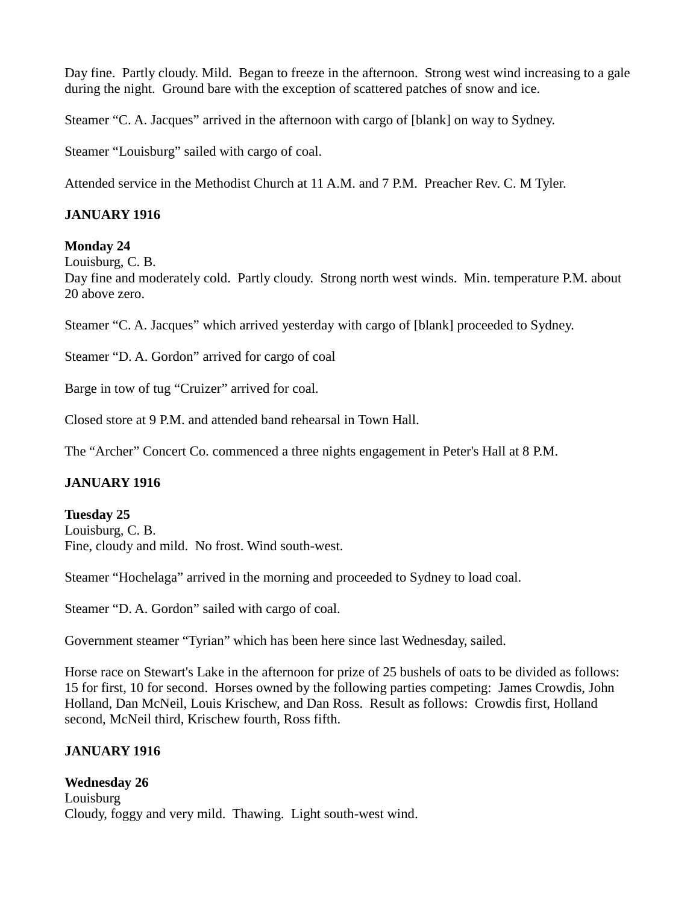Day fine. Partly cloudy. Mild. Began to freeze in the afternoon. Strong west wind increasing to a gale during the night. Ground bare with the exception of scattered patches of snow and ice.

Steamer "C. A. Jacques" arrived in the afternoon with cargo of [blank] on way to Sydney.

Steamer "Louisburg" sailed with cargo of coal.

Attended service in the Methodist Church at 11 A.M. and 7 P.M. Preacher Rev. C. M Tyler.

**JANUARY 1916**

**Monday 24**
Louisburg, C. B.
Day fine and moderately cold. Partly cloudy. Strong north west winds. Min. temperature P.M. about 20 above zero.

Steamer "C. A. Jacques" which arrived yesterday with cargo of [blank] proceeded to Sydney.

Steamer "D. A. Gordon" arrived for cargo of coal

Barge in tow of tug "Cruizer" arrived for coal.

Closed store at 9 P.M. and attended band rehearsal in Town Hall.

The "Archer" Concert Co. commenced a three nights engagement in Peter's Hall at 8 P.M.

**JANUARY 1916**

**Tuesday 25**
Louisburg, C. B.
Fine, cloudy and mild. No frost. Wind south-west.

Steamer "Hochelaga" arrived in the morning and proceeded to Sydney to load coal.

Steamer "D. A. Gordon" sailed with cargo of coal.

Government steamer "Tyrian" which has been here since last Wednesday, sailed.

Horse race on Stewart's Lake in the afternoon for prize of 25 bushels of oats to be divided as follows: 15 for first, 10 for second. Horses owned by the following parties competing: James Crowdis, John Holland, Dan McNeil, Louis Krischew, and Dan Ross. Result as follows: Crowdis first, Holland second, McNeil third, Krischew fourth, Ross fifth.

**JANUARY 1916**

**Wednesday 26**
Louisburg
Cloudy, foggy and very mild. Thawing. Light south-west wind.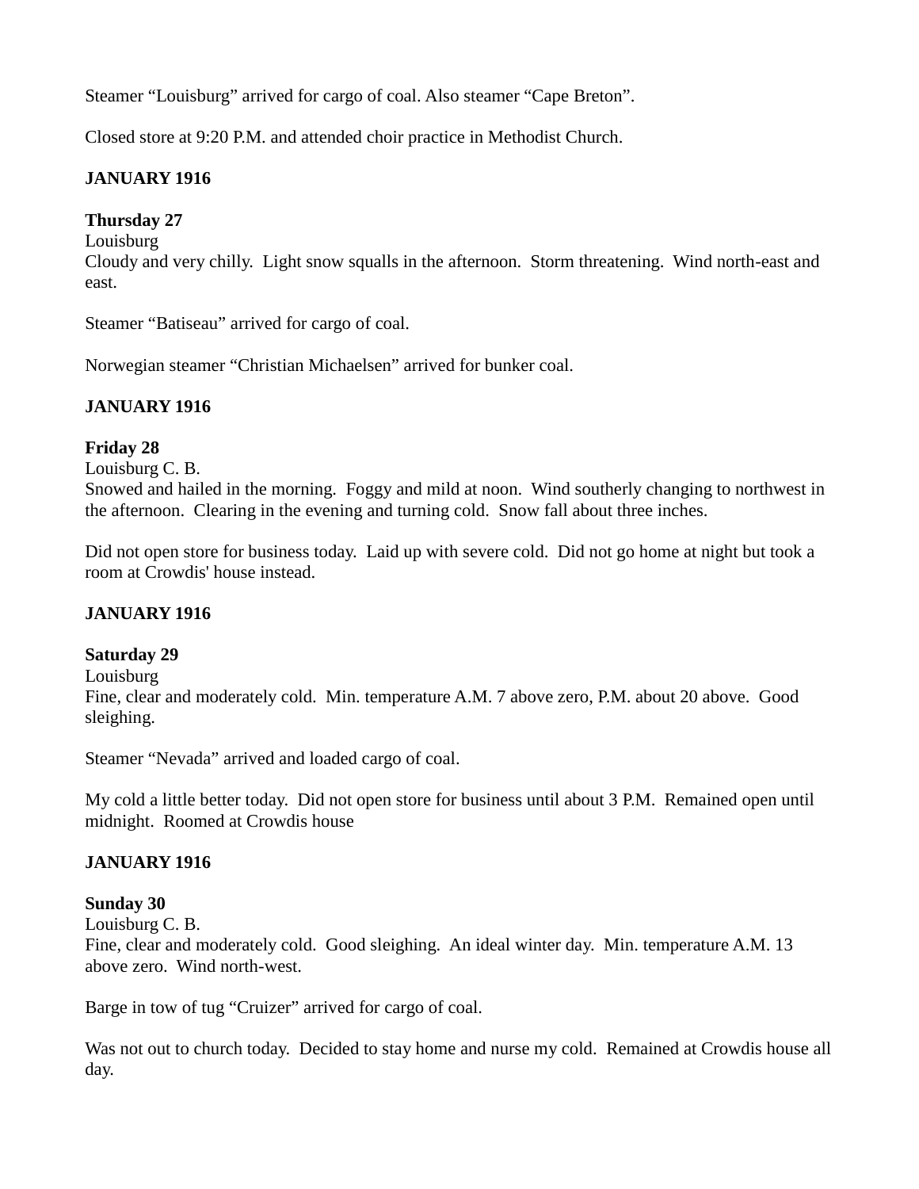Steamer “Louisburg” arrived for cargo of coal. Also steamer “Cape Breton”.

Closed store at 9:20 P.M. and attended choir practice in Methodist Church.

**JANUARY 1916**

**Thursday 27**
Louisburg
Cloudy and very chilly. Light snow squalls in the afternoon. Storm threatening. Wind north-east and east.

Steamer “Batiseau” arrived for cargo of coal.

Norwegian steamer “Christian Michaelsen” arrived for bunker coal.

**JANUARY 1916**

**Friday 28**
Louisburg C. B.
Snowed and hailed in the morning. Foggy and mild at noon. Wind southerly changing to northwest in the afternoon. Clearing in the evening and turning cold. Snow fall about three inches.

Did not open store for business today. Laid up with severe cold. Did not go home at night but took a room at Crowdis' house instead.

**JANUARY 1916**

**Saturday 29**
Louisburg
Fine, clear and moderately cold. Min. temperature A.M. 7 above zero, P.M. about 20 above. Good sleighing.

Steamer “Nevada” arrived and loaded cargo of coal.

My cold a little better today. Did not open store for business until about 3 P.M. Remained open until midnight. Roomed at Crowdis house

**JANUARY 1916**

**Sunday 30**
Louisburg C. B.
Fine, clear and moderately cold. Good sleighing. An ideal winter day. Min. temperature A.M. 13 above zero. Wind north-west.

Barge in tow of tug “Cruizer” arrived for cargo of coal.

Was not out to church today. Decided to stay home and nurse my cold. Remained at Crowdis house all day.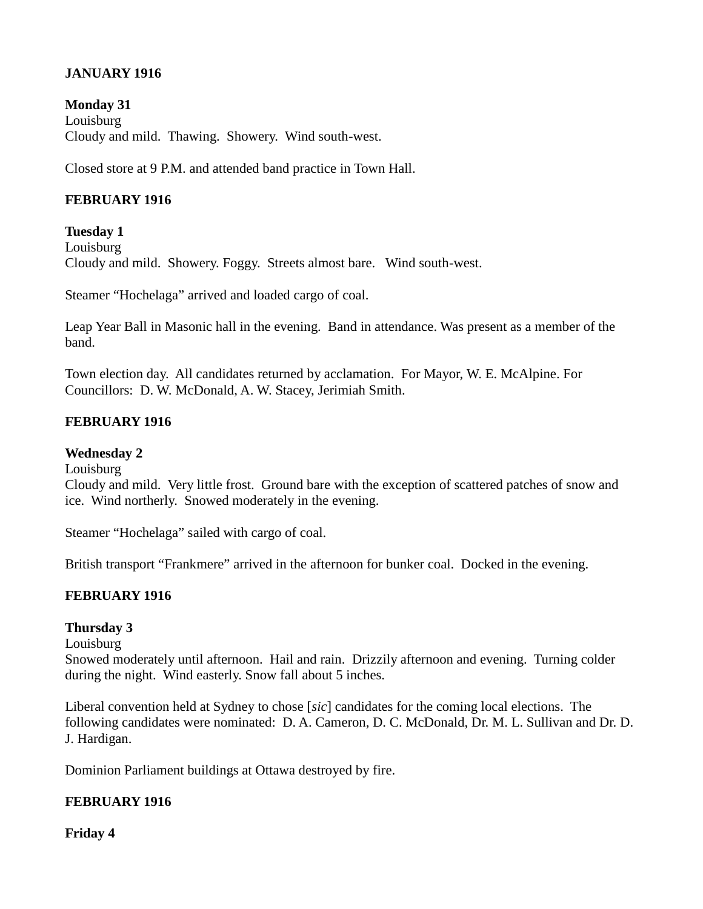**JANUARY 1916**

**Monday 31**
Louisburg
Cloudy and mild. Thawing. Showery. Wind south-west.

Closed store at 9 P.M. and attended band practice in Town Hall.

**FEBRUARY 1916**

**Tuesday 1**
Louisburg
Cloudy and mild. Showery. Foggy. Streets almost bare. Wind south-west.

Steamer “Hochelaga” arrived and loaded cargo of coal.

Leap Year Ball in Masonic hall in the evening. Band in attendance. Was present as a member of the band.

Town election day. All candidates returned by acclamation. For Mayor, W. E. McAlpine. For Councillors: D. W. McDonald, A. W. Stacey, Jerimiah Smith.

**FEBRUARY 1916**

**Wednesday 2**
Louisburg
Cloudy and mild. Very little frost. Ground bare with the exception of scattered patches of snow and ice. Wind northerly. Snowed moderately in the evening.

Steamer “Hochelaga” sailed with cargo of coal.

British transport “Frankmere” arrived in the afternoon for bunker coal. Docked in the evening.

**FEBRUARY 1916**

**Thursday 3**
Louisburg
Snowed moderately until afternoon. Hail and rain. Drizzily afternoon and evening. Turning colder during the night. Wind easterly. Snow fall about 5 inches.

Liberal convention held at Sydney to chose [*sic*] candidates for the coming local elections. The following candidates were nominated: D. A. Cameron, D. C. McDonald, Dr. M. L. Sullivan and Dr. D. J. Hardigan.

Dominion Parliament buildings at Ottawa destroyed by fire.

**FEBRUARY 1916**

**Friday 4**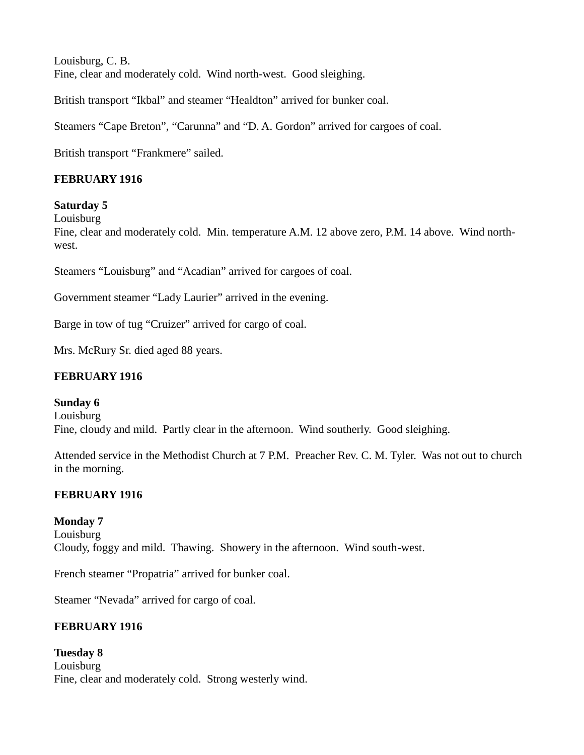Louisburg, C. B.
Fine, clear and moderately cold.  Wind north-west.  Good sleighing.

British transport “Ikbal” and steamer “Healdton” arrived for bunker coal.

Steamers “Cape Breton”, “Carunna” and “D. A. Gordon” arrived for cargoes of coal.

British transport “Frankmere” sailed.

**FEBRUARY 1916**

**Saturday 5**
Louisburg
Fine, clear and moderately cold.  Min. temperature A.M. 12 above zero, P.M. 14 above.  Wind north-west.

Steamers “Louisburg” and “Acadian” arrived for cargoes of coal.

Government steamer “Lady Laurier” arrived in the evening.

Barge in tow of tug “Cruizer” arrived for cargo of coal.

Mrs. McRury Sr. died aged 88 years.

**FEBRUARY 1916**

**Sunday 6**
Louisburg
Fine, cloudy and mild.  Partly clear in the afternoon.  Wind southerly.  Good sleighing.

Attended service in the Methodist Church at 7 P.M.  Preacher Rev. C. M. Tyler.  Was not out to church in the morning.

**FEBRUARY 1916**

**Monday 7**
Louisburg
Cloudy, foggy and mild.  Thawing.  Showery in the afternoon.  Wind south-west.

French steamer “Propatria” arrived for bunker coal.

Steamer “Nevada” arrived for cargo of coal.

**FEBRUARY 1916**

**Tuesday 8**
Louisburg
Fine, clear and moderately cold.  Strong westerly wind.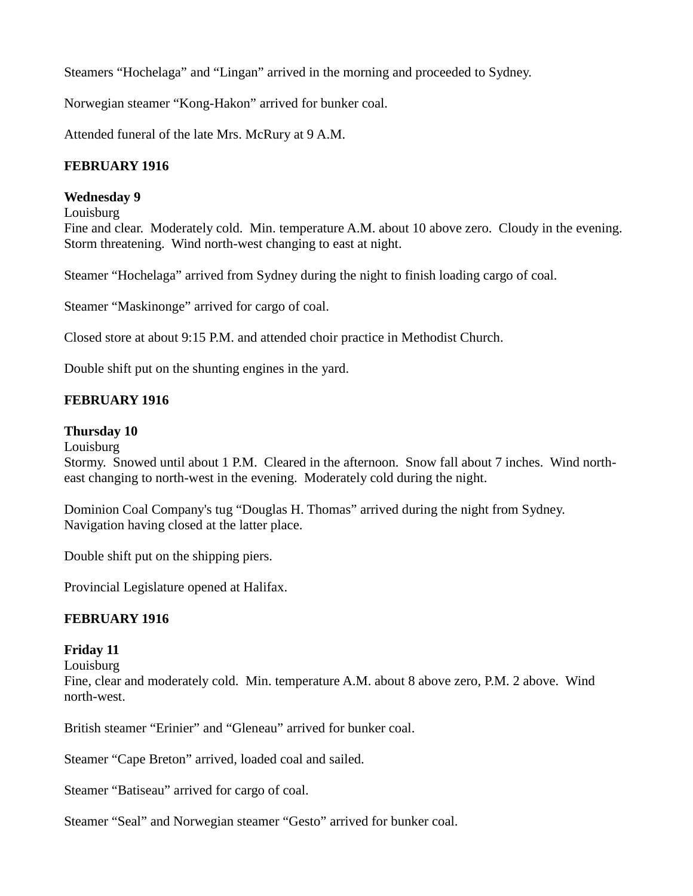Steamers “Hochelaga” and “Lingan” arrived in the morning and proceeded to Sydney.

Norwegian steamer “Kong-Hakon” arrived for bunker coal.

Attended funeral of the late Mrs. McRury at 9 A.M.

**FEBRUARY 1916**

**Wednesday 9**
Louisburg
Fine and clear. Moderately cold. Min. temperature A.M. about 10 above zero. Cloudy in the evening. Storm threatening. Wind north-west changing to east at night.

Steamer “Hochelaga” arrived from Sydney during the night to finish loading cargo of coal.

Steamer “Maskinonge” arrived for cargo of coal.

Closed store at about 9:15 P.M. and attended choir practice in Methodist Church.

Double shift put on the shunting engines in the yard.

**FEBRUARY 1916**

**Thursday 10**
Louisburg
Stormy. Snowed until about 1 P.M. Cleared in the afternoon. Snow fall about 7 inches. Wind north-east changing to north-west in the evening. Moderately cold during the night.

Dominion Coal Company's tug “Douglas H. Thomas” arrived during the night from Sydney. Navigation having closed at the latter place.

Double shift put on the shipping piers.

Provincial Legislature opened at Halifax.

**FEBRUARY 1916**

**Friday 11**
Louisburg
Fine, clear and moderately cold. Min. temperature A.M. about 8 above zero, P.M. 2 above. Wind north-west.

British steamer “Erinier” and “Gleneau” arrived for bunker coal.

Steamer “Cape Breton” arrived, loaded coal and sailed.

Steamer “Batiseau” arrived for cargo of coal.

Steamer “Seal” and Norwegian steamer “Gesto” arrived for bunker coal.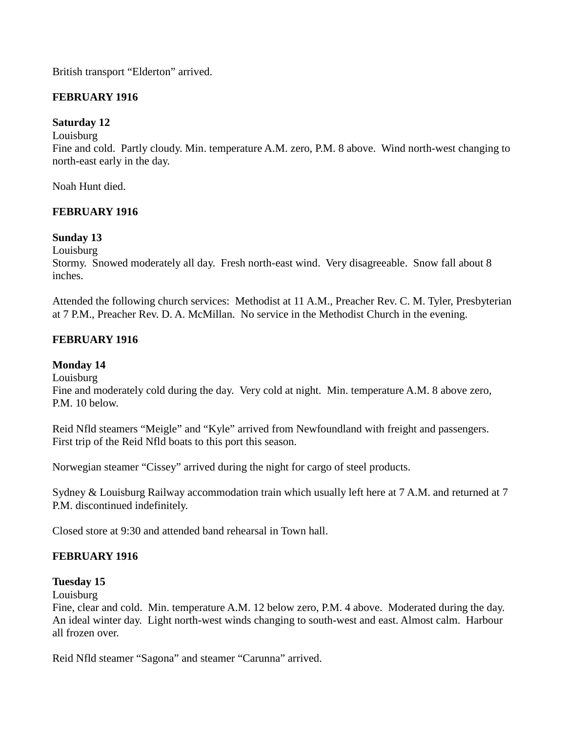British transport “Elderton” arrived.

**FEBRUARY 1916**

**Saturday 12**
Louisburg
Fine and cold. Partly cloudy. Min. temperature A.M. zero, P.M. 8 above. Wind north-west changing to north-east early in the day.

Noah Hunt died.

**FEBRUARY 1916**

**Sunday 13**
Louisburg
Stormy. Snowed moderately all day. Fresh north-east wind. Very disagreeable. Snow fall about 8 inches.

Attended the following church services: Methodist at 11 A.M., Preacher Rev. C. M. Tyler, Presbyterian at 7 P.M., Preacher Rev. D. A. McMillan. No service in the Methodist Church in the evening.

**FEBRUARY 1916**

**Monday 14**
Louisburg
Fine and moderately cold during the day. Very cold at night. Min. temperature A.M. 8 above zero, P.M. 10 below.

Reid Nfld steamers “Meigle” and “Kyle” arrived from Newfoundland with freight and passengers. First trip of the Reid Nfld boats to this port this season.

Norwegian steamer “Cissey” arrived during the night for cargo of steel products.

Sydney & Louisburg Railway accommodation train which usually left here at 7 A.M. and returned at 7 P.M. discontinued indefinitely.

Closed store at 9:30 and attended band rehearsal in Town hall.

**FEBRUARY 1916**

**Tuesday 15**
Louisburg
Fine, clear and cold. Min. temperature A.M. 12 below zero, P.M. 4 above. Moderated during the day. An ideal winter day. Light north-west winds changing to south-west and east. Almost calm. Harbour all frozen over.

Reid Nfld steamer “Sagona” and steamer “Carunna” arrived.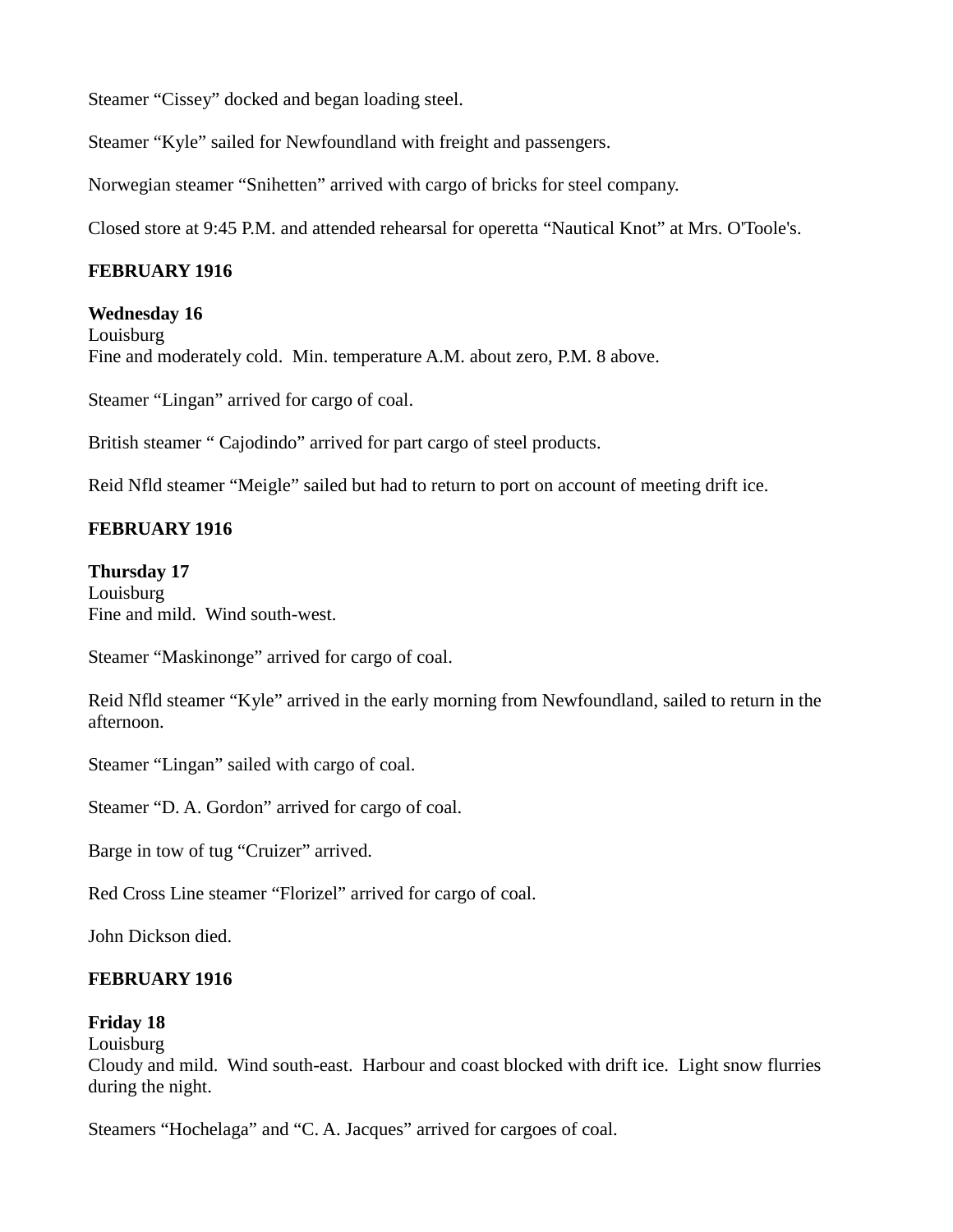Steamer “Cissey” docked and began loading steel.

Steamer “Kyle” sailed for Newfoundland with freight and passengers.

Norwegian steamer “Snihetten” arrived with cargo of bricks for steel company.

Closed store at 9:45 P.M. and attended rehearsal for operetta “Nautical Knot” at Mrs. O'Toole's.

**FEBRUARY 1916**

**Wednesday 16**
Louisburg
Fine and moderately cold. Min. temperature A.M. about zero, P.M. 8 above.

Steamer “Lingan” arrived for cargo of coal.

British steamer “ Cajodindo” arrived for part cargo of steel products.

Reid Nfld steamer “Meigle” sailed but had to return to port on account of meeting drift ice.

**FEBRUARY 1916**

**Thursday 17**
Louisburg
Fine and mild. Wind south-west.

Steamer “Maskinonge” arrived for cargo of coal.

Reid Nfld steamer “Kyle” arrived in the early morning from Newfoundland, sailed to return in the afternoon.

Steamer “Lingan” sailed with cargo of coal.

Steamer “D. A. Gordon” arrived for cargo of coal.

Barge in tow of tug “Cruizer” arrived.

Red Cross Line steamer “Florizel” arrived for cargo of coal.

John Dickson died.

**FEBRUARY 1916**

**Friday 18**
Louisburg
Cloudy and mild. Wind south-east. Harbour and coast blocked with drift ice. Light snow flurries during the night.

Steamers “Hochelaga” and “C. A. Jacques” arrived for cargoes of coal.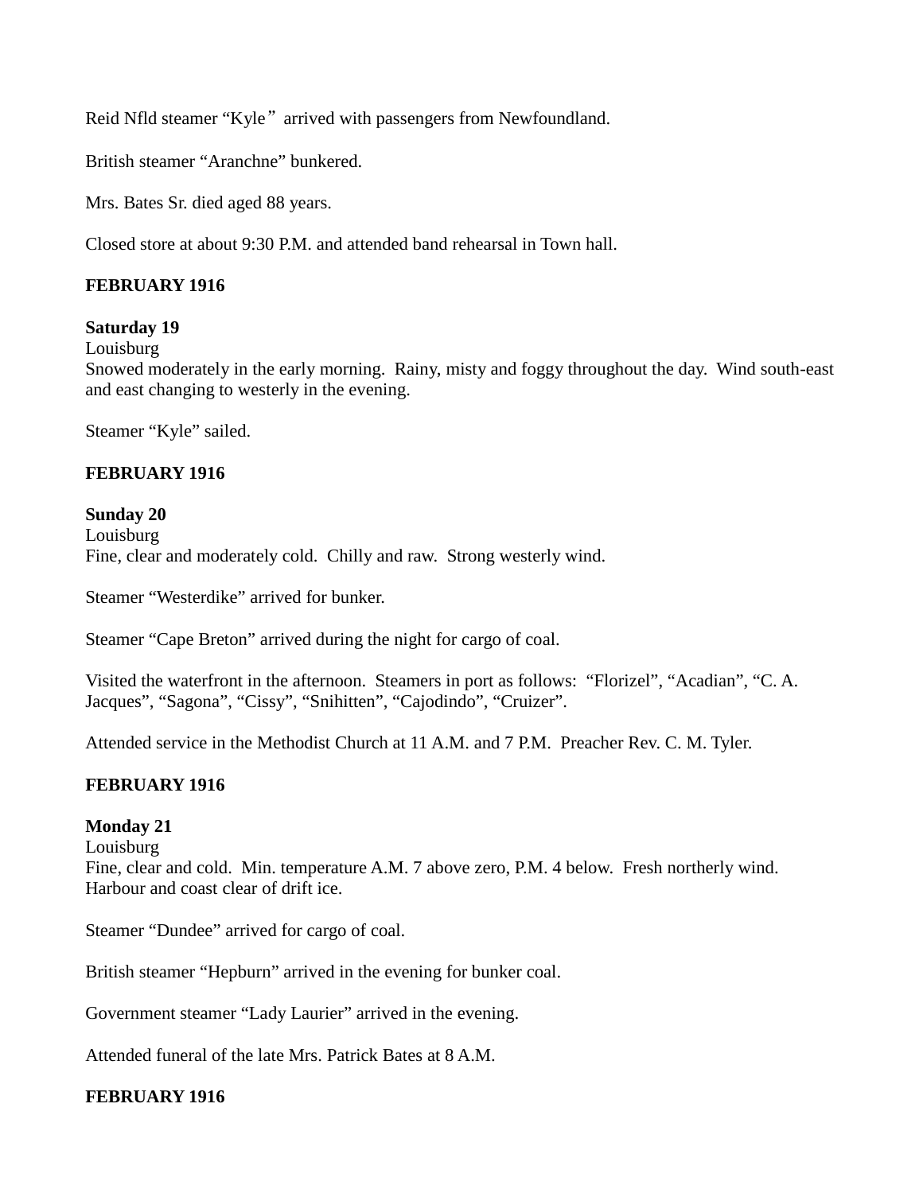Reid Nfld steamer “Kyle” arrived with passengers from Newfoundland.

British steamer “Aranchne” bunkered.

Mrs. Bates Sr. died aged 88 years.

Closed store at about 9:30 P.M. and attended band rehearsal in Town hall.

**FEBRUARY 1916**

**Saturday 19**
Louisburg
Snowed moderately in the early morning. Rainy, misty and foggy throughout the day. Wind south-east and east changing to westerly in the evening.

Steamer “Kyle” sailed.

**FEBRUARY 1916**

**Sunday 20**
Louisburg
Fine, clear and moderately cold. Chilly and raw. Strong westerly wind.

Steamer “Westerdike” arrived for bunker.

Steamer “Cape Breton” arrived during the night for cargo of coal.

Visited the waterfront in the afternoon. Steamers in port as follows: “Florizel”, “Acadian”, “C. A. Jacques”, “Sagona”, “Cissy”, “Snihitten”, “Cajodindo”, “Cruizer”.

Attended service in the Methodist Church at 11 A.M. and 7 P.M. Preacher Rev. C. M. Tyler.

**FEBRUARY 1916**

**Monday 21**
Louisburg
Fine, clear and cold. Min. temperature A.M. 7 above zero, P.M. 4 below. Fresh northerly wind. Harbour and coast clear of drift ice.

Steamer “Dundee” arrived for cargo of coal.

British steamer “Hepburn” arrived in the evening for bunker coal.

Government steamer “Lady Laurier” arrived in the evening.

Attended funeral of the late Mrs. Patrick Bates at 8 A.M.

**FEBRUARY 1916**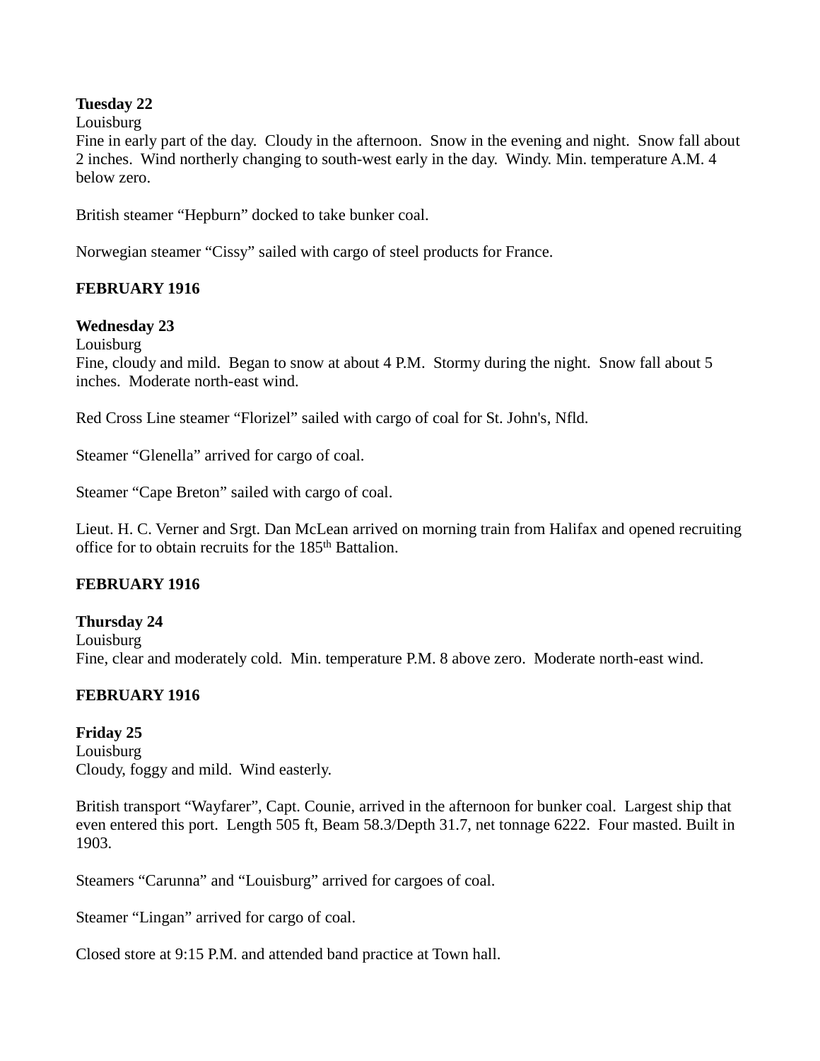**Tuesday 22**
Louisburg
Fine in early part of the day. Cloudy in the afternoon. Snow in the evening and night. Snow fall about 2 inches. Wind northerly changing to south-west early in the day. Windy. Min. temperature A.M. 4 below zero.

British steamer "Hepburn" docked to take bunker coal.

Norwegian steamer "Cissy" sailed with cargo of steel products for France.

**FEBRUARY 1916**

**Wednesday 23**
Louisburg
Fine, cloudy and mild. Began to snow at about 4 P.M. Stormy during the night. Snow fall about 5 inches. Moderate north-east wind.

Red Cross Line steamer "Florizel" sailed with cargo of coal for St. John's, Nfld.

Steamer "Glenella" arrived for cargo of coal.

Steamer "Cape Breton" sailed with cargo of coal.

Lieut. H. C. Verner and Srgt. Dan McLean arrived on morning train from Halifax and opened recruiting office for to obtain recruits for the 185th Battalion.

**FEBRUARY 1916**

**Thursday 24**
Louisburg
Fine, clear and moderately cold. Min. temperature P.M. 8 above zero. Moderate north-east wind.

**FEBRUARY 1916**

**Friday 25**
Louisburg
Cloudy, foggy and mild. Wind easterly.

British transport "Wayfarer", Capt. Counie, arrived in the afternoon for bunker coal. Largest ship that even entered this port. Length 505 ft, Beam 58.3/Depth 31.7, net tonnage 6222. Four masted. Built in 1903.

Steamers "Carunna" and "Louisburg" arrived for cargoes of coal.

Steamer "Lingan" arrived for cargo of coal.

Closed store at 9:15 P.M. and attended band practice at Town hall.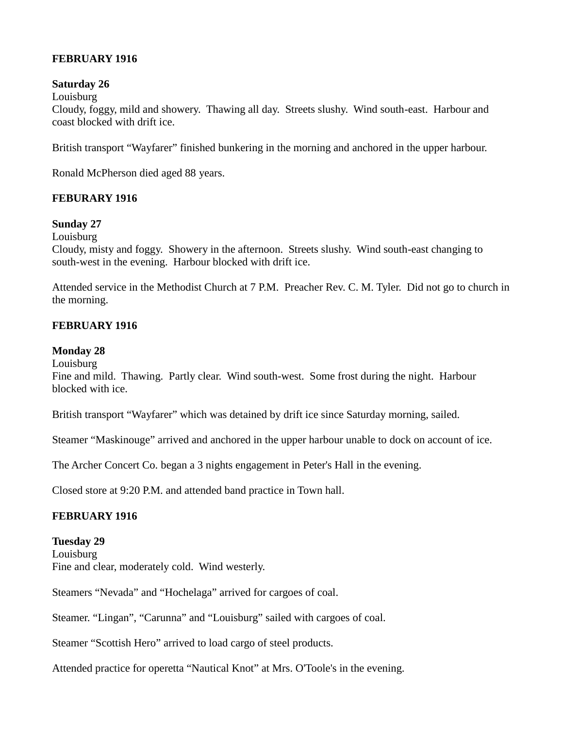**FEBRUARY 1916**

**Saturday 26**
Louisburg
Cloudy, foggy, mild and showery. Thawing all day. Streets slushy. Wind south-east. Harbour and coast blocked with drift ice.

British transport "Wayfarer" finished bunkering in the morning and anchored in the upper harbour.

Ronald McPherson died aged 88 years.

**FEBURARY 1916**

**Sunday 27**
Louisburg
Cloudy, misty and foggy. Showery in the afternoon. Streets slushy. Wind south-east changing to south-west in the evening. Harbour blocked with drift ice.

Attended service in the Methodist Church at 7 P.M. Preacher Rev. C. M. Tyler. Did not go to church in the morning.

**FEBRUARY 1916**

**Monday 28**
Louisburg
Fine and mild. Thawing. Partly clear. Wind south-west. Some frost during the night. Harbour blocked with ice.

British transport "Wayfarer" which was detained by drift ice since Saturday morning, sailed.

Steamer "Maskinouge" arrived and anchored in the upper harbour unable to dock on account of ice.

The Archer Concert Co. began a 3 nights engagement in Peter's Hall in the evening.

Closed store at 9:20 P.M. and attended band practice in Town hall.

**FEBRUARY 1916**

**Tuesday 29**
Louisburg
Fine and clear, moderately cold. Wind westerly.

Steamers "Nevada" and "Hochelaga" arrived for cargoes of coal.

Steamer. "Lingan", "Carunna" and "Louisburg" sailed with cargoes of coal.

Steamer "Scottish Hero" arrived to load cargo of steel products.

Attended practice for operetta "Nautical Knot" at Mrs. O'Toole's in the evening.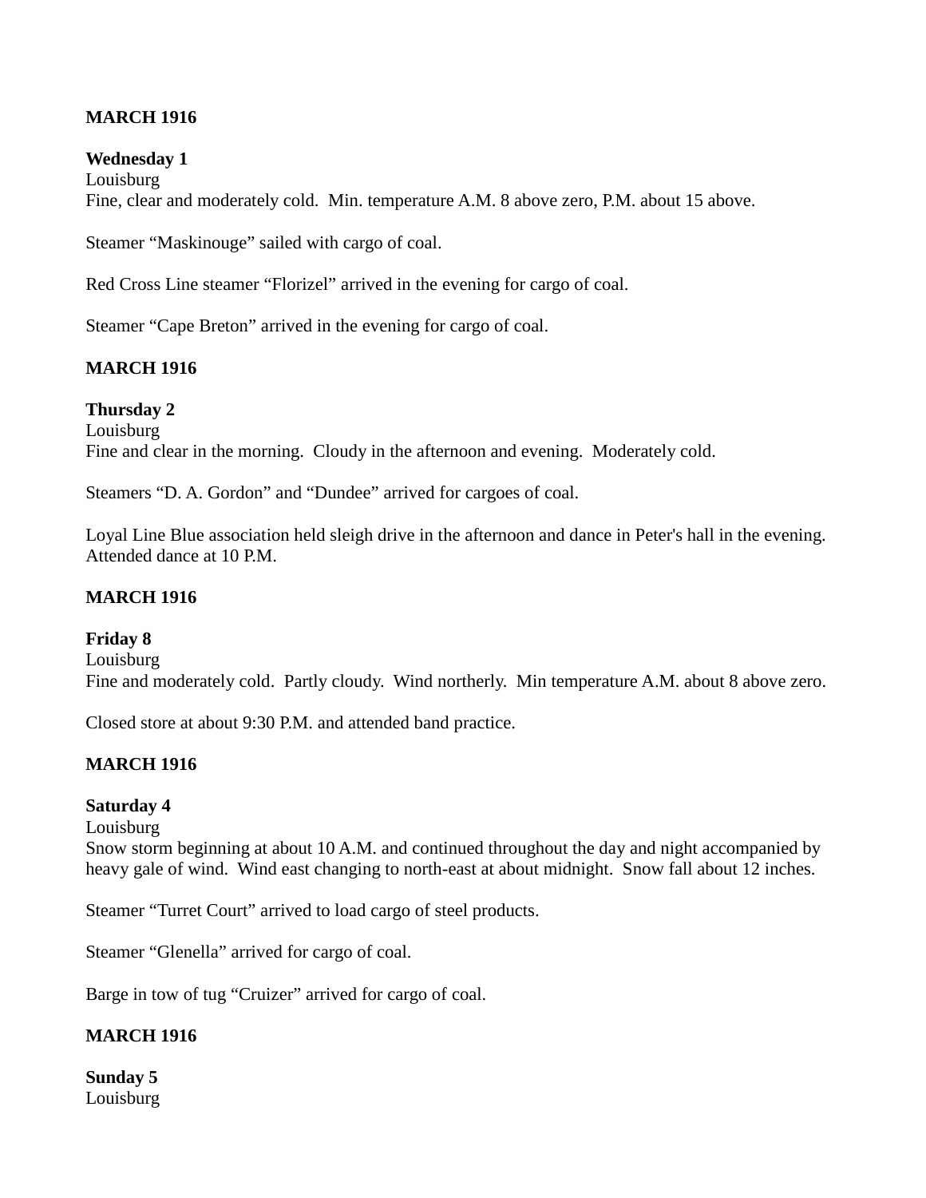**MARCH 1916**

**Wednesday 1**
Louisburg
Fine, clear and moderately cold. Min. temperature A.M. 8 above zero, P.M. about 15 above.

Steamer "Maskinouge" sailed with cargo of coal.

Red Cross Line steamer "Florizel" arrived in the evening for cargo of coal.

Steamer "Cape Breton" arrived in the evening for cargo of coal.

**MARCH 1916**

**Thursday 2**
Louisburg
Fine and clear in the morning. Cloudy in the afternoon and evening. Moderately cold.

Steamers "D. A. Gordon" and "Dundee" arrived for cargoes of coal.

Loyal Line Blue association held sleigh drive in the afternoon and dance in Peter's hall in the evening. Attended dance at 10 P.M.

**MARCH 1916**

**Friday 8**
Louisburg
Fine and moderately cold. Partly cloudy. Wind northerly. Min temperature A.M. about 8 above zero.

Closed store at about 9:30 P.M. and attended band practice.

**MARCH 1916**

**Saturday 4**
Louisburg
Snow storm beginning at about 10 A.M. and continued throughout the day and night accompanied by heavy gale of wind. Wind east changing to north-east at about midnight. Snow fall about 12 inches.

Steamer "Turret Court" arrived to load cargo of steel products.

Steamer "Glenella" arrived for cargo of coal.

Barge in tow of tug "Cruizer" arrived for cargo of coal.

**MARCH 1916**

**Sunday 5**
Louisburg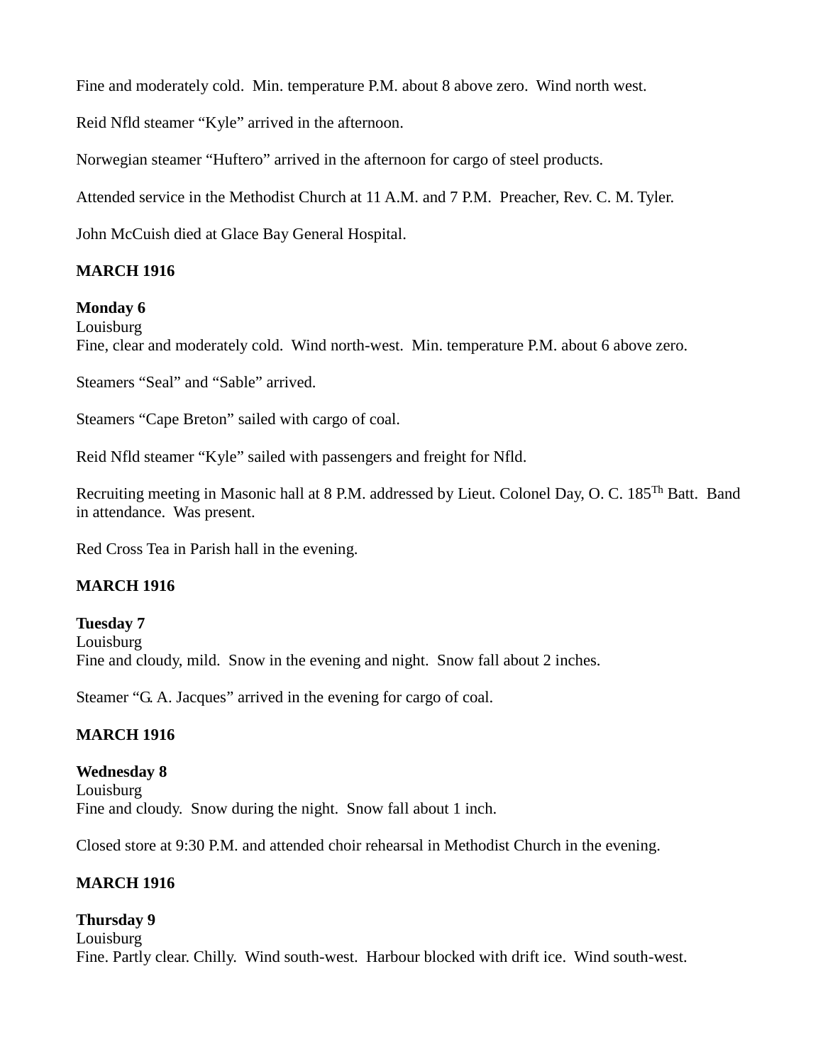Fine and moderately cold. Min. temperature P.M. about 8 above zero. Wind north west.

Reid Nfld steamer "Kyle" arrived in the afternoon.

Norwegian steamer "Huftero" arrived in the afternoon for cargo of steel products.

Attended service in the Methodist Church at 11 A.M. and 7 P.M. Preacher, Rev. C. M. Tyler.

John McCuish died at Glace Bay General Hospital.

**MARCH 1916**

**Monday 6**
Louisburg
Fine, clear and moderately cold. Wind north-west. Min. temperature P.M. about 6 above zero.

Steamers "Seal" and "Sable" arrived.

Steamers "Cape Breton" sailed with cargo of coal.

Reid Nfld steamer "Kyle" sailed with passengers and freight for Nfld.

Recruiting meeting in Masonic hall at 8 P.M. addressed by Lieut. Colonel Day, O. C. 185Th Batt. Band in attendance. Was present.

Red Cross Tea in Parish hall in the evening.

**MARCH 1916**

**Tuesday 7**
Louisburg
Fine and cloudy, mild. Snow in the evening and night. Snow fall about 2 inches.

Steamer "G. A. Jacques" arrived in the evening for cargo of coal.

**MARCH 1916**

**Wednesday 8**
Louisburg
Fine and cloudy. Snow during the night. Snow fall about 1 inch.

Closed store at 9:30 P.M. and attended choir rehearsal in Methodist Church in the evening.

**MARCH 1916**

**Thursday 9**
Louisburg
Fine. Partly clear. Chilly. Wind south-west. Harbour blocked with drift ice. Wind south-west.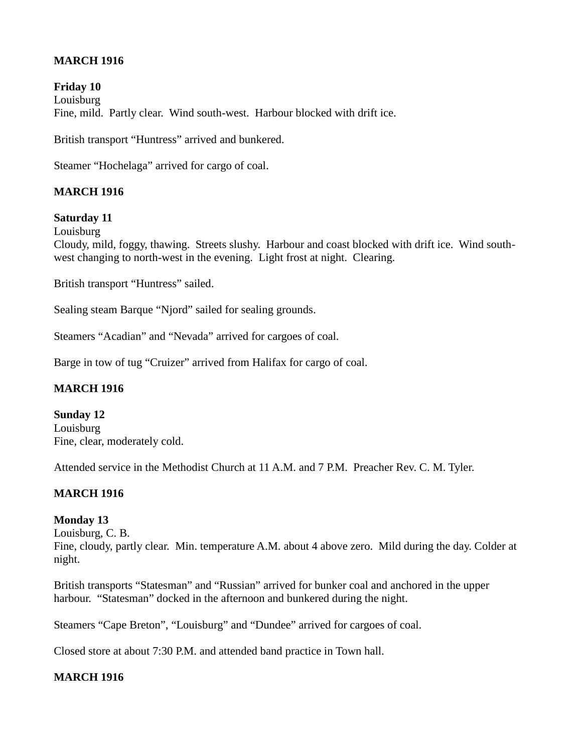**MARCH 1916**

**Friday 10**
Louisburg
Fine, mild. Partly clear. Wind south-west. Harbour blocked with drift ice.

British transport "Huntress" arrived and bunkered.

Steamer "Hochelaga" arrived for cargo of coal.

**MARCH 1916**

**Saturday 11**
Louisburg
Cloudy, mild, foggy, thawing. Streets slushy. Harbour and coast blocked with drift ice. Wind south-west changing to north-west in the evening. Light frost at night. Clearing.

British transport "Huntress" sailed.

Sealing steam Barque "Njord" sailed for sealing grounds.

Steamers "Acadian" and "Nevada" arrived for cargoes of coal.

Barge in tow of tug "Cruizer" arrived from Halifax for cargo of coal.

**MARCH 1916**

**Sunday 12**
Louisburg
Fine, clear, moderately cold.

Attended service in the Methodist Church at 11 A.M. and 7 P.M. Preacher Rev. C. M. Tyler.

**MARCH 1916**

**Monday 13**
Louisburg, C. B.
Fine, cloudy, partly clear. Min. temperature A.M. about 4 above zero. Mild during the day. Colder at night.

British transports "Statesman" and "Russian" arrived for bunker coal and anchored in the upper harbour. "Statesman" docked in the afternoon and bunkered during the night.

Steamers "Cape Breton", "Louisburg" and "Dundee" arrived for cargoes of coal.

Closed store at about 7:30 P.M. and attended band practice in Town hall.

**MARCH 1916**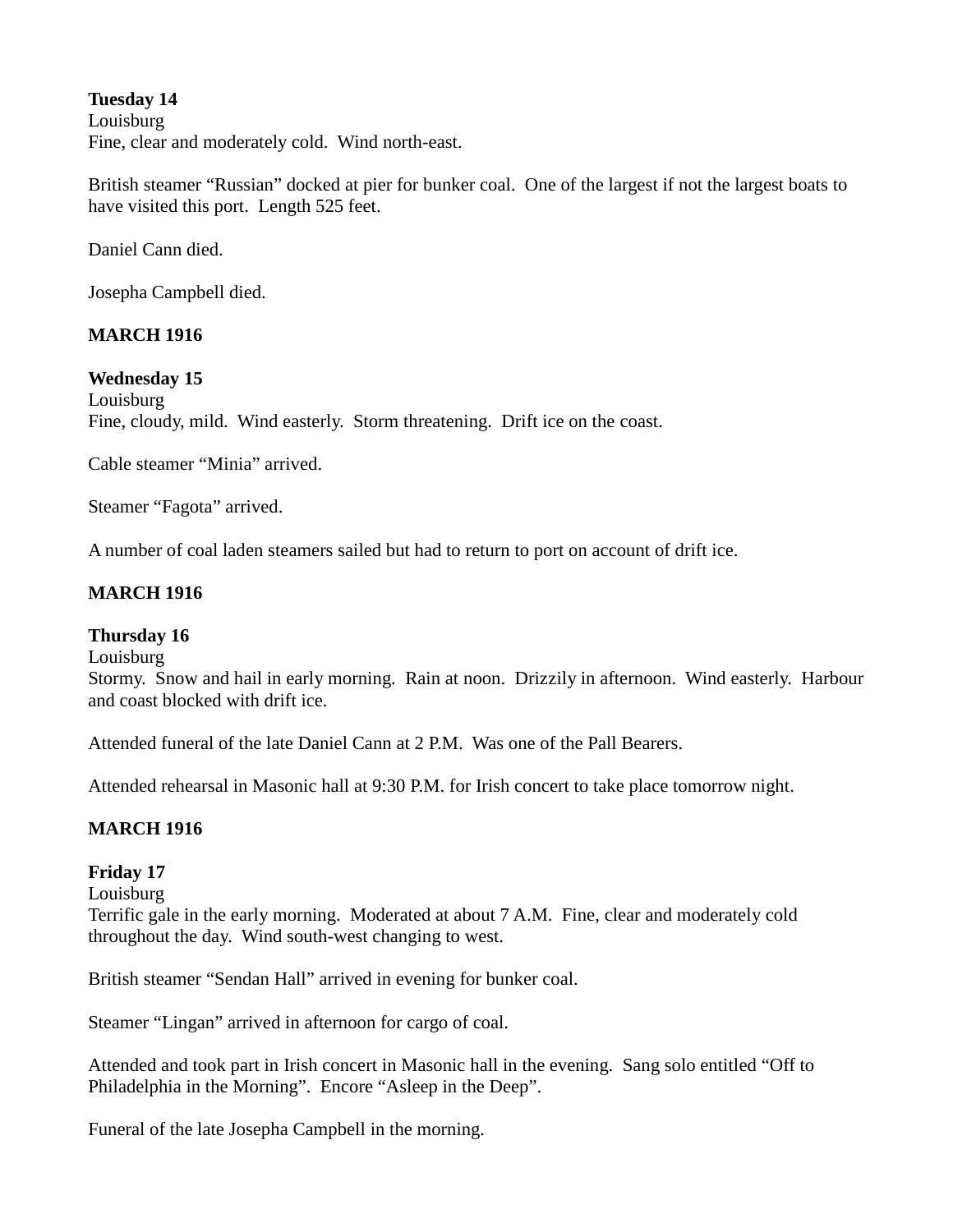**Tuesday 14**
Louisburg
Fine, clear and moderately cold. Wind north-east.

British steamer "Russian" docked at pier for bunker coal. One of the largest if not the largest boats to have visited this port. Length 525 feet.

Daniel Cann died.

Josepha Campbell died.

**MARCH 1916**

**Wednesday 15**
Louisburg
Fine, cloudy, mild. Wind easterly. Storm threatening. Drift ice on the coast.

Cable steamer "Minia" arrived.

Steamer "Fagota" arrived.

A number of coal laden steamers sailed but had to return to port on account of drift ice.

**MARCH 1916**

**Thursday 16**
Louisburg
Stormy. Snow and hail in early morning. Rain at noon. Drizzily in afternoon. Wind easterly. Harbour and coast blocked with drift ice.

Attended funeral of the late Daniel Cann at 2 P.M. Was one of the Pall Bearers.

Attended rehearsal in Masonic hall at 9:30 P.M. for Irish concert to take place tomorrow night.

**MARCH 1916**

**Friday 17**
Louisburg
Terrific gale in the early morning. Moderated at about 7 A.M. Fine, clear and moderately cold throughout the day. Wind south-west changing to west.

British steamer "Sendan Hall" arrived in evening for bunker coal.

Steamer "Lingan" arrived in afternoon for cargo of coal.

Attended and took part in Irish concert in Masonic hall in the evening. Sang solo entitled "Off to Philadelphia in the Morning". Encore "Asleep in the Deep".

Funeral of the late Josepha Campbell in the morning.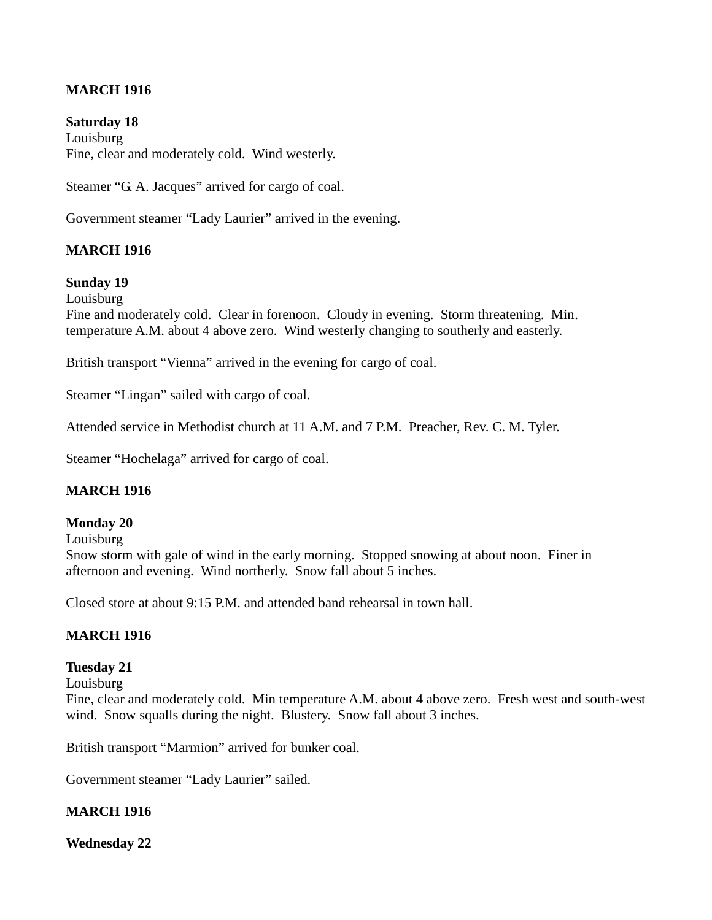**MARCH 1916**

**Saturday 18**
Louisburg
Fine, clear and moderately cold. Wind westerly.

Steamer "G. A. Jacques" arrived for cargo of coal.

Government steamer "Lady Laurier" arrived in the evening.

**MARCH 1916**

**Sunday 19**
Louisburg
Fine and moderately cold. Clear in forenoon. Cloudy in evening. Storm threatening. Min. temperature A.M. about 4 above zero. Wind westerly changing to southerly and easterly.

British transport "Vienna" arrived in the evening for cargo of coal.

Steamer "Lingan" sailed with cargo of coal.

Attended service in Methodist church at 11 A.M. and 7 P.M. Preacher, Rev. C. M. Tyler.

Steamer "Hochelaga" arrived for cargo of coal.

**MARCH 1916**

**Monday 20**
Louisburg
Snow storm with gale of wind in the early morning. Stopped snowing at about noon. Finer in afternoon and evening. Wind northerly. Snow fall about 5 inches.

Closed store at about 9:15 P.M. and attended band rehearsal in town hall.

**MARCH 1916**

**Tuesday 21**
Louisburg
Fine, clear and moderately cold. Min temperature A.M. about 4 above zero. Fresh west and south-west wind. Snow squalls during the night. Blustery. Snow fall about 3 inches.

British transport "Marmion" arrived for bunker coal.

Government steamer "Lady Laurier" sailed.

**MARCH 1916**

**Wednesday 22**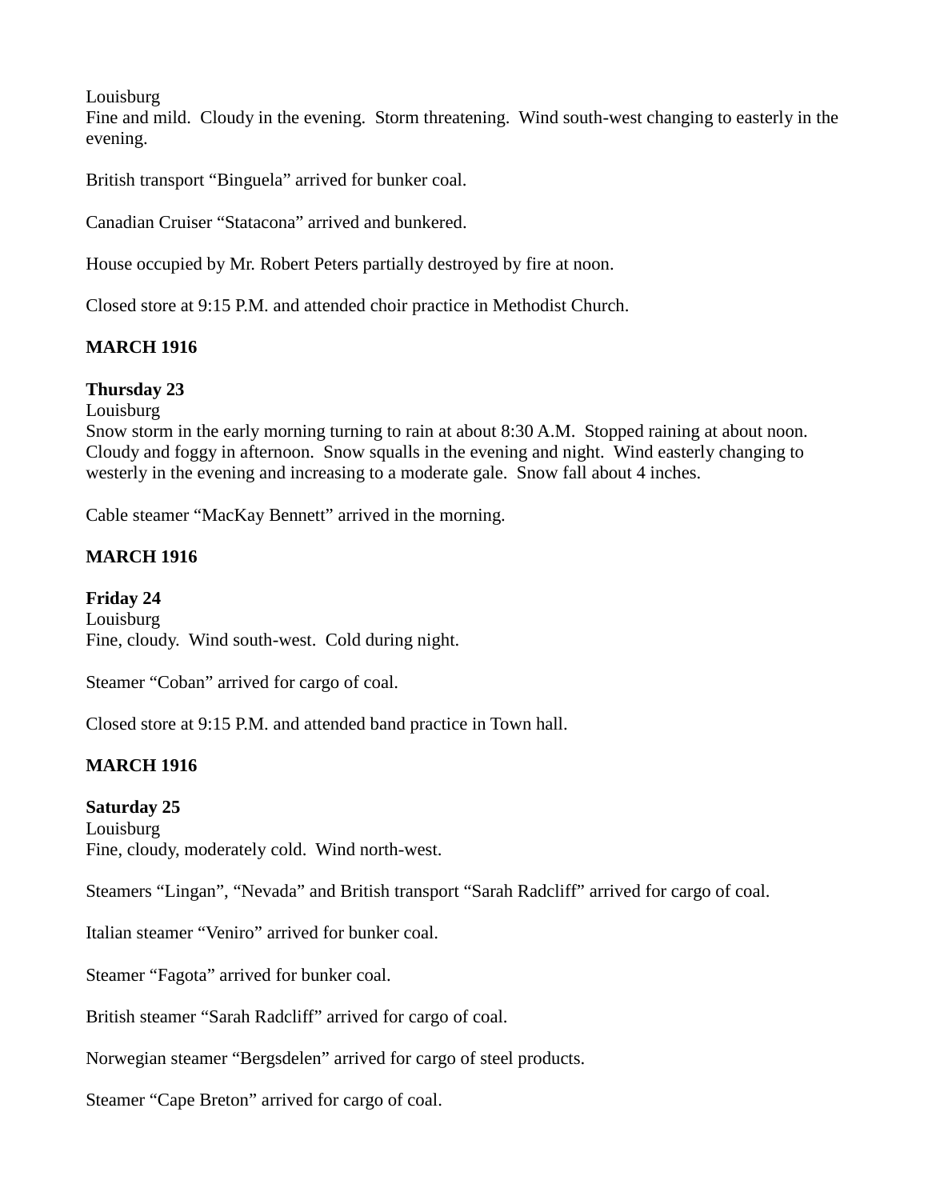Louisburg
Fine and mild.  Cloudy in the evening.  Storm threatening.  Wind south-west changing to easterly in the evening.

British transport "Binguela" arrived for bunker coal.

Canadian Cruiser "Statacona" arrived and bunkered.

House occupied by Mr. Robert Peters partially destroyed by fire at noon.

Closed store at 9:15 P.M. and attended choir practice in Methodist Church.

**MARCH 1916**

**Thursday 23**
Louisburg
Snow storm in the early morning turning to rain at about 8:30 A.M.  Stopped raining at about noon.  Cloudy and foggy in afternoon.  Snow squalls in the evening and night.  Wind easterly changing to westerly in the evening and increasing to a moderate gale.  Snow fall about 4 inches.

Cable steamer "MacKay Bennett" arrived in the morning.

**MARCH 1916**

**Friday 24**
Louisburg
Fine, cloudy.  Wind south-west.  Cold during night.

Steamer "Coban" arrived for cargo of coal.

Closed store at 9:15 P.M. and attended band practice in Town hall.

**MARCH 1916**

**Saturday 25**
Louisburg
Fine, cloudy, moderately cold.  Wind north-west.

Steamers "Lingan", "Nevada" and British transport "Sarah Radcliff" arrived for cargo of coal.

Italian steamer "Veniro" arrived for bunker coal.

Steamer "Fagota" arrived for bunker coal.

British steamer "Sarah Radcliff" arrived for cargo of coal.

Norwegian steamer "Bergsdelen" arrived for cargo of steel products.

Steamer "Cape Breton" arrived for cargo of coal.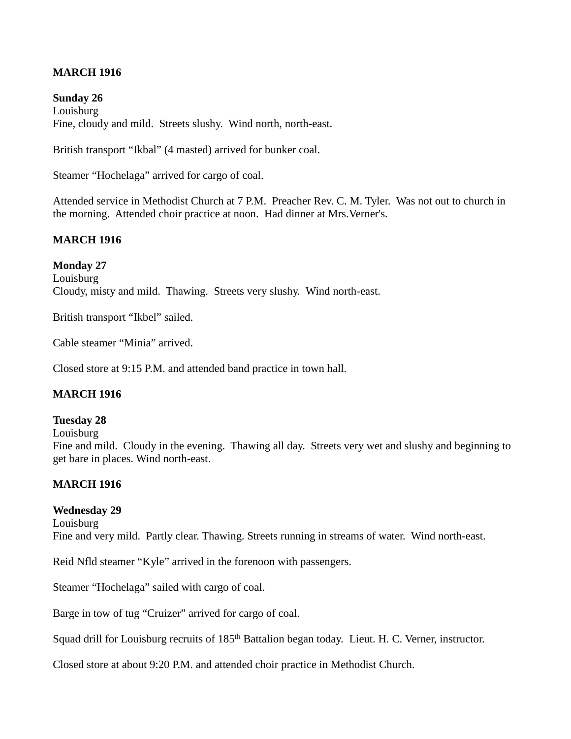**MARCH 1916**

**Sunday 26**
Louisburg
Fine, cloudy and mild.  Streets slushy.  Wind north, north-east.

British transport “Ikbal” (4 masted) arrived for bunker coal.

Steamer “Hochelaga” arrived for cargo of coal.

Attended service in Methodist Church at 7 P.M.  Preacher Rev. C. M. Tyler.  Was not out to church in the morning.  Attended choir practice at noon.  Had dinner at Mrs.Verner's.

**MARCH 1916**

**Monday 27**
Louisburg
Cloudy, misty and mild.  Thawing.  Streets very slushy.  Wind north-east.

British transport “Ikbel” sailed.

Cable steamer “Minia” arrived.

Closed store at 9:15 P.M. and attended band practice in town hall.

**MARCH 1916**

**Tuesday 28**
Louisburg
Fine and mild.  Cloudy in the evening.  Thawing all day.  Streets very wet and slushy and beginning to get bare in places. Wind north-east.

**MARCH 1916**

**Wednesday 29**
Louisburg
Fine and very mild.  Partly clear. Thawing. Streets running in streams of water.  Wind north-east.

Reid Nfld steamer “Kyle” arrived in the forenoon with passengers.

Steamer “Hochelaga” sailed with cargo of coal.

Barge in tow of tug “Cruizer” arrived for cargo of coal.

Squad drill for Louisburg recruits of 185th Battalion began today.  Lieut. H. C. Verner, instructor.

Closed store at about 9:20 P.M. and attended choir practice in Methodist Church.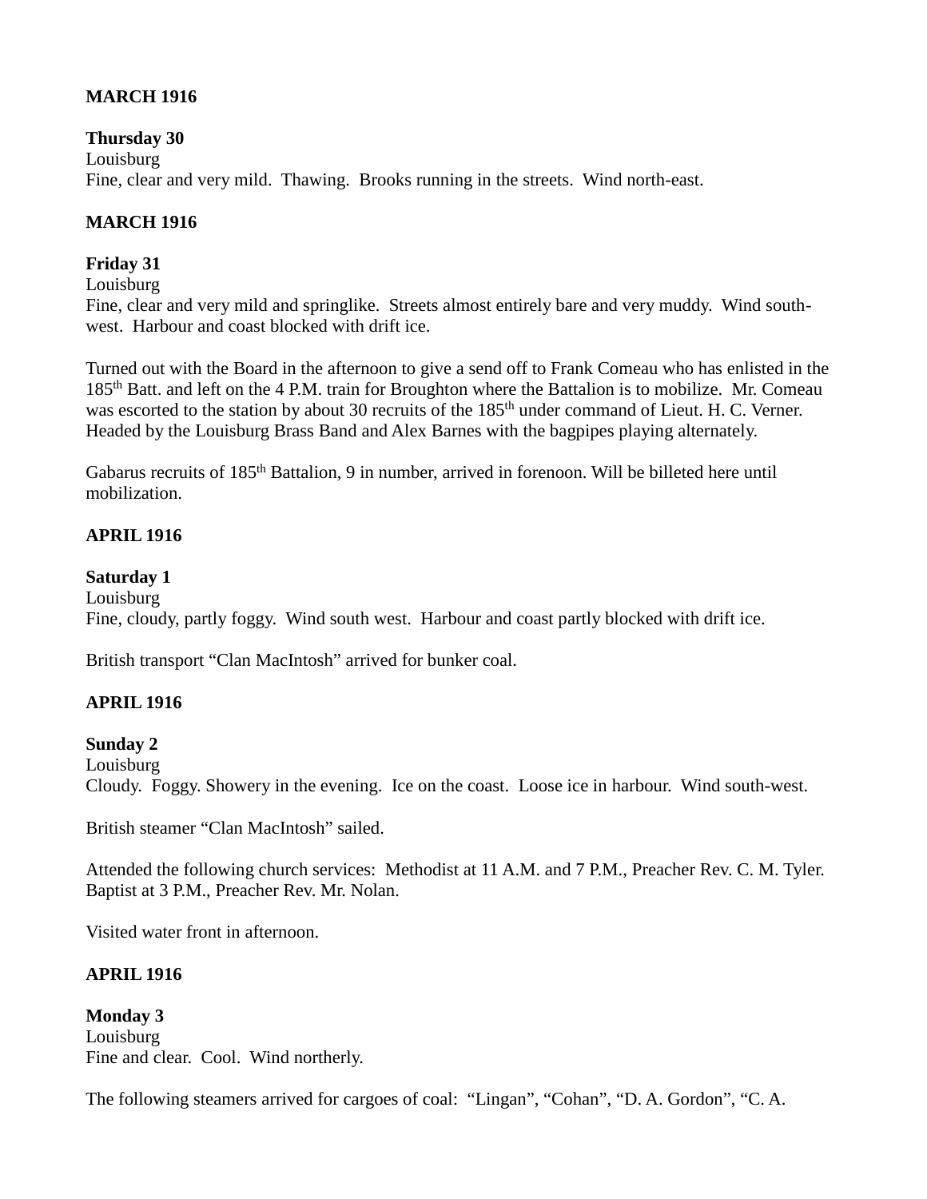**MARCH 1916**

**Thursday 30**
Louisburg
Fine, clear and very mild. Thawing. Brooks running in the streets. Wind north-east.

**MARCH 1916**

**Friday 31**
Louisburg
Fine, clear and very mild and springlike. Streets almost entirely bare and very muddy. Wind south-west. Harbour and coast blocked with drift ice.

Turned out with the Board in the afternoon to give a send off to Frank Comeau who has enlisted in the 185th Batt. and left on the 4 P.M. train for Broughton where the Battalion is to mobilize. Mr. Comeau was escorted to the station by about 30 recruits of the 185th under command of Lieut. H. C. Verner. Headed by the Louisburg Brass Band and Alex Barnes with the bagpipes playing alternately.

Gabarus recruits of 185th Battalion, 9 in number, arrived in forenoon. Will be billeted here until mobilization.

**APRIL 1916**

**Saturday 1**
Louisburg
Fine, cloudy, partly foggy. Wind south west. Harbour and coast partly blocked with drift ice.

British transport "Clan MacIntosh" arrived for bunker coal.

**APRIL 1916**

**Sunday 2**
Louisburg
Cloudy. Foggy. Showery in the evening. Ice on the coast. Loose ice in harbour. Wind south-west.

British steamer "Clan MacIntosh" sailed.

Attended the following church services: Methodist at 11 A.M. and 7 P.M., Preacher Rev. C. M. Tyler. Baptist at 3 P.M., Preacher Rev. Mr. Nolan.

Visited water front in afternoon.

**APRIL 1916**

**Monday 3**
Louisburg
Fine and clear. Cool. Wind northerly.

The following steamers arrived for cargoes of coal: "Lingan", "Cohan", "D. A. Gordon", "C. A.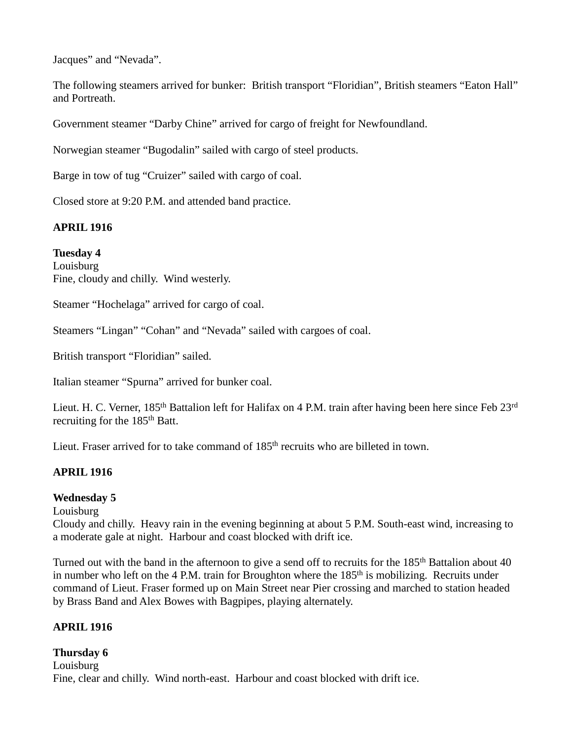Jacques" and "Nevada".

The following steamers arrived for bunker: British transport "Floridian", British steamers "Eaton Hall" and Portreath.

Government steamer "Darby Chine" arrived for cargo of freight for Newfoundland.

Norwegian steamer "Bugodalin" sailed with cargo of steel products.

Barge in tow of tug "Cruizer" sailed with cargo of coal.

Closed store at 9:20 P.M. and attended band practice.

**APRIL 1916**

**Tuesday 4**
Louisburg
Fine, cloudy and chilly. Wind westerly.

Steamer "Hochelaga" arrived for cargo of coal.

Steamers "Lingan" "Cohan" and "Nevada" sailed with cargoes of coal.

British transport "Floridian" sailed.

Italian steamer "Spurna" arrived for bunker coal.

Lieut. H. C. Verner, 185th Battalion left for Halifax on 4 P.M. train after having been here since Feb 23rd recruiting for the 185th Batt.

Lieut. Fraser arrived for to take command of 185th recruits who are billeted in town.

**APRIL 1916**

**Wednesday 5**
Louisburg
Cloudy and chilly. Heavy rain in the evening beginning at about 5 P.M. South-east wind, increasing to a moderate gale at night. Harbour and coast blocked with drift ice.

Turned out with the band in the afternoon to give a send off to recruits for the 185th Battalion about 40 in number who left on the 4 P.M. train for Broughton where the 185th is mobilizing. Recruits under command of Lieut. Fraser formed up on Main Street near Pier crossing and marched to station headed by Brass Band and Alex Bowes with Bagpipes, playing alternately.

**APRIL 1916**

**Thursday 6**
Louisburg
Fine, clear and chilly. Wind north-east. Harbour and coast blocked with drift ice.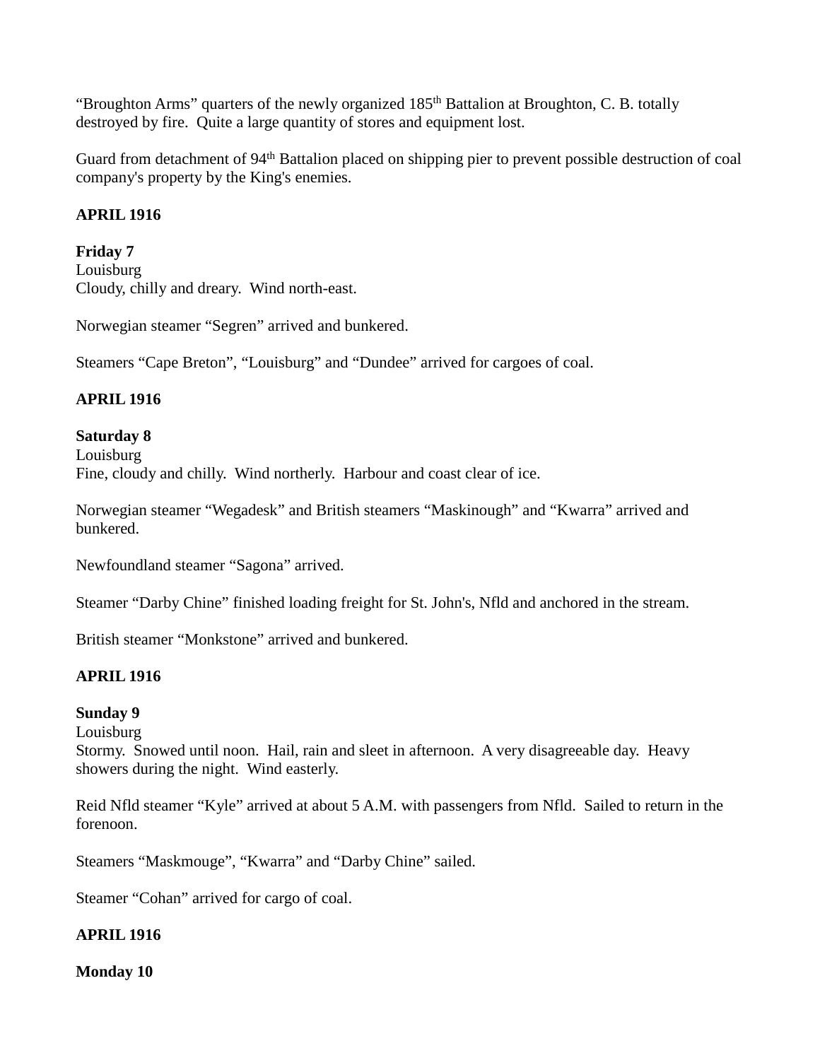"Broughton Arms" quarters of the newly organized 185th Battalion at Broughton, C. B. totally destroyed by fire. Quite a large quantity of stores and equipment lost.

Guard from detachment of 94th Battalion placed on shipping pier to prevent possible destruction of coal company's property by the King's enemies.

**APRIL 1916**

**Friday 7**
Louisburg
Cloudy, chilly and dreary. Wind north-east.

Norwegian steamer "Segren" arrived and bunkered.

Steamers "Cape Breton", "Louisburg" and "Dundee" arrived for cargoes of coal.

**APRIL 1916**

**Saturday 8**
Louisburg
Fine, cloudy and chilly. Wind northerly. Harbour and coast clear of ice.

Norwegian steamer "Wegadesk" and British steamers "Maskinough" and "Kwarra" arrived and bunkered.

Newfoundland steamer "Sagona" arrived.

Steamer "Darby Chine" finished loading freight for St. John's, Nfld and anchored in the stream.

British steamer "Monkstone" arrived and bunkered.

**APRIL 1916**

**Sunday 9**
Louisburg
Stormy. Snowed until noon. Hail, rain and sleet in afternoon. A very disagreeable day. Heavy showers during the night. Wind easterly.

Reid Nfld steamer "Kyle" arrived at about 5 A.M. with passengers from Nfld. Sailed to return in the forenoon.

Steamers "Maskmouge", "Kwarra" and "Darby Chine" sailed.

Steamer "Cohan" arrived for cargo of coal.

**APRIL 1916**

**Monday 10**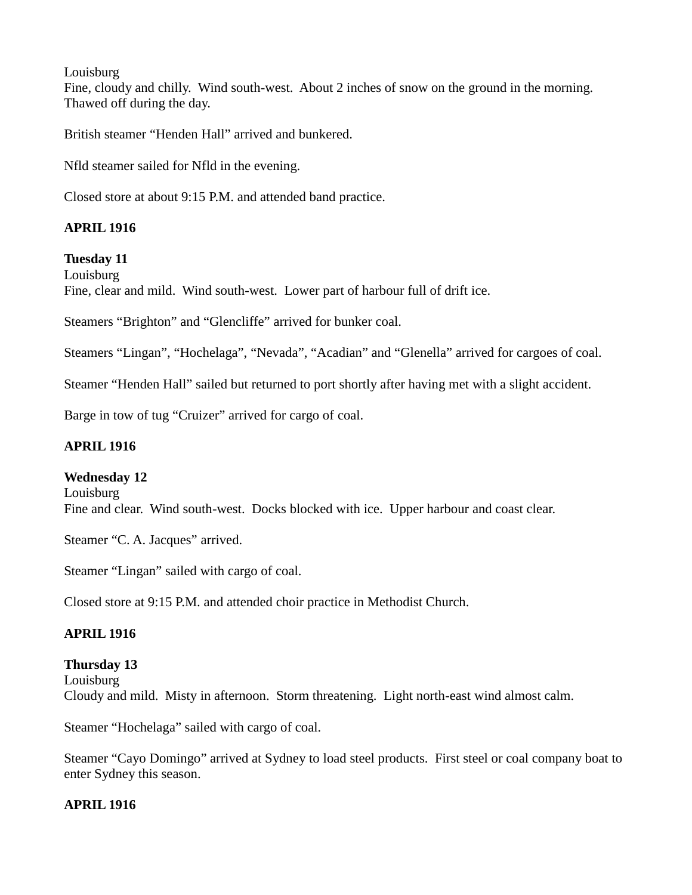Louisburg
Fine, cloudy and chilly.  Wind south-west.  About 2 inches of snow on the ground in the morning.  Thawed off during the day.

British steamer "Henden Hall" arrived and bunkered.

Nfld steamer sailed for Nfld in the evening.

Closed store at about 9:15 P.M. and attended band practice.

**APRIL 1916**

**Tuesday 11**
Louisburg
Fine, clear and mild.  Wind south-west.  Lower part of harbour full of drift ice.

Steamers "Brighton" and "Glencliffe" arrived for bunker coal.

Steamers "Lingan", "Hochelaga", "Nevada", "Acadian" and "Glenella" arrived for cargoes of coal.

Steamer "Henden Hall" sailed but returned to port shortly after having met with a slight accident.

Barge in tow of tug "Cruizer" arrived for cargo of coal.

**APRIL 1916**

**Wednesday 12**
Louisburg
Fine and clear.  Wind south-west.  Docks blocked with ice.  Upper harbour and coast clear.

Steamer "C. A. Jacques" arrived.

Steamer "Lingan" sailed with cargo of coal.

Closed store at 9:15 P.M. and attended choir practice in Methodist Church.

**APRIL 1916**

**Thursday 13**
Louisburg
Cloudy and mild.  Misty in afternoon.  Storm threatening.  Light north-east wind almost calm.

Steamer "Hochelaga" sailed with cargo of coal.

Steamer "Cayo Domingo" arrived at Sydney to load steel products.  First steel or coal company boat to enter Sydney this season.

**APRIL 1916**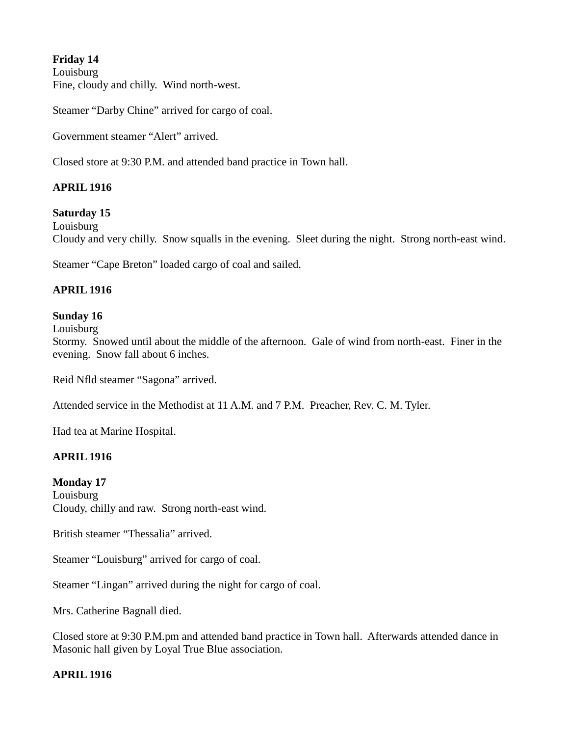**Friday 14**
Louisburg
Fine, cloudy and chilly. Wind north-west.

Steamer "Darby Chine" arrived for cargo of coal.

Government steamer "Alert" arrived.

Closed store at 9:30 P.M. and attended band practice in Town hall.

**APRIL 1916**

**Saturday 15**
Louisburg
Cloudy and very chilly. Snow squalls in the evening. Sleet during the night. Strong north-east wind.

Steamer "Cape Breton" loaded cargo of coal and sailed.

**APRIL 1916**

**Sunday 16**
Louisburg
Stormy. Snowed until about the middle of the afternoon. Gale of wind from north-east. Finer in the evening. Snow fall about 6 inches.

Reid Nfld steamer "Sagona" arrived.

Attended service in the Methodist at 11 A.M. and 7 P.M. Preacher, Rev. C. M. Tyler.

Had tea at Marine Hospital.

**APRIL 1916**

**Monday 17**
Louisburg
Cloudy, chilly and raw. Strong north-east wind.

British steamer "Thessalia" arrived.

Steamer "Louisburg" arrived for cargo of coal.

Steamer "Lingan" arrived during the night for cargo of coal.

Mrs. Catherine Bagnall died.

Closed store at 9:30 P.M.pm and attended band practice in Town hall. Afterwards attended dance in Masonic hall given by Loyal True Blue association.

**APRIL 1916**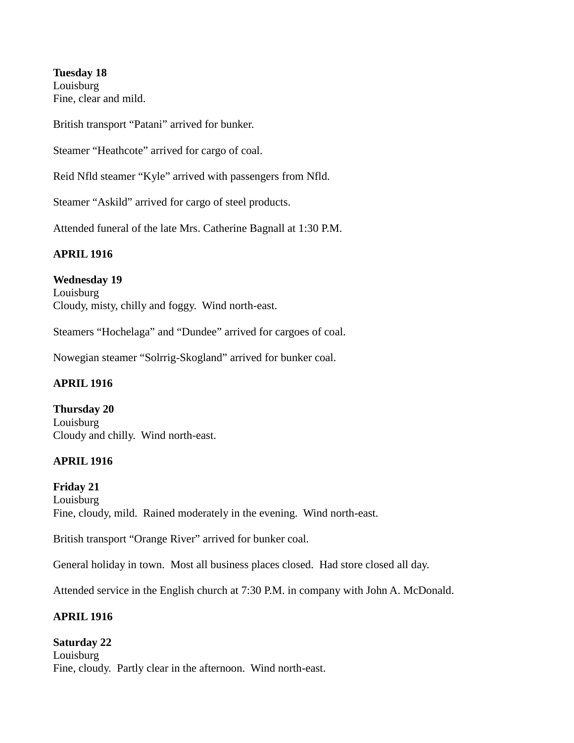**Tuesday 18**
Louisburg
Fine, clear and mild.

British transport "Patani" arrived for bunker.

Steamer "Heathcote" arrived for cargo of coal.

Reid Nfld steamer "Kyle" arrived with passengers from Nfld.

Steamer "Askild" arrived for cargo of steel products.

Attended funeral of the late Mrs. Catherine Bagnall at 1:30 P.M.

**APRIL 1916**

**Wednesday 19**
Louisburg
Cloudy, misty, chilly and foggy. Wind north-east.

Steamers "Hochelaga" and "Dundee" arrived for cargoes of coal.

Nowegian steamer "Solrrig-Skogland" arrived for bunker coal.

**APRIL 1916**

**Thursday 20**
Louisburg
Cloudy and chilly. Wind north-east.

**APRIL 1916**

**Friday 21**
Louisburg
Fine, cloudy, mild. Rained moderately in the evening. Wind north-east.

British transport "Orange River" arrived for bunker coal.

General holiday in town. Most all business places closed. Had store closed all day.

Attended service in the English church at 7:30 P.M. in company with John A. McDonald.

**APRIL 1916**

**Saturday 22**
Louisburg
Fine, cloudy. Partly clear in the afternoon. Wind north-east.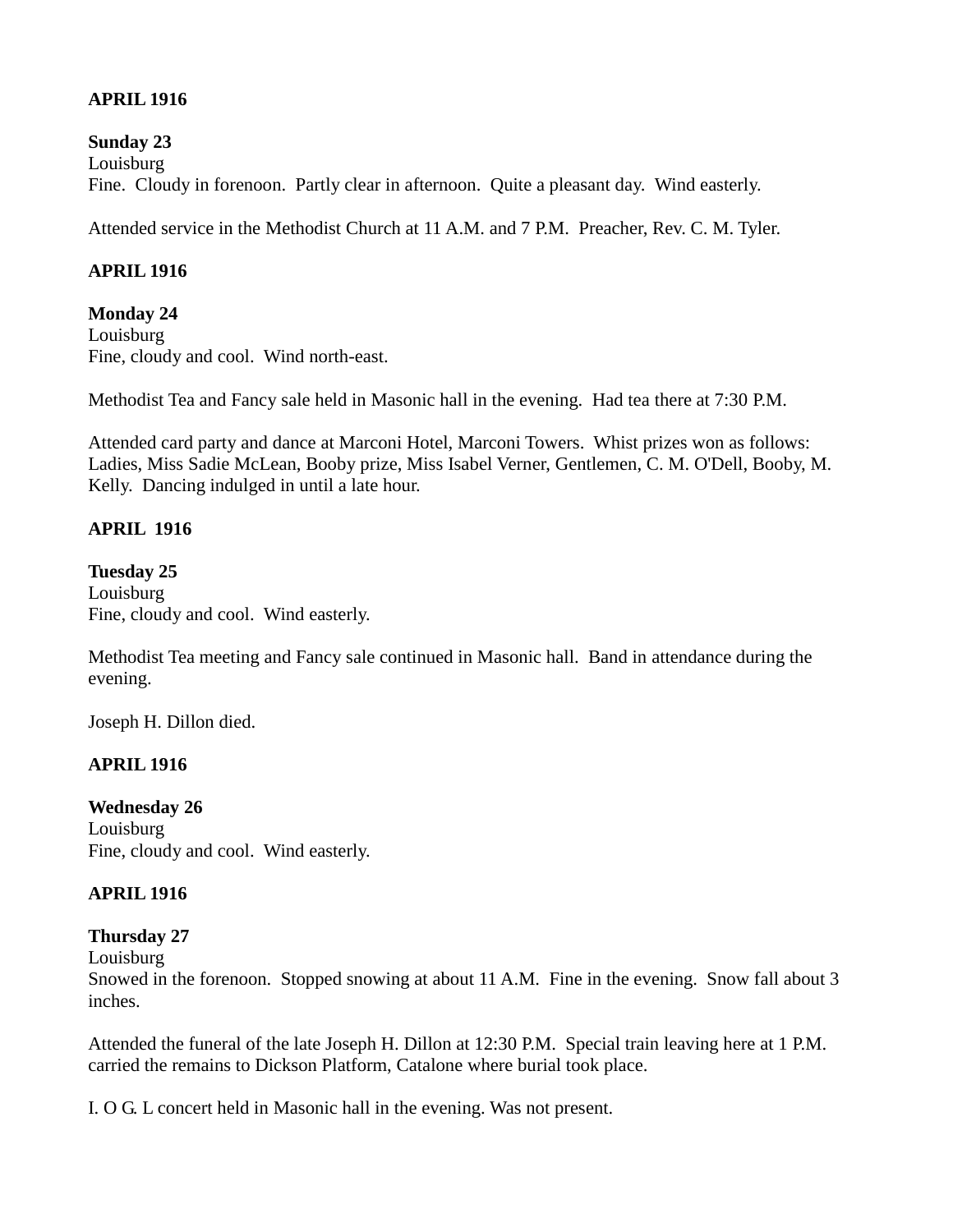**APRIL 1916**

**Sunday 23**
Louisburg
Fine. Cloudy in forenoon. Partly clear in afternoon. Quite a pleasant day. Wind easterly.

Attended service in the Methodist Church at 11 A.M. and 7 P.M. Preacher, Rev. C. M. Tyler.

**APRIL 1916**

**Monday 24**
Louisburg
Fine, cloudy and cool. Wind north-east.

Methodist Tea and Fancy sale held in Masonic hall in the evening. Had tea there at 7:30 P.M.

Attended card party and dance at Marconi Hotel, Marconi Towers. Whist prizes won as follows: Ladies, Miss Sadie McLean, Booby prize, Miss Isabel Verner, Gentlemen, C. M. O'Dell, Booby, M. Kelly. Dancing indulged in until a late hour.

**APRIL 1916**

**Tuesday 25**
Louisburg
Fine, cloudy and cool. Wind easterly.

Methodist Tea meeting and Fancy sale continued in Masonic hall. Band in attendance during the evening.

Joseph H. Dillon died.

**APRIL 1916**

**Wednesday 26**
Louisburg
Fine, cloudy and cool. Wind easterly.

**APRIL 1916**

**Thursday 27**
Louisburg
Snowed in the forenoon. Stopped snowing at about 11 A.M. Fine in the evening. Snow fall about 3 inches.

Attended the funeral of the late Joseph H. Dillon at 12:30 P.M. Special train leaving here at 1 P.M. carried the remains to Dickson Platform, Catalone where burial took place.

I. O G. L concert held in Masonic hall in the evening. Was not present.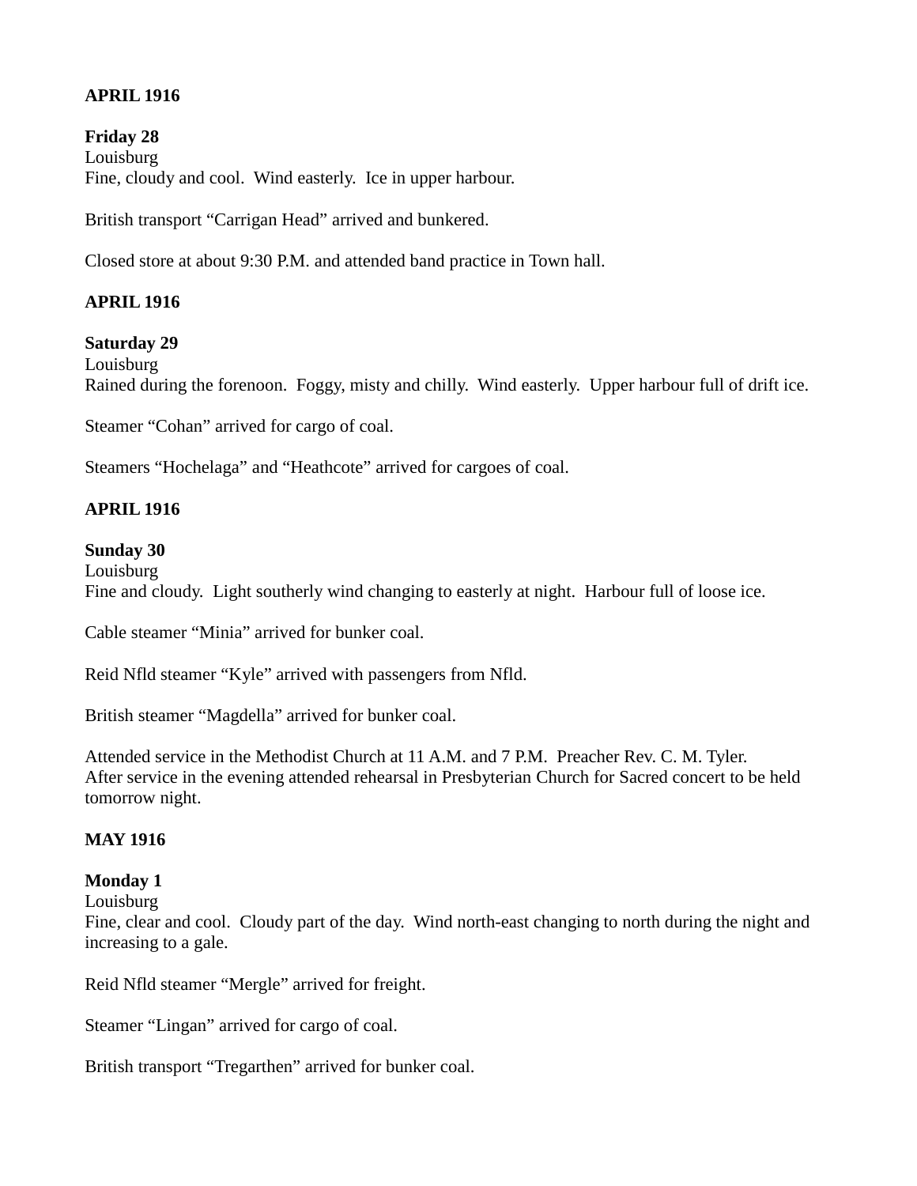**APRIL 1916**

**Friday 28**
Louisburg
Fine, cloudy and cool.  Wind easterly.  Ice in upper harbour.

British transport “Carrigan Head” arrived and bunkered.

Closed store at about 9:30 P.M. and attended band practice in Town hall.

**APRIL 1916**

**Saturday 29**
Louisburg
Rained during the forenoon.  Foggy, misty and chilly.  Wind easterly.  Upper harbour full of drift ice.

Steamer “Cohan” arrived for cargo of coal.

Steamers “Hochelaga” and “Heathcote” arrived for cargoes of coal.

**APRIL 1916**

**Sunday 30**
Louisburg
Fine and cloudy.  Light southerly wind changing to easterly at night.  Harbour full of loose ice.

Cable steamer “Minia” arrived for bunker coal.

Reid Nfld steamer “Kyle” arrived with passengers from Nfld.

British steamer “Magdella” arrived for bunker coal.

Attended service in the Methodist Church at 11 A.M. and 7 P.M.  Preacher Rev. C. M. Tyler.
After service in the evening attended rehearsal in Presbyterian Church for Sacred concert to be held tomorrow night.

**MAY 1916**

**Monday 1**
Louisburg
Fine, clear and cool.  Cloudy part of the day.  Wind north-east changing to north during the night and increasing to a gale.

Reid Nfld steamer “Mergle” arrived for freight.

Steamer “Lingan” arrived for cargo of coal.

British transport “Tregarthen” arrived for bunker coal.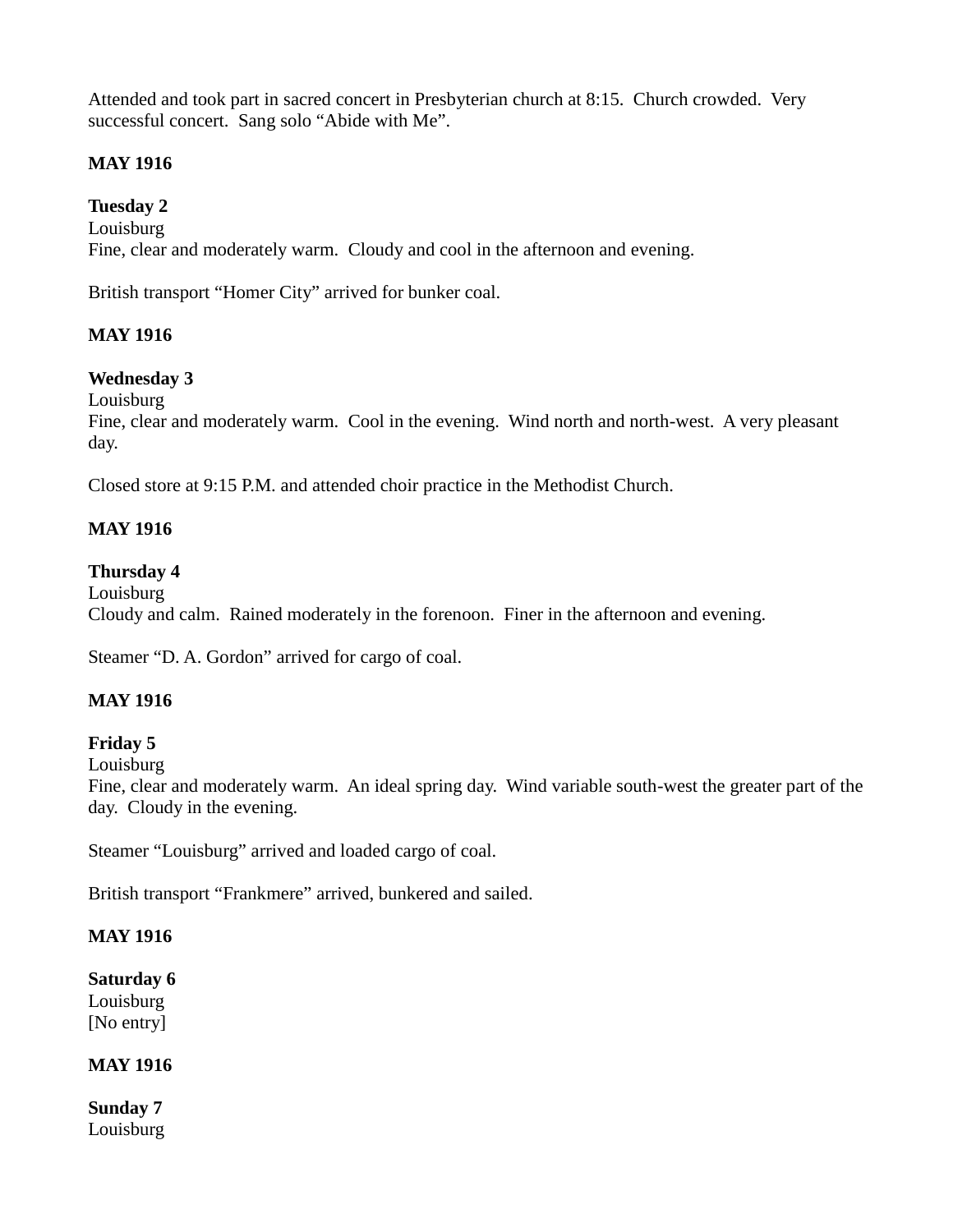Attended and took part in sacred concert in Presbyterian church at 8:15. Church crowded. Very successful concert. Sang solo “Abide with Me”.

**MAY 1916**

**Tuesday 2**
Louisburg
Fine, clear and moderately warm. Cloudy and cool in the afternoon and evening.

British transport “Homer City” arrived for bunker coal.

**MAY 1916**

**Wednesday 3**
Louisburg
Fine, clear and moderately warm. Cool in the evening. Wind north and north-west. A very pleasant day.

Closed store at 9:15 P.M. and attended choir practice in the Methodist Church.

**MAY 1916**

**Thursday 4**
Louisburg
Cloudy and calm. Rained moderately in the forenoon. Finer in the afternoon and evening.

Steamer “D. A. Gordon” arrived for cargo of coal.

**MAY 1916**

**Friday 5**
Louisburg
Fine, clear and moderately warm. An ideal spring day. Wind variable south-west the greater part of the day. Cloudy in the evening.

Steamer “Louisburg” arrived and loaded cargo of coal.

British transport “Frankmere” arrived, bunkered and sailed.

**MAY 1916**

**Saturday 6**
Louisburg
[No entry]

**MAY 1916**

**Sunday 7**
Louisburg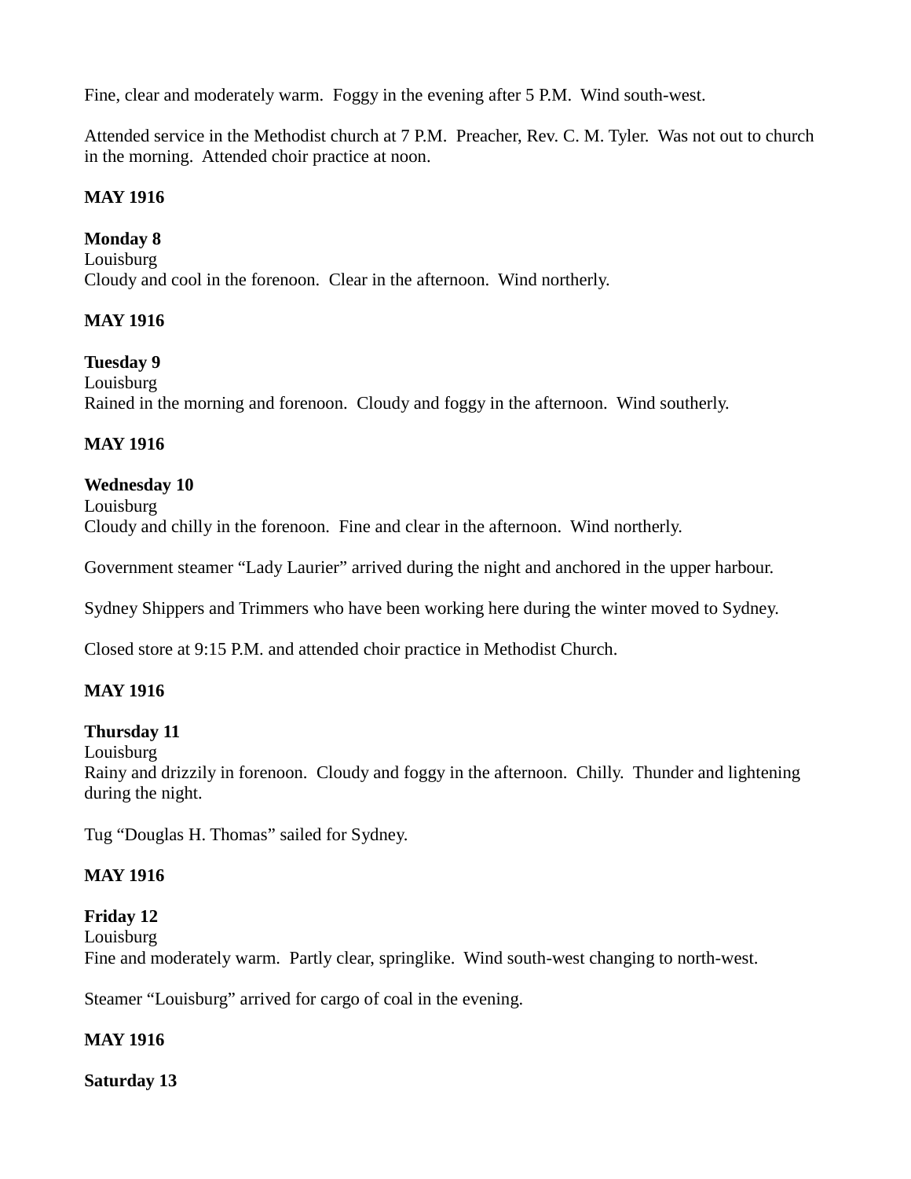Fine, clear and moderately warm.  Foggy in the evening after 5 P.M.  Wind south-west.

Attended service in the Methodist church at 7 P.M.  Preacher, Rev. C. M. Tyler.  Was not out to church in the morning.  Attended choir practice at noon.

**MAY 1916**

**Monday 8**
Louisburg
Cloudy and cool in the forenoon.  Clear in the afternoon.  Wind northerly.

**MAY 1916**

**Tuesday 9**
Louisburg
Rained in the morning and forenoon.  Cloudy and foggy in the afternoon.  Wind southerly.

**MAY 1916**

**Wednesday 10**
Louisburg
Cloudy and chilly in the forenoon.  Fine and clear in the afternoon.  Wind northerly.

Government steamer "Lady Laurier" arrived during the night and anchored in the upper harbour.

Sydney Shippers and Trimmers who have been working here during the winter moved to Sydney.

Closed store at 9:15 P.M. and attended choir practice in Methodist Church.

**MAY 1916**

**Thursday 11**
Louisburg
Rainy and drizzily in forenoon.  Cloudy and foggy in the afternoon.  Chilly.  Thunder and lightening during the night.

Tug "Douglas H. Thomas" sailed for Sydney.

**MAY 1916**

**Friday 12**
Louisburg
Fine and moderately warm.  Partly clear, springlike.  Wind south-west changing to north-west.

Steamer "Louisburg" arrived for cargo of coal in the evening.

**MAY 1916**

**Saturday 13**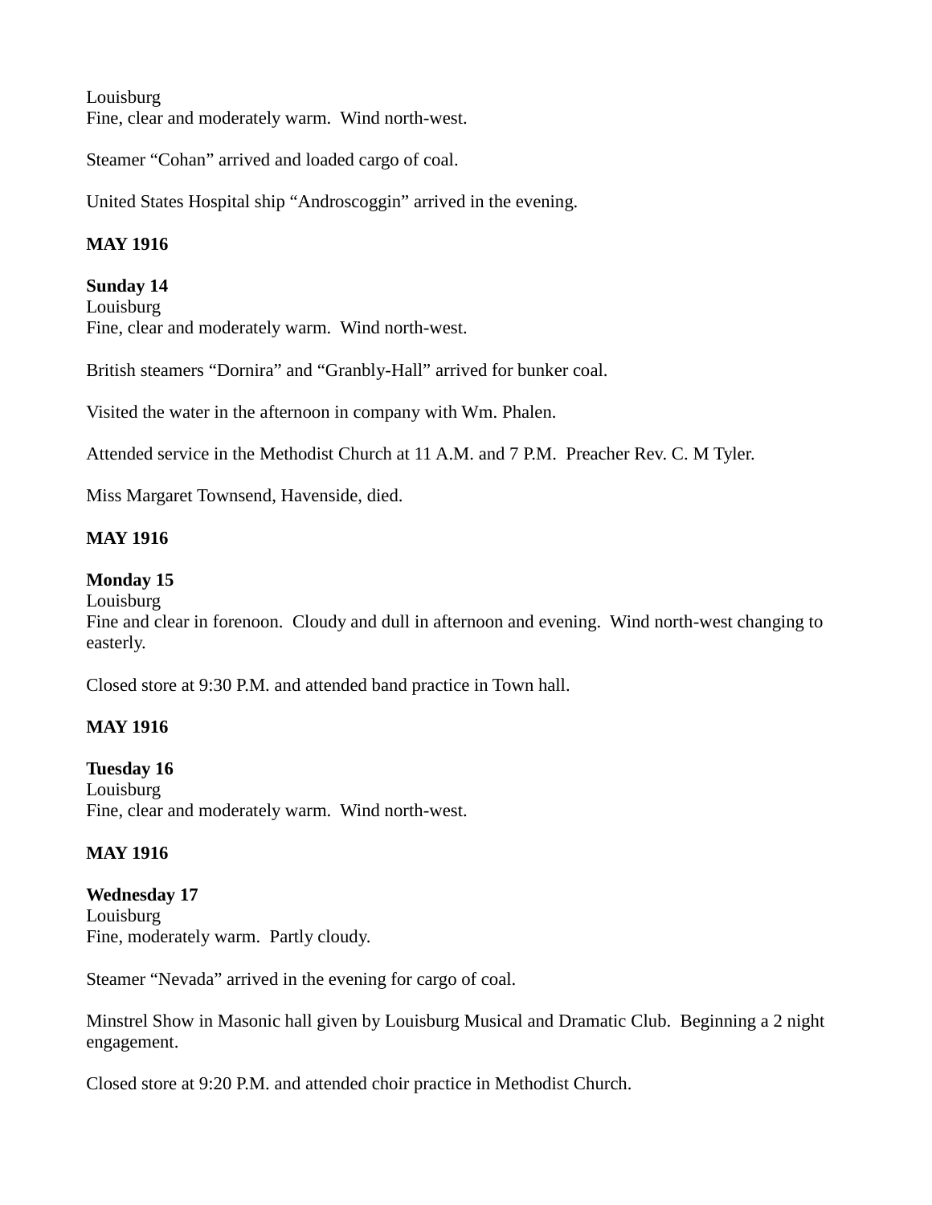Louisburg
Fine, clear and moderately warm.  Wind north-west.

Steamer "Cohan" arrived and loaded cargo of coal.

United States Hospital ship "Androscoggin" arrived in the evening.

**MAY 1916**

**Sunday 14**
Louisburg
Fine, clear and moderately warm.  Wind north-west.

British steamers "Dornira" and "Granbly-Hall" arrived for bunker coal.

Visited the water in the afternoon in company with Wm. Phalen.

Attended service in the Methodist Church at 11 A.M. and 7 P.M.  Preacher Rev. C. M Tyler.

Miss Margaret Townsend, Havenside, died.

**MAY 1916**

**Monday 15**
Louisburg
Fine and clear in forenoon.  Cloudy and dull in afternoon and evening.  Wind north-west changing to easterly.

Closed store at 9:30 P.M. and attended band practice in Town hall.

**MAY 1916**

**Tuesday 16**
Louisburg
Fine, clear and moderately warm.  Wind north-west.

**MAY 1916**

**Wednesday 17**
Louisburg
Fine, moderately warm.  Partly cloudy.

Steamer "Nevada" arrived in the evening for cargo of coal.

Minstrel Show in Masonic hall given by Louisburg Musical and Dramatic Club.  Beginning a 2 night engagement.

Closed store at 9:20 P.M. and attended choir practice in Methodist Church.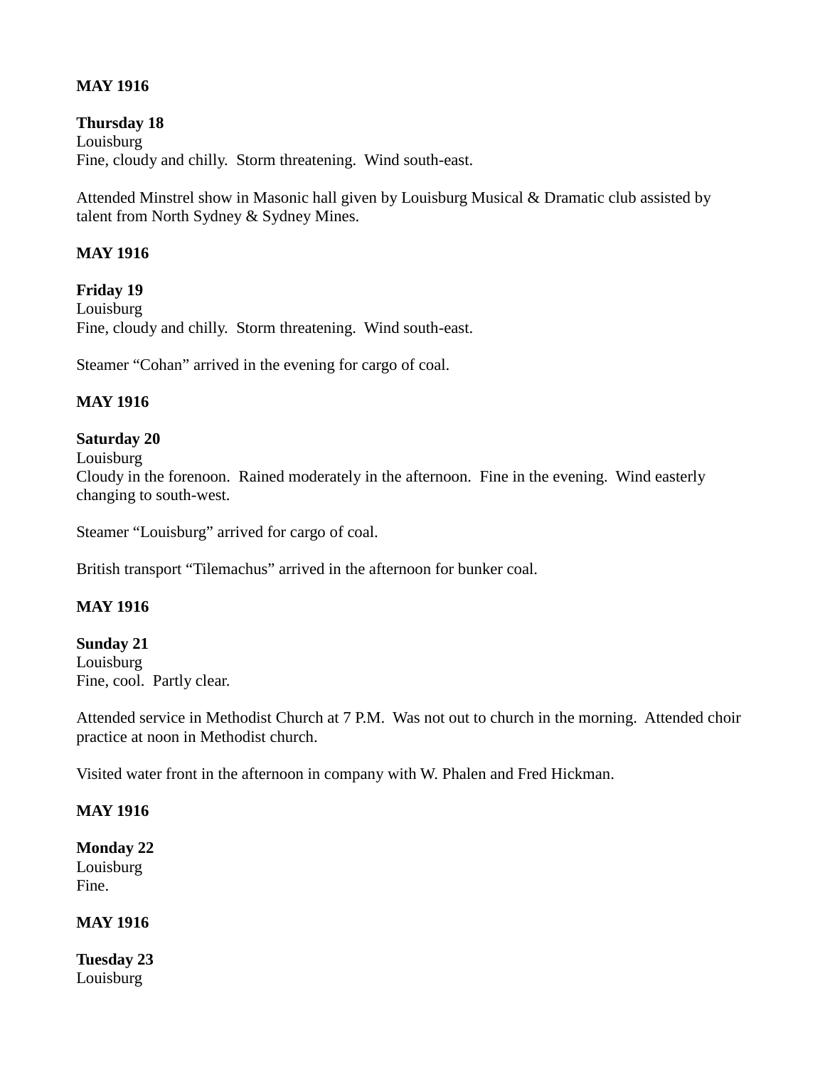**MAY 1916**

**Thursday 18**
Louisburg
Fine, cloudy and chilly. Storm threatening. Wind south-east.

Attended Minstrel show in Masonic hall given by Louisburg Musical & Dramatic club assisted by talent from North Sydney & Sydney Mines.

**MAY 1916**

**Friday 19**
Louisburg
Fine, cloudy and chilly. Storm threatening. Wind south-east.

Steamer “Cohan” arrived in the evening for cargo of coal.

**MAY 1916**

**Saturday 20**
Louisburg
Cloudy in the forenoon. Rained moderately in the afternoon. Fine in the evening. Wind easterly changing to south-west.

Steamer “Louisburg” arrived for cargo of coal.

British transport “Tilemachus” arrived in the afternoon for bunker coal.

**MAY 1916**

**Sunday 21**
Louisburg
Fine, cool. Partly clear.

Attended service in Methodist Church at 7 P.M. Was not out to church in the morning. Attended choir practice at noon in Methodist church.

Visited water front in the afternoon in company with W. Phalen and Fred Hickman.

**MAY 1916**

**Monday 22**
Louisburg
Fine.

**MAY 1916**

**Tuesday 23**
Louisburg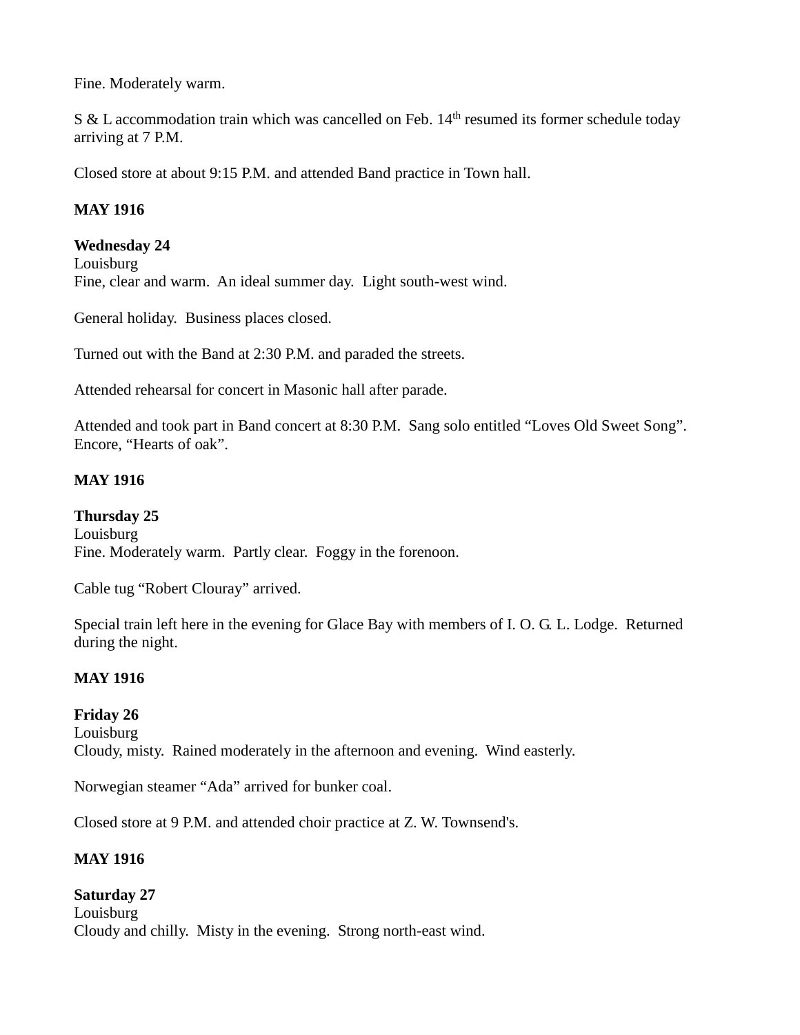Fine. Moderately warm.

S & L accommodation train which was cancelled on Feb. 14th resumed its former schedule today arriving at 7 P.M.

Closed store at about 9:15 P.M. and attended Band practice in Town hall.

**MAY 1916**

**Wednesday 24**
Louisburg
Fine, clear and warm. An ideal summer day. Light south-west wind.

General holiday. Business places closed.

Turned out with the Band at 2:30 P.M. and paraded the streets.

Attended rehearsal for concert in Masonic hall after parade.

Attended and took part in Band concert at 8:30 P.M. Sang solo entitled "Loves Old Sweet Song". Encore, "Hearts of oak".

**MAY 1916**

**Thursday 25**
Louisburg
Fine. Moderately warm. Partly clear. Foggy in the forenoon.

Cable tug "Robert Clouray" arrived.

Special train left here in the evening for Glace Bay with members of I. O. G. L. Lodge. Returned during the night.

**MAY 1916**

**Friday 26**
Louisburg
Cloudy, misty. Rained moderately in the afternoon and evening. Wind easterly.

Norwegian steamer "Ada" arrived for bunker coal.

Closed store at 9 P.M. and attended choir practice at Z. W. Townsend's.

**MAY 1916**

**Saturday 27**
Louisburg
Cloudy and chilly. Misty in the evening. Strong north-east wind.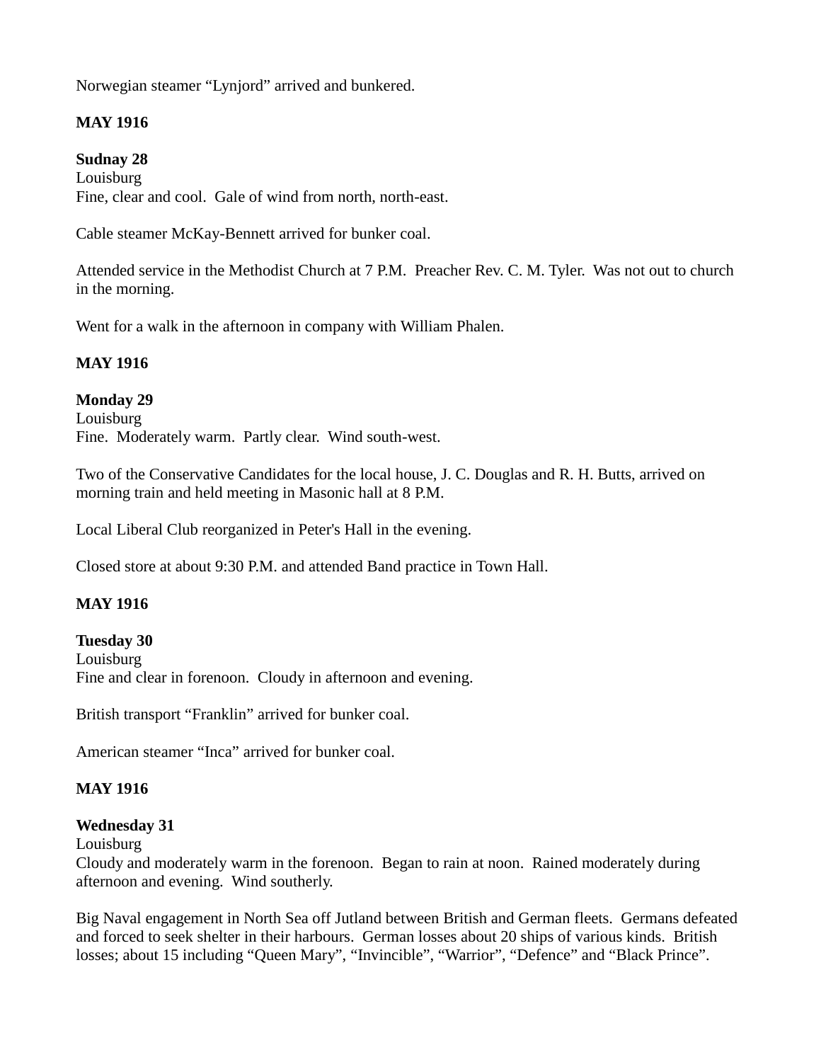Norwegian steamer “Lynjord” arrived and bunkered.

**MAY 1916**

**Sudnay 28**
Louisburg
Fine, clear and cool. Gale of wind from north, north-east.

Cable steamer McKay-Bennett arrived for bunker coal.

Attended service in the Methodist Church at 7 P.M. Preacher Rev. C. M. Tyler. Was not out to church in the morning.

Went for a walk in the afternoon in company with William Phalen.

**MAY 1916**

**Monday 29**
Louisburg
Fine. Moderately warm. Partly clear. Wind south-west.

Two of the Conservative Candidates for the local house, J. C. Douglas and R. H. Butts, arrived on morning train and held meeting in Masonic hall at 8 P.M.

Local Liberal Club reorganized in Peter's Hall in the evening.

Closed store at about 9:30 P.M. and attended Band practice in Town Hall.

**MAY 1916**

**Tuesday 30**
Louisburg
Fine and clear in forenoon. Cloudy in afternoon and evening.

British transport “Franklin” arrived for bunker coal.

American steamer “Inca” arrived for bunker coal.

**MAY 1916**

**Wednesday 31**
Louisburg
Cloudy and moderately warm in the forenoon. Began to rain at noon. Rained moderately during afternoon and evening. Wind southerly.

Big Naval engagement in North Sea off Jutland between British and German fleets. Germans defeated and forced to seek shelter in their harbours. German losses about 20 ships of various kinds. British losses; about 15 including “Queen Mary”, “Invincible”, “Warrior”, “Defence” and “Black Prince”.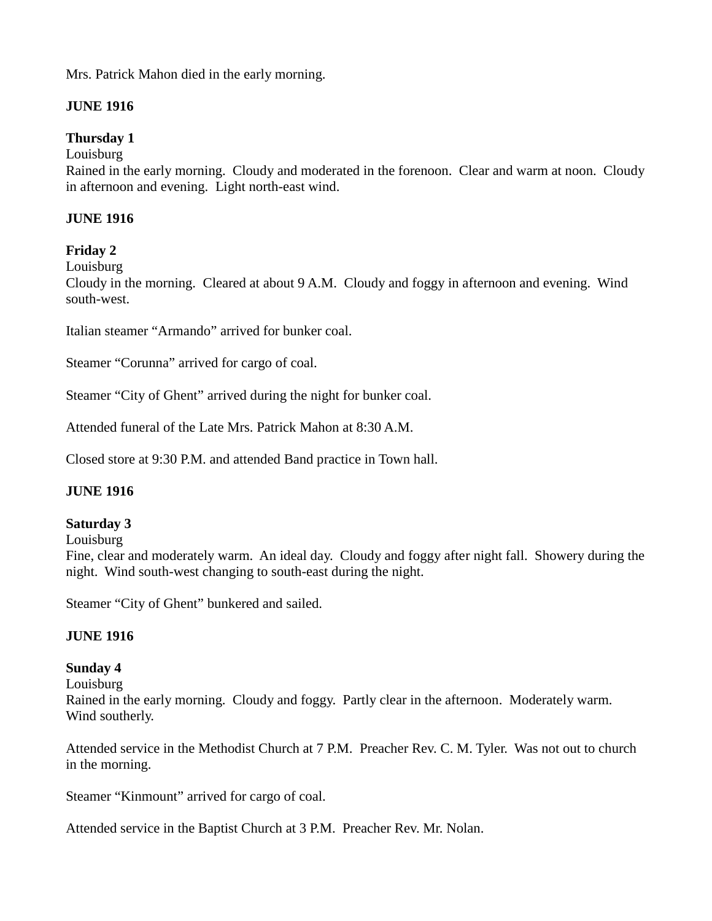Mrs. Patrick Mahon died in the early morning.

**JUNE 1916**

**Thursday 1**
Louisburg
Rained in the early morning. Cloudy and moderated in the forenoon. Clear and warm at noon. Cloudy in afternoon and evening. Light north-east wind.

**JUNE 1916**

**Friday 2**
Louisburg
Cloudy in the morning. Cleared at about 9 A.M. Cloudy and foggy in afternoon and evening. Wind south-west.

Italian steamer "Armando" arrived for bunker coal.

Steamer "Corunna" arrived for cargo of coal.

Steamer "City of Ghent" arrived during the night for bunker coal.

Attended funeral of the Late Mrs. Patrick Mahon at 8:30 A.M.

Closed store at 9:30 P.M. and attended Band practice in Town hall.

**JUNE 1916**

**Saturday 3**
Louisburg
Fine, clear and moderately warm. An ideal day. Cloudy and foggy after night fall. Showery during the night. Wind south-west changing to south-east during the night.

Steamer "City of Ghent" bunkered and sailed.

**JUNE 1916**

**Sunday 4**
Louisburg
Rained in the early morning. Cloudy and foggy. Partly clear in the afternoon. Moderately warm. Wind southerly.

Attended service in the Methodist Church at 7 P.M. Preacher Rev. C. M. Tyler. Was not out to church in the morning.

Steamer "Kinmount" arrived for cargo of coal.

Attended service in the Baptist Church at 3 P.M. Preacher Rev. Mr. Nolan.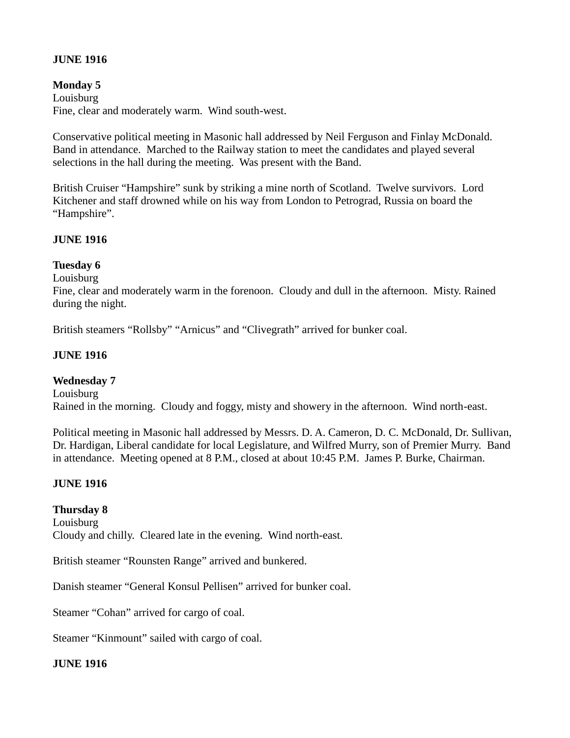**JUNE 1916**

**Monday 5**
Louisburg
Fine, clear and moderately warm. Wind south-west.

Conservative political meeting in Masonic hall addressed by Neil Ferguson and Finlay McDonald. Band in attendance. Marched to the Railway station to meet the candidates and played several selections in the hall during the meeting. Was present with the Band.

British Cruiser "Hampshire" sunk by striking a mine north of Scotland. Twelve survivors. Lord Kitchener and staff drowned while on his way from London to Petrograd, Russia on board the "Hampshire".

**JUNE 1916**

**Tuesday 6**
Louisburg
Fine, clear and moderately warm in the forenoon. Cloudy and dull in the afternoon. Misty. Rained during the night.

British steamers "Rollsby" "Arnicus" and "Clivegrath" arrived for bunker coal.

**JUNE 1916**

**Wednesday 7**
Louisburg
Rained in the morning. Cloudy and foggy, misty and showery in the afternoon. Wind north-east.

Political meeting in Masonic hall addressed by Messrs. D. A. Cameron, D. C. McDonald, Dr. Sullivan, Dr. Hardigan, Liberal candidate for local Legislature, and Wilfred Murry, son of Premier Murry. Band in attendance. Meeting opened at 8 P.M., closed at about 10:45 P.M. James P. Burke, Chairman.

**JUNE 1916**

**Thursday 8**
Louisburg
Cloudy and chilly. Cleared late in the evening. Wind north-east.

British steamer "Rounsten Range" arrived and bunkered.

Danish steamer "General Konsul Pellisen" arrived for bunker coal.

Steamer "Cohan" arrived for cargo of coal.

Steamer "Kinmount" sailed with cargo of coal.

**JUNE 1916**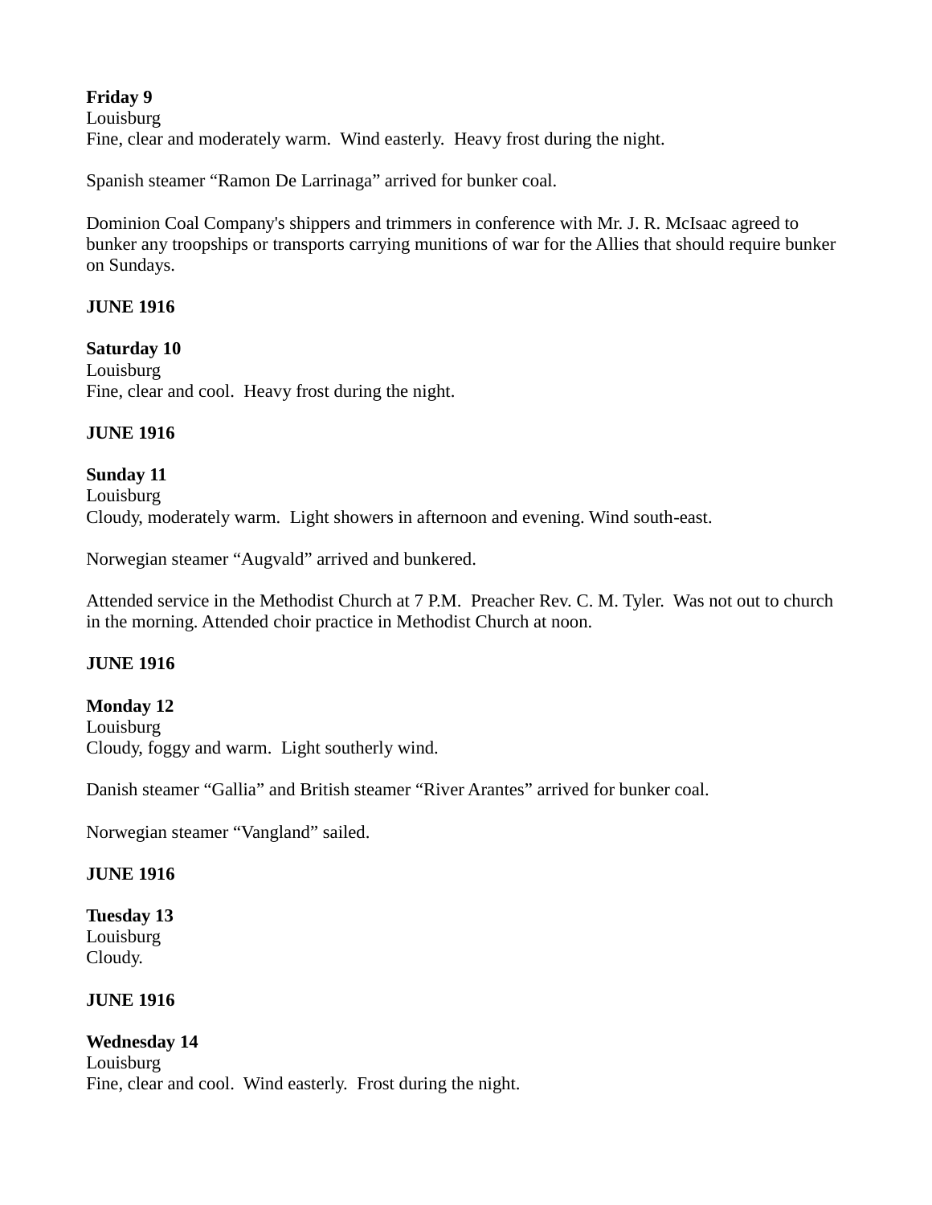**Friday 9**
Louisburg
Fine, clear and moderately warm. Wind easterly. Heavy frost during the night.

Spanish steamer “Ramon De Larrinaga” arrived for bunker coal.

Dominion Coal Company's shippers and trimmers in conference with Mr. J. R. McIsaac agreed to bunker any troopships or transports carrying munitions of war for the Allies that should require bunker on Sundays.

**JUNE 1916**

**Saturday 10**
Louisburg
Fine, clear and cool. Heavy frost during the night.

**JUNE 1916**

**Sunday 11**
Louisburg
Cloudy, moderately warm. Light showers in afternoon and evening. Wind south-east.

Norwegian steamer “Augvald” arrived and bunkered.

Attended service in the Methodist Church at 7 P.M. Preacher Rev. C. M. Tyler. Was not out to church in the morning. Attended choir practice in Methodist Church at noon.

**JUNE 1916**

**Monday 12**
Louisburg
Cloudy, foggy and warm. Light southerly wind.

Danish steamer “Gallia” and British steamer “River Arantes” arrived for bunker coal.

Norwegian steamer “Vangland” sailed.

**JUNE 1916**

**Tuesday 13**
Louisburg
Cloudy.

**JUNE 1916**

**Wednesday 14**
Louisburg
Fine, clear and cool. Wind easterly. Frost during the night.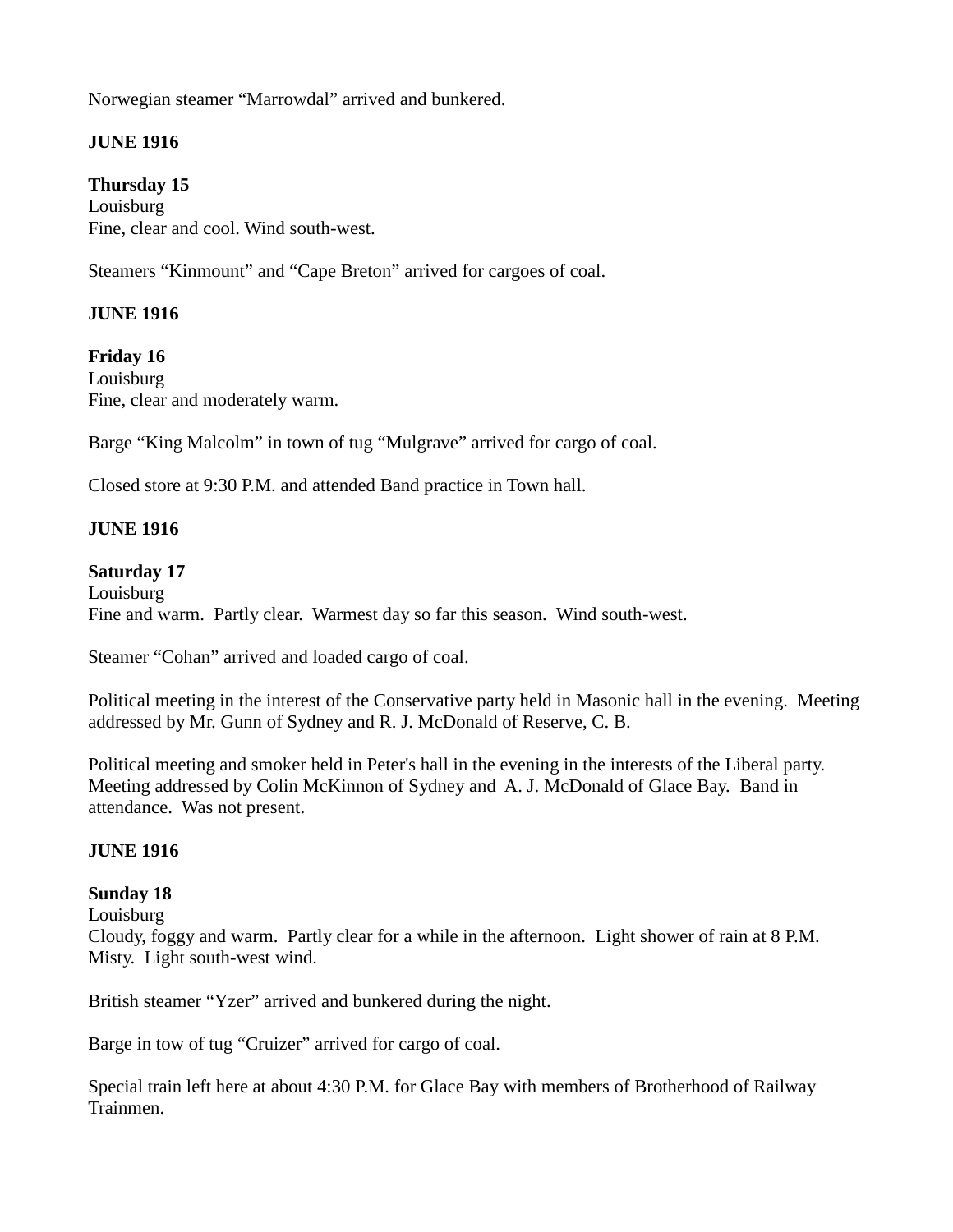Norwegian steamer “Marrowdal” arrived and bunkered.

**JUNE 1916**

**Thursday 15**
Louisburg
Fine, clear and cool. Wind south-west.

Steamers “Kinmount” and “Cape Breton” arrived for cargoes of coal.

**JUNE 1916**

**Friday 16**
Louisburg
Fine, clear and moderately warm.

Barge “King Malcolm” in town of tug “Mulgrave” arrived for cargo of coal.

Closed store at 9:30 P.M. and attended Band practice in Town hall.

**JUNE 1916**

**Saturday 17**
Louisburg
Fine and warm. Partly clear. Warmest day so far this season. Wind south-west.

Steamer “Cohan” arrived and loaded cargo of coal.

Political meeting in the interest of the Conservative party held in Masonic hall in the evening. Meeting addressed by Mr. Gunn of Sydney and R. J. McDonald of Reserve, C. B.

Political meeting and smoker held in Peter's hall in the evening in the interests of the Liberal party. Meeting addressed by Colin McKinnon of Sydney and A. J. McDonald of Glace Bay. Band in attendance. Was not present.

**JUNE 1916**

**Sunday 18**
Louisburg
Cloudy, foggy and warm. Partly clear for a while in the afternoon. Light shower of rain at 8 P.M. Misty. Light south-west wind.

British steamer “Yzer” arrived and bunkered during the night.

Barge in tow of tug “Cruizer” arrived for cargo of coal.

Special train left here at about 4:30 P.M. for Glace Bay with members of Brotherhood of Railway Trainmen.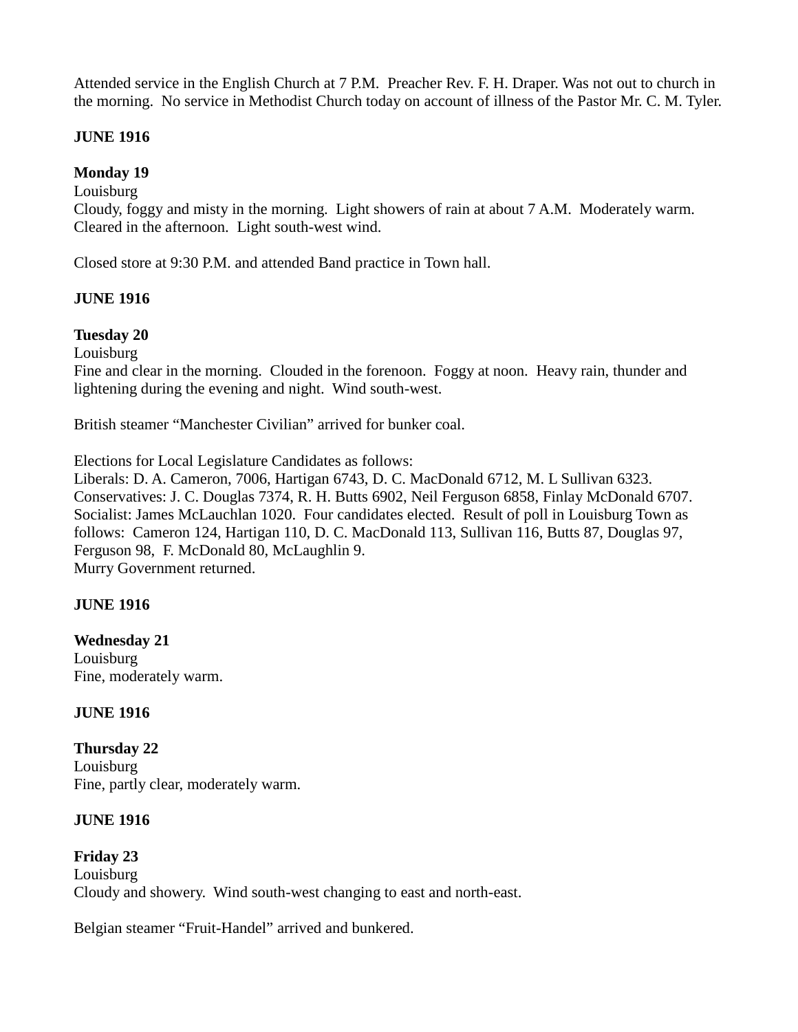Attended service in the English Church at 7 P.M. Preacher Rev. F. H. Draper. Was not out to church in the morning. No service in Methodist Church today on account of illness of the Pastor Mr. C. M. Tyler.

**JUNE 1916**

**Monday 19**
Louisburg
Cloudy, foggy and misty in the morning. Light showers of rain at about 7 A.M. Moderately warm. Cleared in the afternoon. Light south-west wind.

Closed store at 9:30 P.M. and attended Band practice in Town hall.

**JUNE 1916**

**Tuesday 20**
Louisburg
Fine and clear in the morning. Clouded in the forenoon. Foggy at noon. Heavy rain, thunder and lightening during the evening and night. Wind south-west.

British steamer "Manchester Civilian" arrived for bunker coal.

Elections for Local Legislature Candidates as follows:
Liberals: D. A. Cameron, 7006, Hartigan 6743, D. C. MacDonald 6712, M. L Sullivan 6323.
Conservatives: J. C. Douglas 7374, R. H. Butts 6902, Neil Ferguson 6858, Finlay McDonald 6707.
Socialist: James McLauchlan 1020. Four candidates elected. Result of poll in Louisburg Town as follows: Cameron 124, Hartigan 110, D. C. MacDonald 113, Sullivan 116, Butts 87, Douglas 97, Ferguson 98, F. McDonald 80, McLaughlin 9.
Murry Government returned.

**JUNE 1916**

**Wednesday 21**
Louisburg
Fine, moderately warm.

**JUNE 1916**

**Thursday 22**
Louisburg
Fine, partly clear, moderately warm.

**JUNE 1916**

**Friday 23**
Louisburg
Cloudy and showery. Wind south-west changing to east and north-east.

Belgian steamer "Fruit-Handel" arrived and bunkered.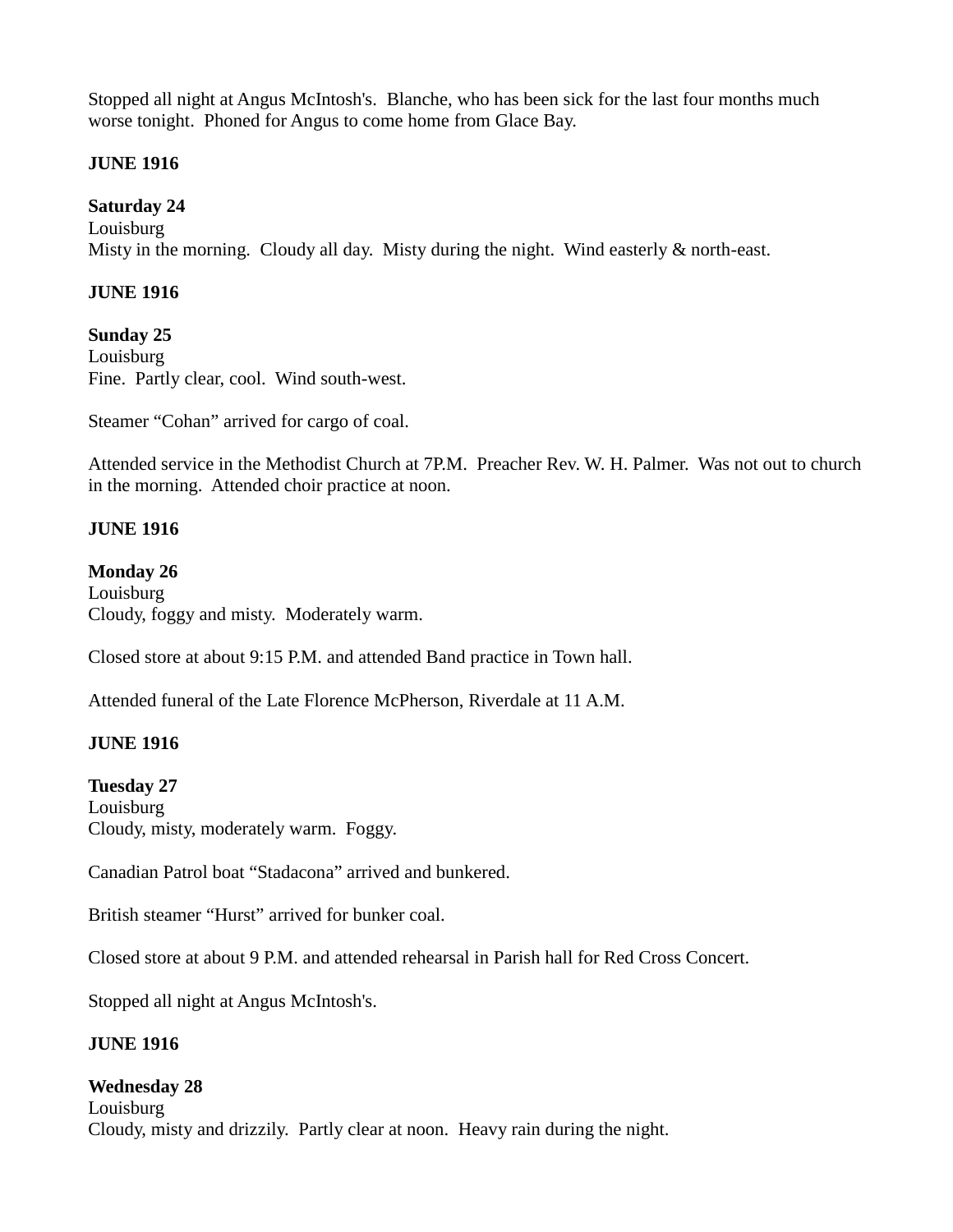Stopped all night at Angus McIntosh's.  Blanche, who has been sick for the last four months much worse tonight.  Phoned for Angus to come home from Glace Bay.

**JUNE 1916**

**Saturday 24**
Louisburg
Misty in the morning.  Cloudy all day.  Misty during the night.  Wind easterly & north-east.

**JUNE 1916**

**Sunday 25**
Louisburg
Fine.  Partly clear, cool.  Wind south-west.

Steamer "Cohan" arrived for cargo of coal.

Attended service in the Methodist Church at 7P.M.  Preacher Rev. W. H. Palmer.  Was not out to church in the morning.  Attended choir practice at noon.

**JUNE 1916**

**Monday 26**
Louisburg
Cloudy, foggy and misty.  Moderately warm.

Closed store at about 9:15 P.M. and attended Band practice in Town hall.

Attended funeral of the Late Florence McPherson, Riverdale at 11 A.M.

**JUNE 1916**

**Tuesday 27**
Louisburg
Cloudy, misty, moderately warm.  Foggy.

Canadian Patrol boat "Stadacona" arrived and bunkered.

British steamer "Hurst" arrived for bunker coal.

Closed store at about 9 P.M. and attended rehearsal in Parish hall for Red Cross Concert.

Stopped all night at Angus McIntosh's.

**JUNE 1916**

**Wednesday 28**
Louisburg
Cloudy, misty and drizzily.  Partly clear at noon.  Heavy rain during the night.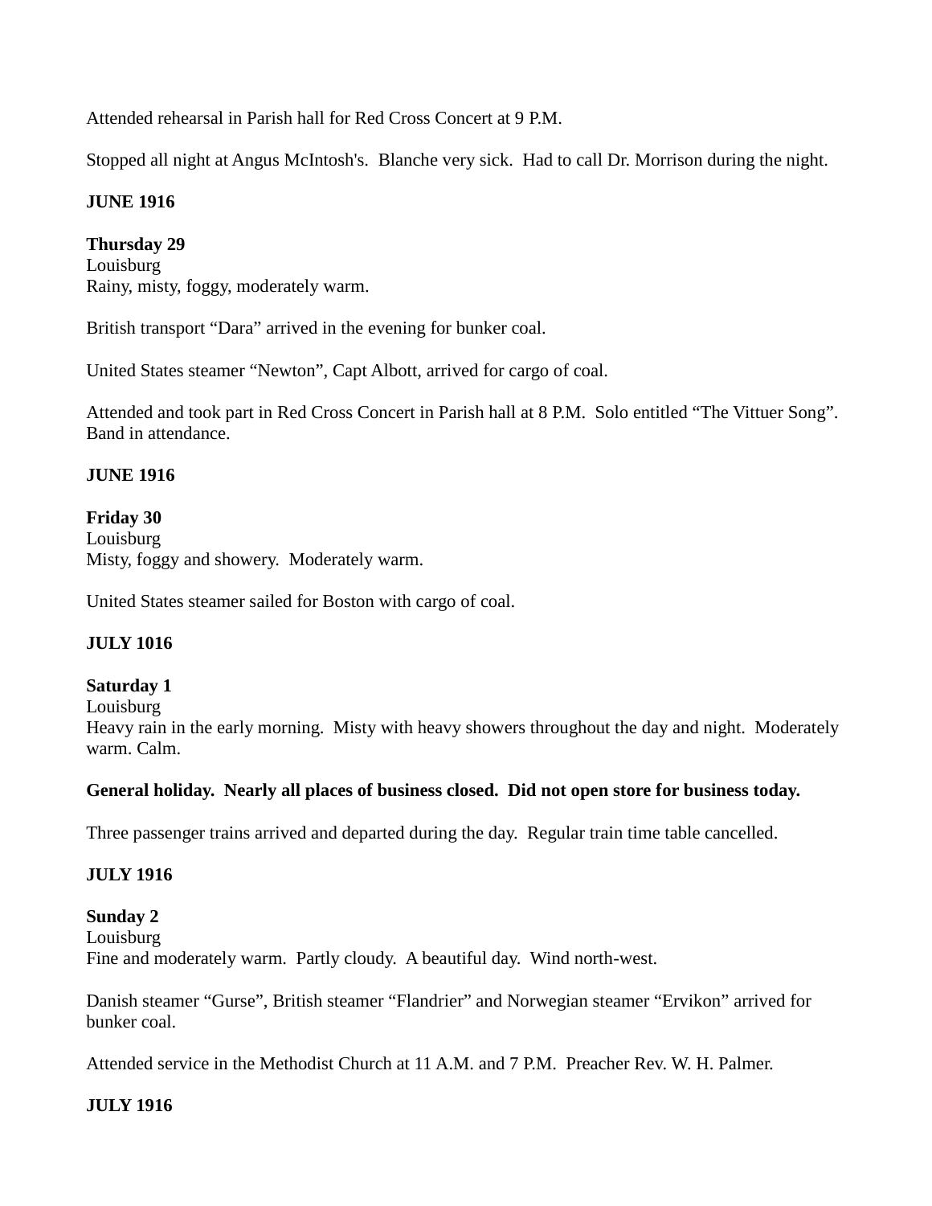Attended rehearsal in Parish hall for Red Cross Concert at 9 P.M.

Stopped all night at Angus McIntosh's.  Blanche very sick.  Had to call Dr. Morrison during the night.

**JUNE 1916**

**Thursday 29**
Louisburg
Rainy, misty, foggy, moderately warm.

British transport "Dara" arrived in the evening for bunker coal.

United States steamer "Newton", Capt Albott, arrived for cargo of coal.

Attended and took part in Red Cross Concert in Parish hall at 8 P.M.  Solo entitled "The Vittuer Song". Band in attendance.

**JUNE 1916**

**Friday 30**
Louisburg
Misty, foggy and showery.  Moderately warm.

United States steamer sailed for Boston with cargo of coal.

**JULY 1016**

**Saturday 1**
Louisburg
Heavy rain in the early morning.  Misty with heavy showers throughout the day and night.  Moderately warm. Calm.

**General holiday.  Nearly all places of business closed.  Did not open store for business today.**

Three passenger trains arrived and departed during the day.  Regular train time table cancelled.

**JULY 1916**

**Sunday 2**
Louisburg
Fine and moderately warm.  Partly cloudy.  A beautiful day.  Wind north-west.

Danish steamer "Gurse", British steamer "Flandrier" and Norwegian steamer "Ervikon" arrived for bunker coal.

Attended service in the Methodist Church at 11 A.M. and 7 P.M.  Preacher Rev. W. H. Palmer.

**JULY 1916**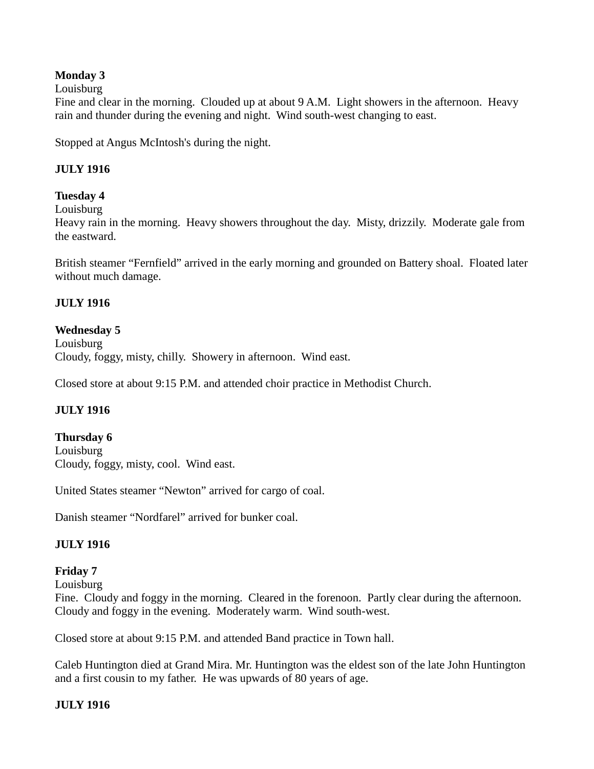**Monday 3**
Louisburg
Fine and clear in the morning. Clouded up at about 9 A.M. Light showers in the afternoon. Heavy rain and thunder during the evening and night. Wind south-west changing to east.

Stopped at Angus McIntosh's during the night.

**JULY 1916**

**Tuesday 4**
Louisburg
Heavy rain in the morning. Heavy showers throughout the day. Misty, drizzily. Moderate gale from the eastward.

British steamer "Fernfield" arrived in the early morning and grounded on Battery shoal. Floated later without much damage.

**JULY 1916**

**Wednesday 5**
Louisburg
Cloudy, foggy, misty, chilly. Showery in afternoon. Wind east.

Closed store at about 9:15 P.M. and attended choir practice in Methodist Church.

**JULY 1916**

**Thursday 6**
Louisburg
Cloudy, foggy, misty, cool. Wind east.

United States steamer "Newton" arrived for cargo of coal.

Danish steamer "Nordfarel" arrived for bunker coal.

**JULY 1916**

**Friday 7**
Louisburg
Fine. Cloudy and foggy in the morning. Cleared in the forenoon. Partly clear during the afternoon. Cloudy and foggy in the evening. Moderately warm. Wind south-west.

Closed store at about 9:15 P.M. and attended Band practice in Town hall.

Caleb Huntington died at Grand Mira. Mr. Huntington was the eldest son of the late John Huntington and a first cousin to my father. He was upwards of 80 years of age.

**JULY 1916**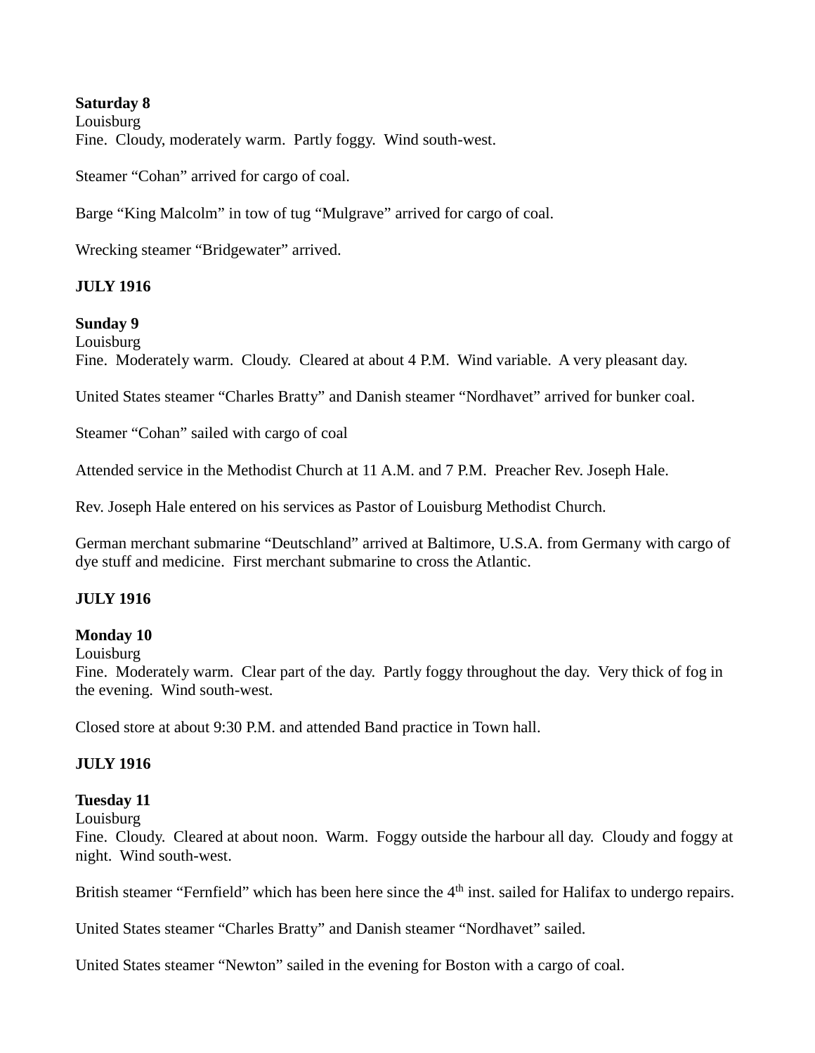**Saturday 8**
Louisburg
Fine. Cloudy, moderately warm. Partly foggy. Wind south-west.

Steamer "Cohan" arrived for cargo of coal.

Barge "King Malcolm" in tow of tug "Mulgrave" arrived for cargo of coal.

Wrecking steamer "Bridgewater" arrived.

**JULY 1916**

**Sunday 9**
Louisburg
Fine. Moderately warm. Cloudy. Cleared at about 4 P.M. Wind variable. A very pleasant day.

United States steamer "Charles Bratty" and Danish steamer "Nordhavet" arrived for bunker coal.

Steamer "Cohan" sailed with cargo of coal

Attended service in the Methodist Church at 11 A.M. and 7 P.M. Preacher Rev. Joseph Hale.

Rev. Joseph Hale entered on his services as Pastor of Louisburg Methodist Church.

German merchant submarine "Deutschland" arrived at Baltimore, U.S.A. from Germany with cargo of dye stuff and medicine. First merchant submarine to cross the Atlantic.

**JULY 1916**

**Monday 10**
Louisburg
Fine. Moderately warm. Clear part of the day. Partly foggy throughout the day. Very thick of fog in the evening. Wind south-west.

Closed store at about 9:30 P.M. and attended Band practice in Town hall.

**JULY 1916**

**Tuesday 11**
Louisburg
Fine. Cloudy. Cleared at about noon. Warm. Foggy outside the harbour all day. Cloudy and foggy at night. Wind south-west.

British steamer "Fernfield" which has been here since the 4th inst. sailed for Halifax to undergo repairs.

United States steamer "Charles Bratty" and Danish steamer "Nordhavet" sailed.

United States steamer "Newton" sailed in the evening for Boston with a cargo of coal.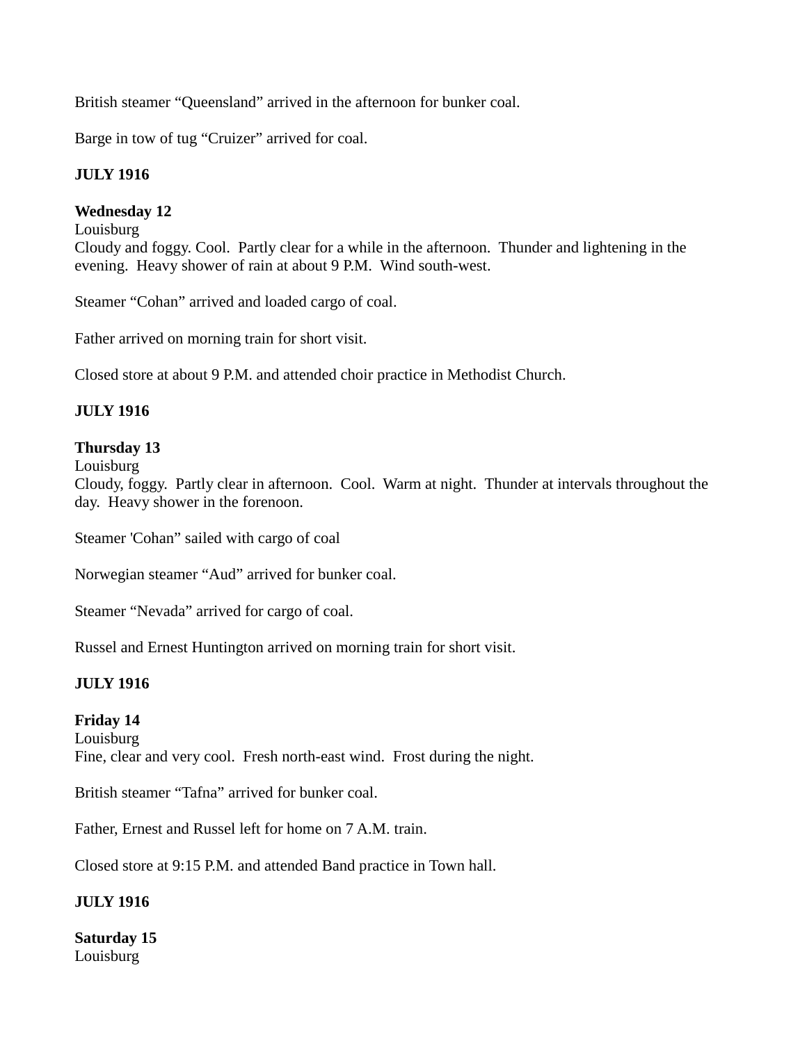British steamer “Queensland” arrived in the afternoon for bunker coal.

Barge in tow of tug “Cruizer” arrived for coal.

**JULY 1916**

**Wednesday 12**
Louisburg
Cloudy and foggy. Cool. Partly clear for a while in the afternoon. Thunder and lightening in the evening. Heavy shower of rain at about 9 P.M. Wind south-west.

Steamer “Cohan” arrived and loaded cargo of coal.

Father arrived on morning train for short visit.

Closed store at about 9 P.M. and attended choir practice in Methodist Church.

**JULY 1916**

**Thursday 13**
Louisburg
Cloudy, foggy. Partly clear in afternoon. Cool. Warm at night. Thunder at intervals throughout the day. Heavy shower in the forenoon.

Steamer 'Cohan” sailed with cargo of coal

Norwegian steamer “Aud” arrived for bunker coal.

Steamer “Nevada” arrived for cargo of coal.

Russel and Ernest Huntington arrived on morning train for short visit.

**JULY 1916**

**Friday 14**
Louisburg
Fine, clear and very cool. Fresh north-east wind. Frost during the night.

British steamer “Tafna” arrived for bunker coal.

Father, Ernest and Russel left for home on 7 A.M. train.

Closed store at 9:15 P.M. and attended Band practice in Town hall.

**JULY 1916**

**Saturday 15**
Louisburg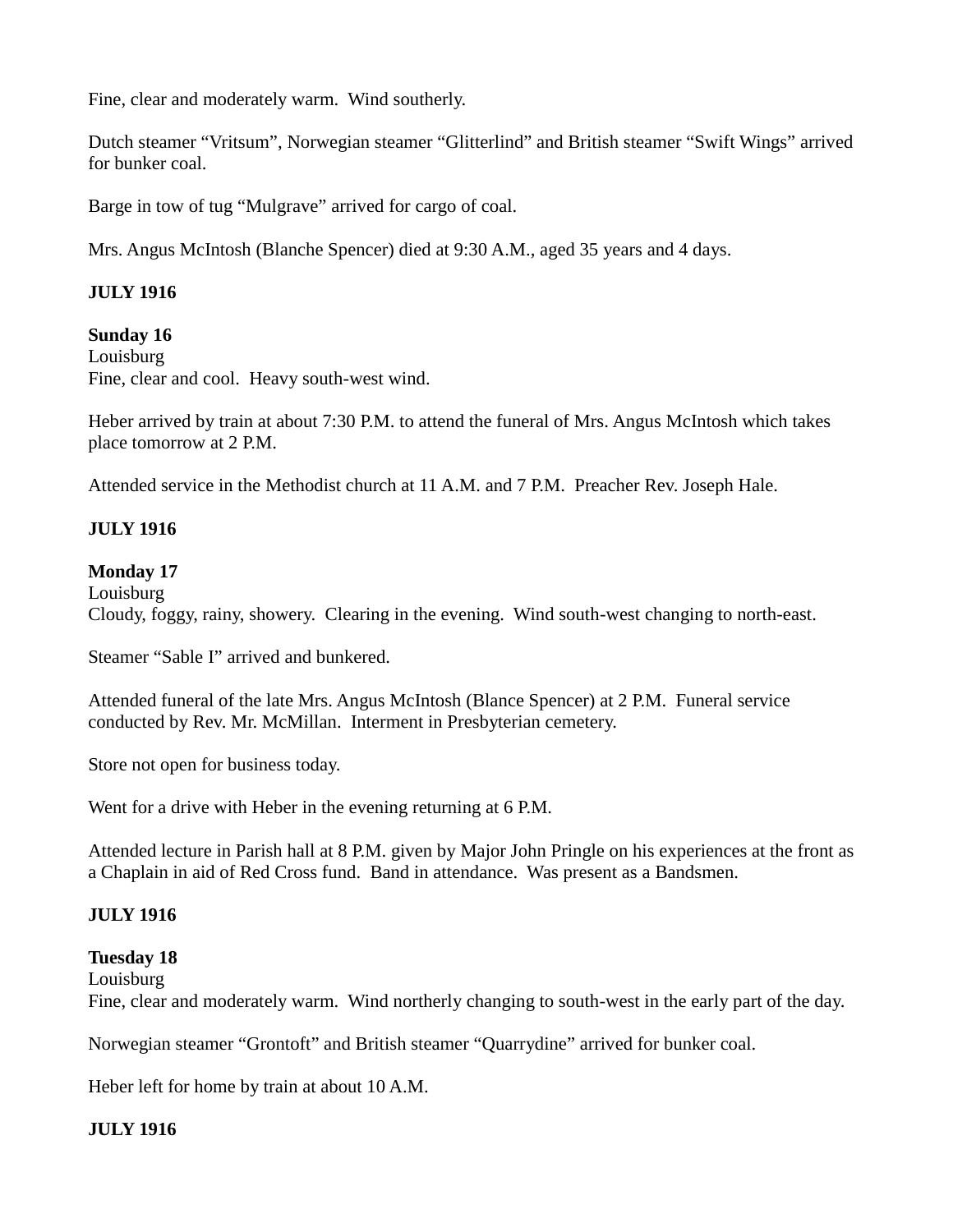Fine, clear and moderately warm.  Wind southerly.

Dutch steamer "Vritsum", Norwegian steamer "Glitterlind" and British steamer "Swift Wings" arrived for bunker coal.

Barge in tow of tug "Mulgrave" arrived for cargo of coal.

Mrs. Angus McIntosh (Blanche Spencer) died at 9:30 A.M., aged 35 years and 4 days.

**JULY 1916**

**Sunday 16**
Louisburg
Fine, clear and cool.  Heavy south-west wind.

Heber arrived by train at about 7:30 P.M. to attend the funeral of Mrs. Angus McIntosh which takes place tomorrow at 2 P.M.

Attended service in the Methodist church at 11 A.M. and 7 P.M.  Preacher Rev. Joseph Hale.

**JULY 1916**

**Monday 17**
Louisburg
Cloudy, foggy, rainy, showery.  Clearing in the evening.  Wind south-west changing to north-east.

Steamer "Sable I" arrived and bunkered.

Attended funeral of the late Mrs. Angus McIntosh (Blance Spencer) at 2 P.M.  Funeral service conducted by Rev. Mr. McMillan.  Interment in Presbyterian cemetery.

Store not open for business today.

Went for a drive with Heber in the evening returning at 6 P.M.

Attended lecture in Parish hall at 8 P.M. given by Major John Pringle on his experiences at the front as a Chaplain in aid of Red Cross fund.  Band in attendance.  Was present as a Bandsmen.

**JULY 1916**

**Tuesday 18**
Louisburg
Fine, clear and moderately warm.  Wind northerly changing to south-west in the early part of the day.

Norwegian steamer "Grontoft" and British steamer "Quarrydine" arrived for bunker coal.

Heber left for home by train at about 10 A.M.

**JULY 1916**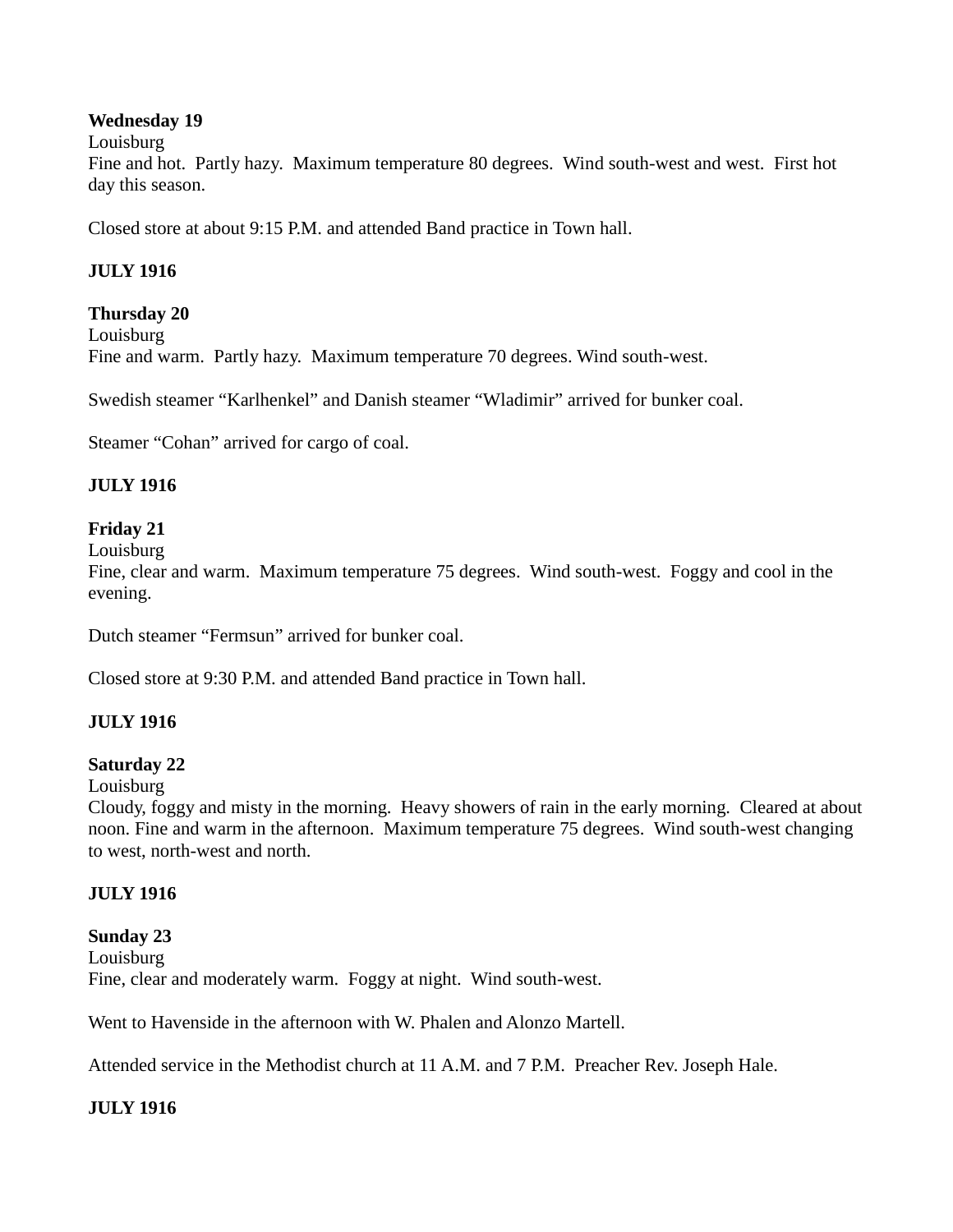**Wednesday 19**
Louisburg
Fine and hot. Partly hazy. Maximum temperature 80 degrees. Wind south-west and west. First hot day this season.

Closed store at about 9:15 P.M. and attended Band practice in Town hall.

**JULY 1916**

**Thursday 20**
Louisburg
Fine and warm. Partly hazy. Maximum temperature 70 degrees. Wind south-west.

Swedish steamer "Karlhenkel" and Danish steamer "Wladimir" arrived for bunker coal.

Steamer "Cohan" arrived for cargo of coal.

**JULY 1916**

**Friday 21**
Louisburg
Fine, clear and warm. Maximum temperature 75 degrees. Wind south-west. Foggy and cool in the evening.

Dutch steamer "Fermsun" arrived for bunker coal.

Closed store at 9:30 P.M. and attended Band practice in Town hall.

**JULY 1916**

**Saturday 22**
Louisburg
Cloudy, foggy and misty in the morning. Heavy showers of rain in the early morning. Cleared at about noon. Fine and warm in the afternoon. Maximum temperature 75 degrees. Wind south-west changing to west, north-west and north.

**JULY 1916**

**Sunday 23**
Louisburg
Fine, clear and moderately warm. Foggy at night. Wind south-west.

Went to Havenside in the afternoon with W. Phalen and Alonzo Martell.

Attended service in the Methodist church at 11 A.M. and 7 P.M. Preacher Rev. Joseph Hale.

**JULY 1916**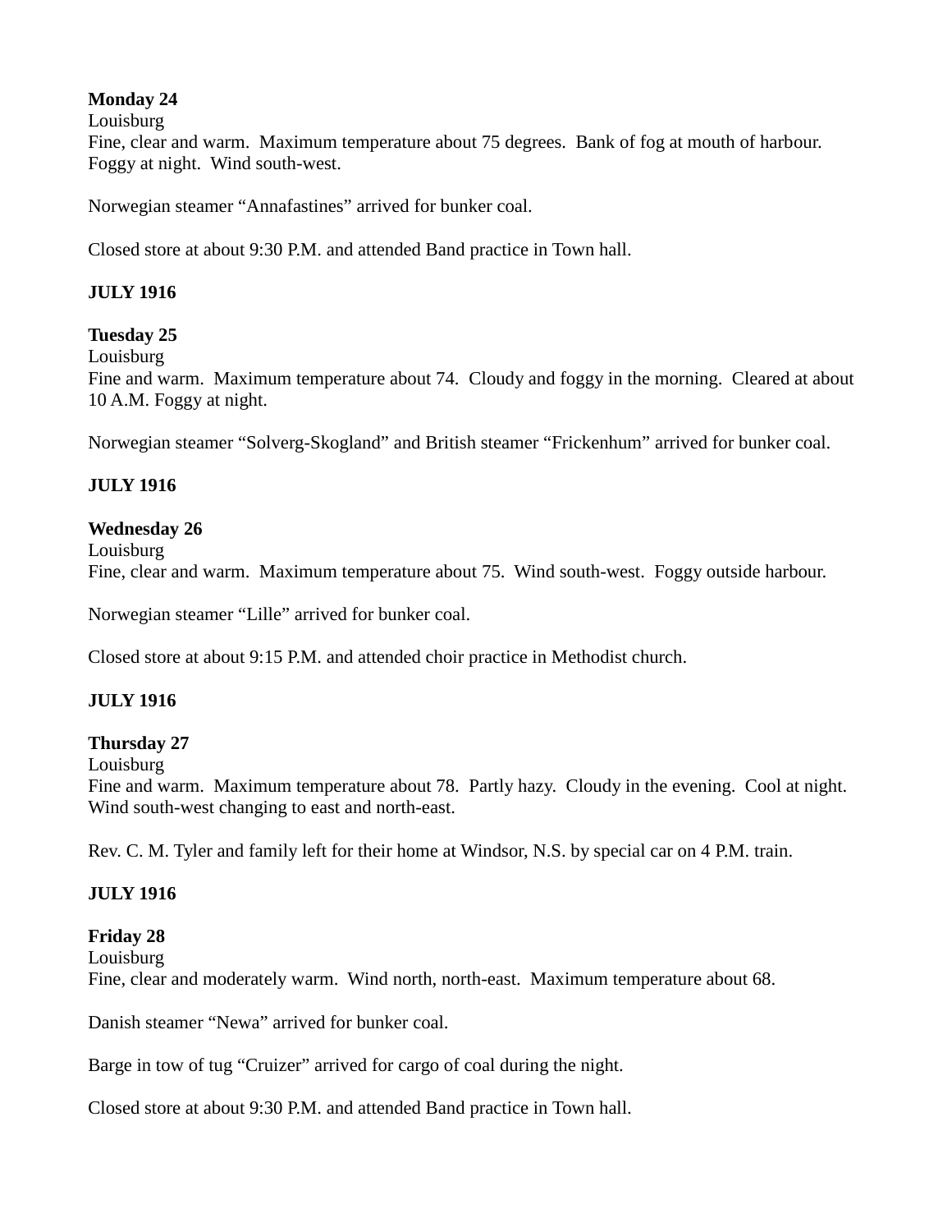**Monday 24**
Louisburg
Fine, clear and warm. Maximum temperature about 75 degrees. Bank of fog at mouth of harbour. Foggy at night. Wind south-west.

Norwegian steamer "Annafastines" arrived for bunker coal.

Closed store at about 9:30 P.M. and attended Band practice in Town hall.

**JULY 1916**

**Tuesday 25**
Louisburg
Fine and warm. Maximum temperature about 74. Cloudy and foggy in the morning. Cleared at about 10 A.M. Foggy at night.

Norwegian steamer "Solverg-Skogland" and British steamer "Frickenhum" arrived for bunker coal.

**JULY 1916**

**Wednesday 26**
Louisburg
Fine, clear and warm. Maximum temperature about 75. Wind south-west. Foggy outside harbour.

Norwegian steamer "Lille" arrived for bunker coal.

Closed store at about 9:15 P.M. and attended choir practice in Methodist church.

**JULY 1916**

**Thursday 27**
Louisburg
Fine and warm. Maximum temperature about 78. Partly hazy. Cloudy in the evening. Cool at night. Wind south-west changing to east and north-east.

Rev. C. M. Tyler and family left for their home at Windsor, N.S. by special car on 4 P.M. train.

**JULY 1916**

**Friday 28**
Louisburg
Fine, clear and moderately warm. Wind north, north-east. Maximum temperature about 68.

Danish steamer "Newa" arrived for bunker coal.

Barge in tow of tug "Cruizer" arrived for cargo of coal during the night.

Closed store at about 9:30 P.M. and attended Band practice in Town hall.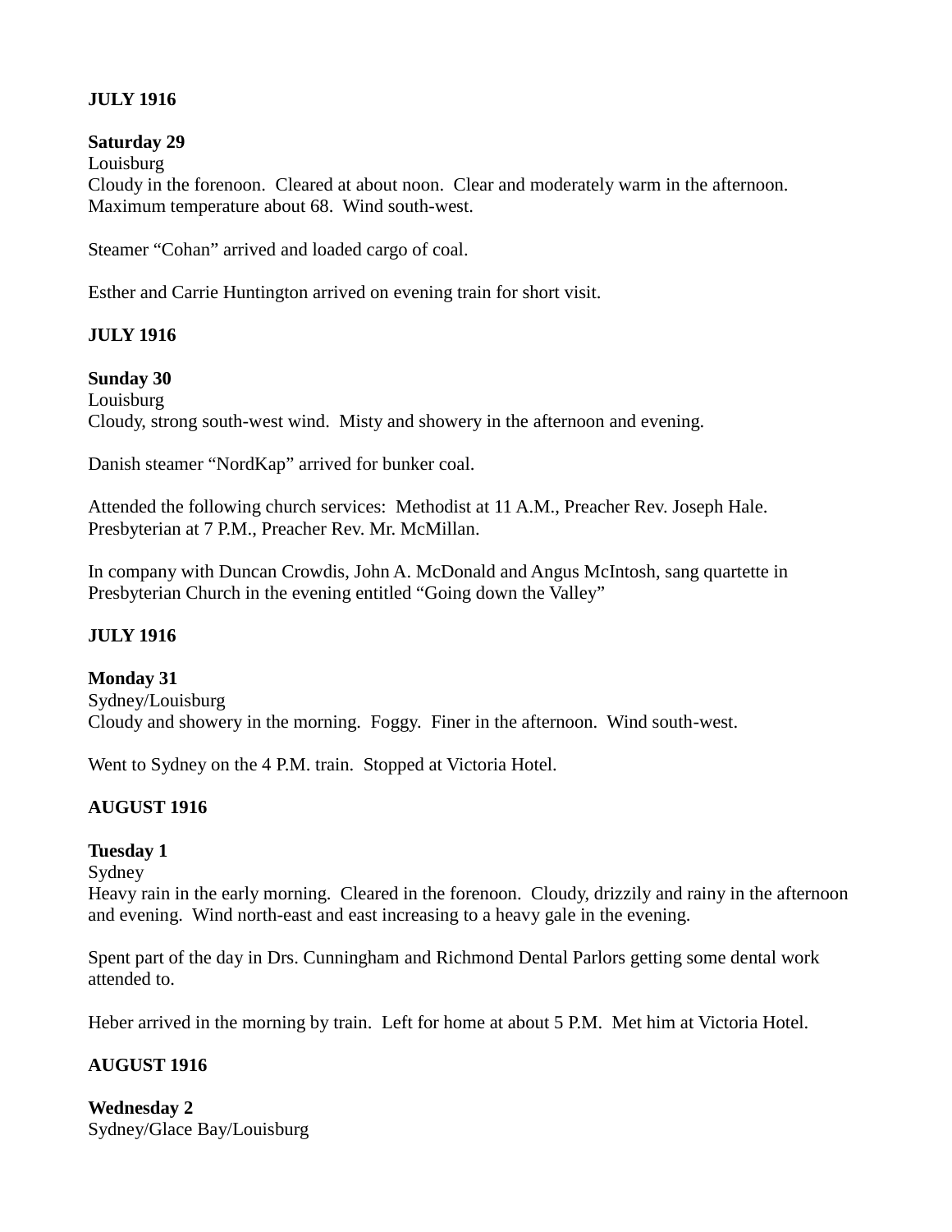**JULY 1916**

**Saturday 29**
Louisburg
Cloudy in the forenoon. Cleared at about noon. Clear and moderately warm in the afternoon. Maximum temperature about 68. Wind south-west.

Steamer "Cohan" arrived and loaded cargo of coal.

Esther and Carrie Huntington arrived on evening train for short visit.

**JULY 1916**

**Sunday 30**
Louisburg
Cloudy, strong south-west wind. Misty and showery in the afternoon and evening.

Danish steamer "NordKap" arrived for bunker coal.

Attended the following church services: Methodist at 11 A.M., Preacher Rev. Joseph Hale. Presbyterian at 7 P.M., Preacher Rev. Mr. McMillan.

In company with Duncan Crowdis, John A. McDonald and Angus McIntosh, sang quartette in Presbyterian Church in the evening entitled "Going down the Valley"

**JULY 1916**

**Monday 31**
Sydney/Louisburg
Cloudy and showery in the morning. Foggy. Finer in the afternoon. Wind south-west.

Went to Sydney on the 4 P.M. train. Stopped at Victoria Hotel.

**AUGUST 1916**

**Tuesday 1**
Sydney
Heavy rain in the early morning. Cleared in the forenoon. Cloudy, drizzily and rainy in the afternoon and evening. Wind north-east and east increasing to a heavy gale in the evening.

Spent part of the day in Drs. Cunningham and Richmond Dental Parlors getting some dental work attended to.

Heber arrived in the morning by train. Left for home at about 5 P.M. Met him at Victoria Hotel.

**AUGUST 1916**

**Wednesday 2**
Sydney/Glace Bay/Louisburg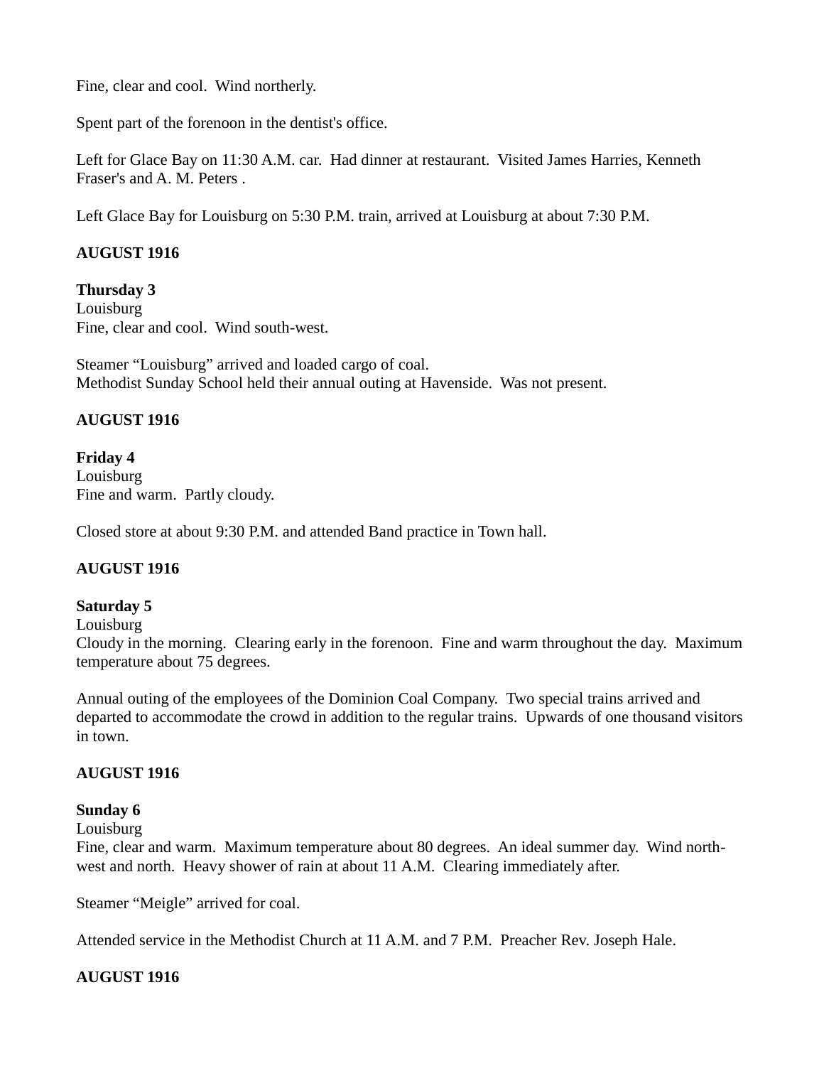Fine, clear and cool.  Wind northerly.

Spent part of the forenoon in the dentist's office.

Left for Glace Bay on 11:30 A.M. car.  Had dinner at restaurant.  Visited James Harries, Kenneth Fraser's and A. M. Peters .

Left Glace Bay for Louisburg on 5:30 P.M. train, arrived at Louisburg at about 7:30 P.M.

**AUGUST 1916**

**Thursday 3**
Louisburg
Fine, clear and cool.  Wind south-west.

Steamer "Louisburg" arrived and loaded cargo of coal.
Methodist Sunday School held their annual outing at Havenside.  Was not present.

**AUGUST 1916**

**Friday 4**
Louisburg
Fine and warm.  Partly cloudy.

Closed store at about 9:30 P.M. and attended Band practice in Town hall.

**AUGUST 1916**

**Saturday 5**
Louisburg
Cloudy in the morning.  Clearing early in the forenoon.  Fine and warm throughout the day.  Maximum temperature about 75 degrees.

Annual outing of the employees of the Dominion Coal Company.  Two special trains arrived and departed to accommodate the crowd in addition to the regular trains.  Upwards of one thousand visitors in town.

**AUGUST 1916**

**Sunday 6**
Louisburg
Fine, clear and warm.  Maximum temperature about 80 degrees.  An ideal summer day.  Wind north-west and north.  Heavy shower of rain at about 11 A.M.  Clearing immediately after.

Steamer "Meigle" arrived for coal.

Attended service in the Methodist Church at 11 A.M. and 7 P.M.  Preacher Rev. Joseph Hale.

**AUGUST 1916**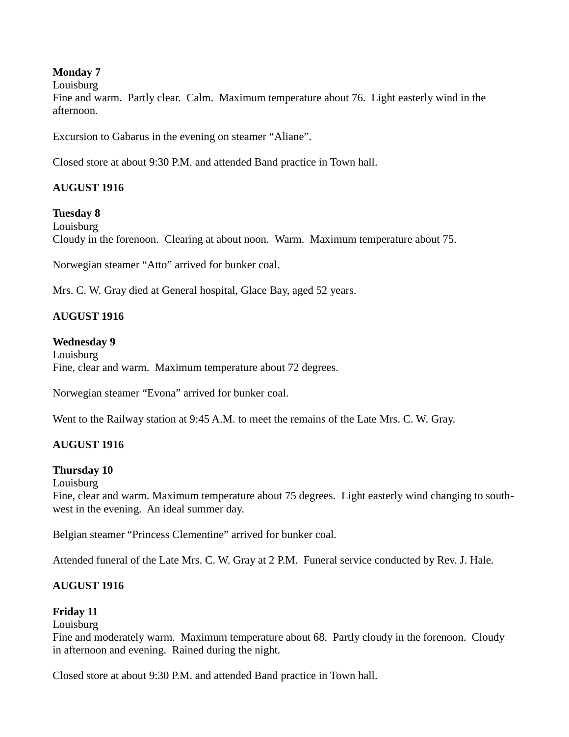**Monday 7**
Louisburg
Fine and warm.  Partly clear.  Calm.  Maximum temperature about 76.  Light easterly wind in the afternoon.

Excursion to Gabarus in the evening on steamer "Aliane".

Closed store at about 9:30 P.M. and attended Band practice in Town hall.

**AUGUST 1916**

**Tuesday 8**
Louisburg
Cloudy in the forenoon.  Clearing at about noon.  Warm.  Maximum temperature about 75.

Norwegian steamer "Atto" arrived for bunker coal.

Mrs. C. W. Gray died at General hospital, Glace Bay, aged 52 years.

**AUGUST 1916**

**Wednesday 9**
Louisburg
Fine, clear and warm.  Maximum temperature about 72 degrees.

Norwegian steamer "Evona" arrived for bunker coal.

Went to the Railway station at 9:45 A.M. to meet the remains of the Late Mrs. C. W. Gray.

**AUGUST 1916**

**Thursday 10**
Louisburg
Fine, clear and warm. Maximum temperature about 75 degrees.  Light easterly wind changing to south-west in the evening.  An ideal summer day.

Belgian steamer "Princess Clementine" arrived for bunker coal.

Attended funeral of the Late Mrs. C. W. Gray at 2 P.M.  Funeral service conducted by Rev. J. Hale.

**AUGUST 1916**

**Friday 11**
Louisburg
Fine and moderately warm.  Maximum temperature about 68.  Partly cloudy in the forenoon.  Cloudy in afternoon and evening.  Rained during the night.

Closed store at about 9:30 P.M. and attended Band practice in Town hall.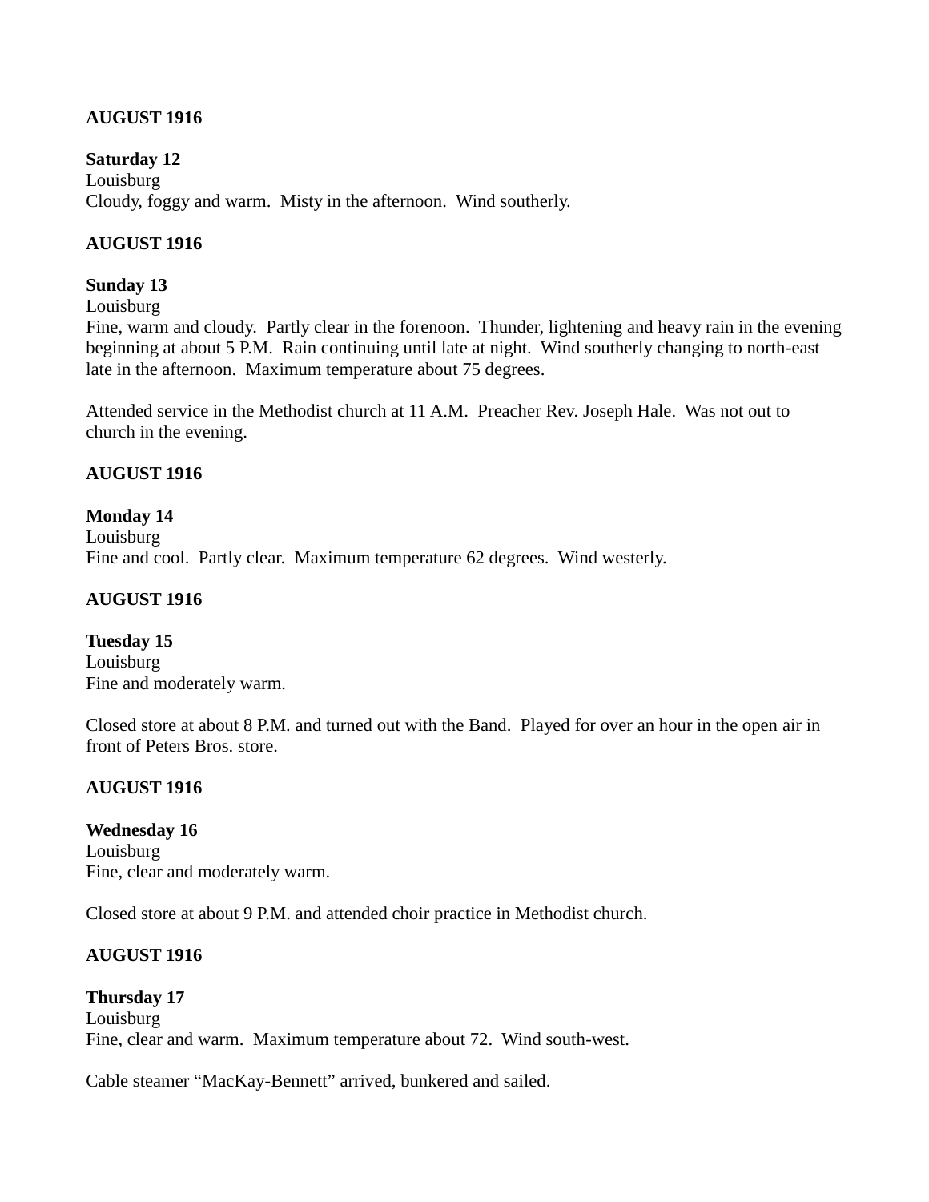**AUGUST 1916**

**Saturday 12**
Louisburg
Cloudy, foggy and warm. Misty in the afternoon. Wind southerly.

**AUGUST 1916**

**Sunday 13**
Louisburg
Fine, warm and cloudy. Partly clear in the forenoon. Thunder, lightening and heavy rain in the evening beginning at about 5 P.M. Rain continuing until late at night. Wind southerly changing to north-east late in the afternoon. Maximum temperature about 75 degrees.

Attended service in the Methodist church at 11 A.M. Preacher Rev. Joseph Hale. Was not out to church in the evening.

**AUGUST 1916**

**Monday 14**
Louisburg
Fine and cool. Partly clear. Maximum temperature 62 degrees. Wind westerly.

**AUGUST 1916**

**Tuesday 15**
Louisburg
Fine and moderately warm.

Closed store at about 8 P.M. and turned out with the Band. Played for over an hour in the open air in front of Peters Bros. store.

**AUGUST 1916**

**Wednesday 16**
Louisburg
Fine, clear and moderately warm.

Closed store at about 9 P.M. and attended choir practice in Methodist church.

**AUGUST 1916**

**Thursday 17**
Louisburg
Fine, clear and warm. Maximum temperature about 72. Wind south-west.

Cable steamer "MacKay-Bennett" arrived, bunkered and sailed.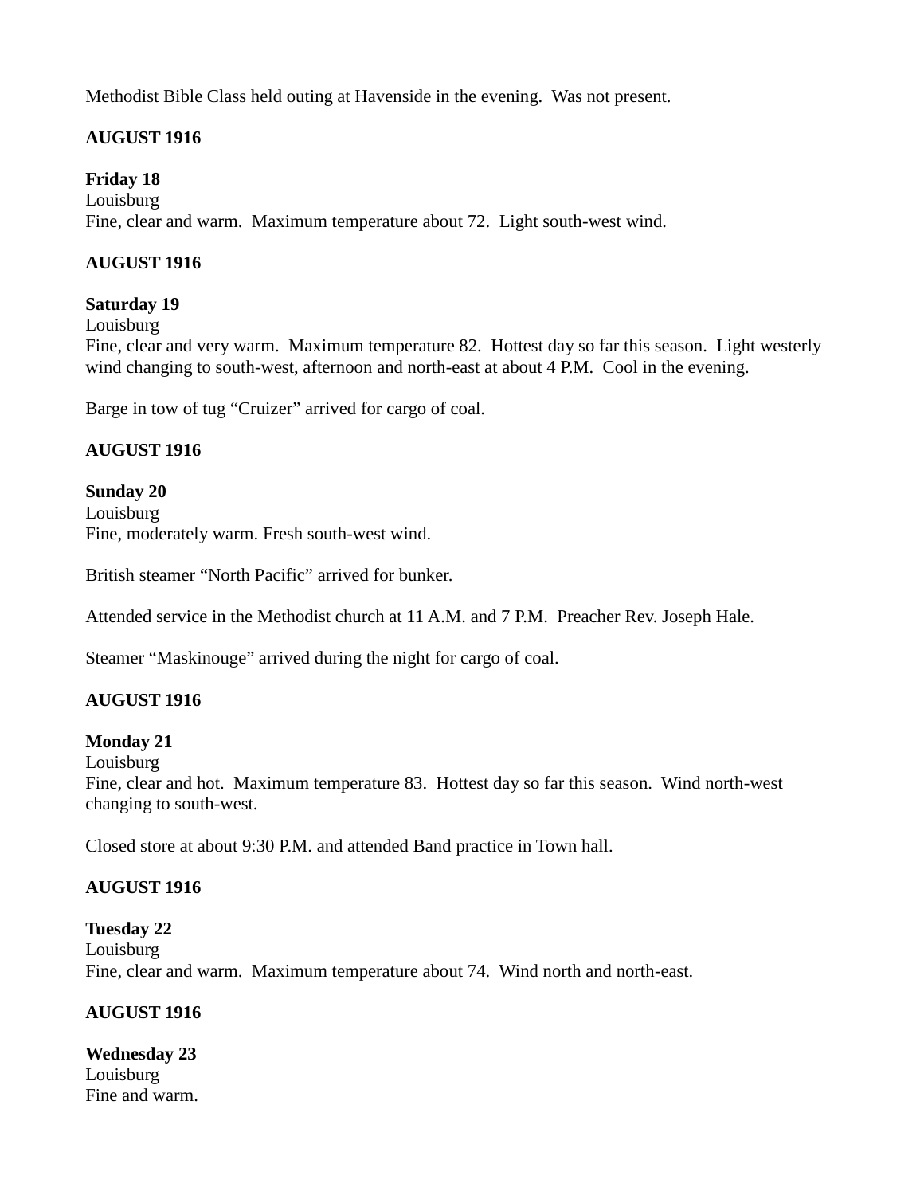Methodist Bible Class held outing at Havenside in the evening. Was not present.

**AUGUST 1916**

**Friday 18**
Louisburg
Fine, clear and warm. Maximum temperature about 72. Light south-west wind.

**AUGUST 1916**

**Saturday 19**
Louisburg
Fine, clear and very warm. Maximum temperature 82. Hottest day so far this season. Light westerly wind changing to south-west, afternoon and north-east at about 4 P.M. Cool in the evening.

Barge in tow of tug "Cruizer" arrived for cargo of coal.

**AUGUST 1916**

**Sunday 20**
Louisburg
Fine, moderately warm. Fresh south-west wind.

British steamer "North Pacific" arrived for bunker.

Attended service in the Methodist church at 11 A.M. and 7 P.M. Preacher Rev. Joseph Hale.

Steamer "Maskinouge" arrived during the night for cargo of coal.

**AUGUST 1916**

**Monday 21**
Louisburg
Fine, clear and hot. Maximum temperature 83. Hottest day so far this season. Wind north-west changing to south-west.

Closed store at about 9:30 P.M. and attended Band practice in Town hall.

**AUGUST 1916**

**Tuesday 22**
Louisburg
Fine, clear and warm. Maximum temperature about 74. Wind north and north-east.

**AUGUST 1916**

**Wednesday 23**
Louisburg
Fine and warm.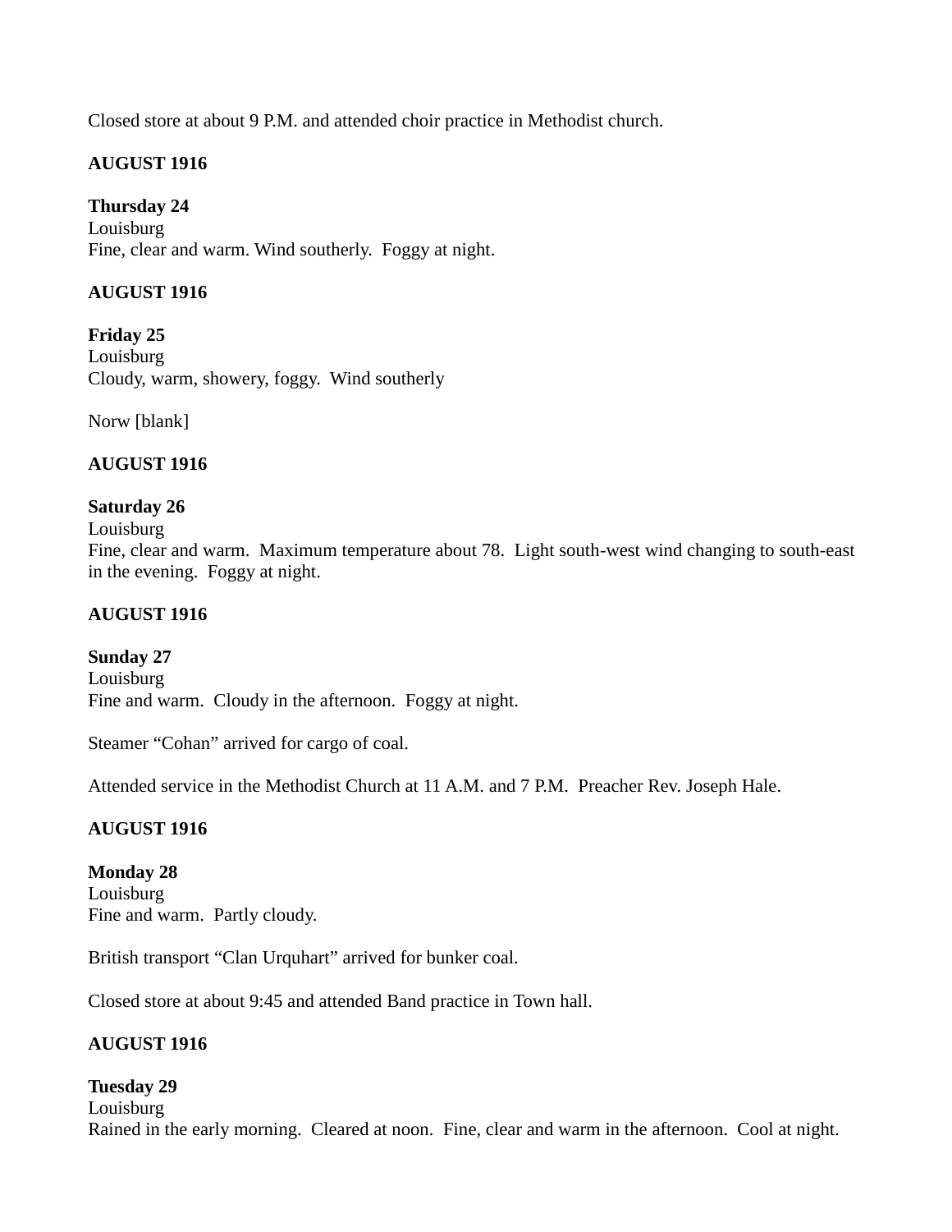Closed store at about 9 P.M. and attended choir practice in Methodist church.

**AUGUST 1916**

**Thursday 24**
Louisburg
Fine, clear and warm. Wind southerly. Foggy at night.

**AUGUST 1916**

**Friday 25**
Louisburg
Cloudy, warm, showery, foggy. Wind southerly

Norw [blank]

**AUGUST 1916**

**Saturday 26**
Louisburg
Fine, clear and warm. Maximum temperature about 78. Light south-west wind changing to south-east in the evening. Foggy at night.

**AUGUST 1916**

**Sunday 27**
Louisburg
Fine and warm. Cloudy in the afternoon. Foggy at night.

Steamer "Cohan" arrived for cargo of coal.

Attended service in the Methodist Church at 11 A.M. and 7 P.M. Preacher Rev. Joseph Hale.

**AUGUST 1916**

**Monday 28**
Louisburg
Fine and warm. Partly cloudy.

British transport "Clan Urquhart" arrived for bunker coal.

Closed store at about 9:45 and attended Band practice in Town hall.

**AUGUST 1916**

**Tuesday 29**
Louisburg
Rained in the early morning. Cleared at noon. Fine, clear and warm in the afternoon. Cool at night.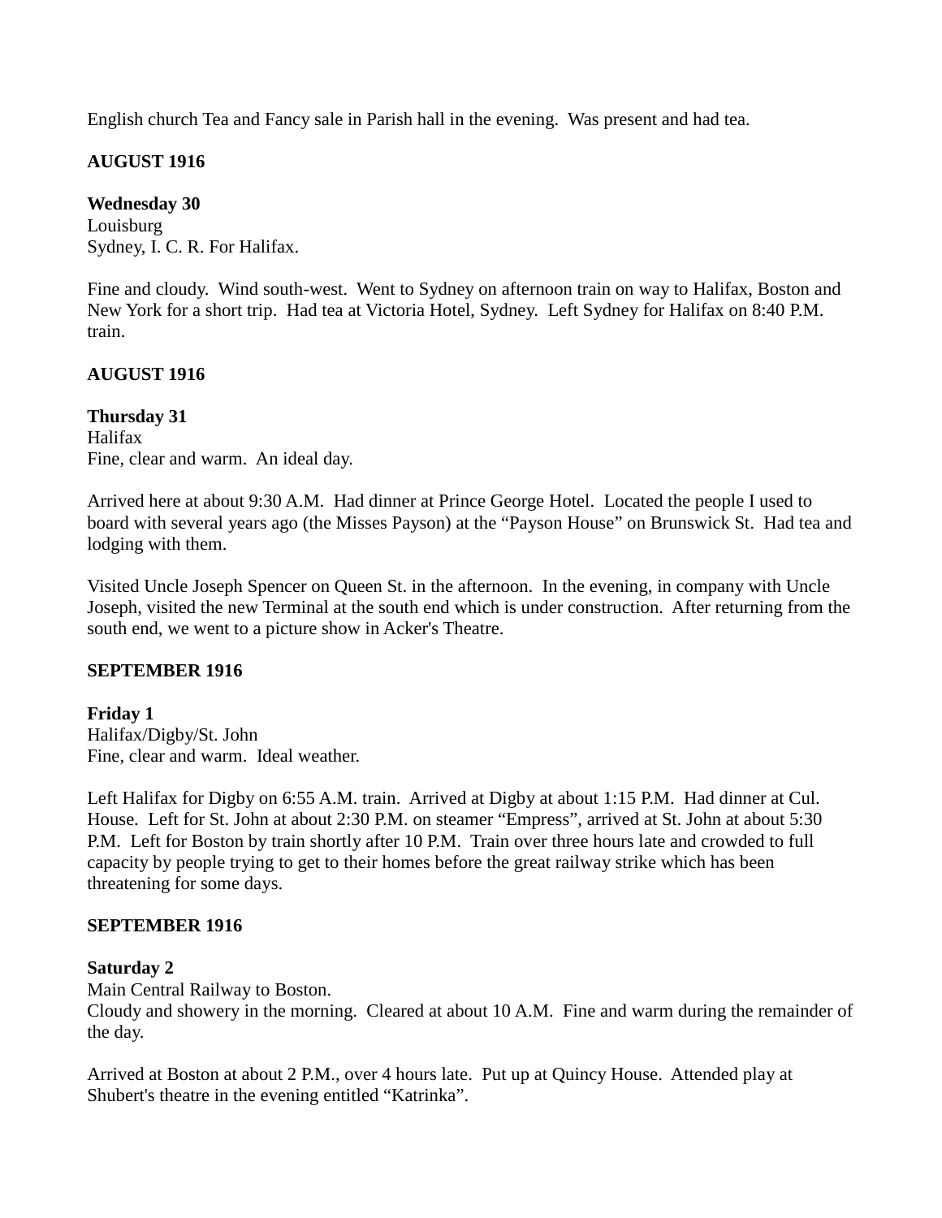English church Tea and Fancy sale in Parish hall in the evening.  Was present and had tea.

**AUGUST 1916**

**Wednesday 30**
Louisburg
Sydney, I. C. R. For Halifax.

Fine and cloudy.  Wind south-west.  Went to Sydney on afternoon train on way to Halifax, Boston and New York for a short trip.  Had tea at Victoria Hotel, Sydney.  Left Sydney for Halifax on 8:40 P.M. train.

**AUGUST 1916**

**Thursday 31**
Halifax
Fine, clear and warm.  An ideal day.

Arrived here at about 9:30 A.M.  Had dinner at Prince George Hotel.  Located the people I used to board with several years ago (the Misses Payson) at the "Payson House" on Brunswick St.  Had tea and lodging with them.

Visited Uncle Joseph Spencer on Queen St. in the afternoon.  In the evening, in company with Uncle Joseph, visited the new Terminal at the south end which is under construction.  After returning from the south end, we went to a picture show in Acker's Theatre.

**SEPTEMBER 1916**

**Friday 1**
Halifax/Digby/St. John
Fine, clear and warm.  Ideal weather.

Left Halifax for Digby on 6:55 A.M. train.  Arrived at Digby at about 1:15 P.M.  Had dinner at Cul. House.  Left for St. John at about 2:30 P.M. on steamer "Empress", arrived at St. John at about 5:30 P.M.  Left for Boston by train shortly after 10 P.M.  Train over three hours late and crowded to full capacity by people trying to get to their homes before the great railway strike which has been threatening for some days.

**SEPTEMBER 1916**

**Saturday 2**
Main Central Railway to Boston.
Cloudy and showery in the morning.  Cleared at about 10 A.M.  Fine and warm during the remainder of the day.

Arrived at Boston at about 2 P.M., over 4 hours late.  Put up at Quincy House.  Attended play at Shubert's theatre in the evening entitled "Katrinka".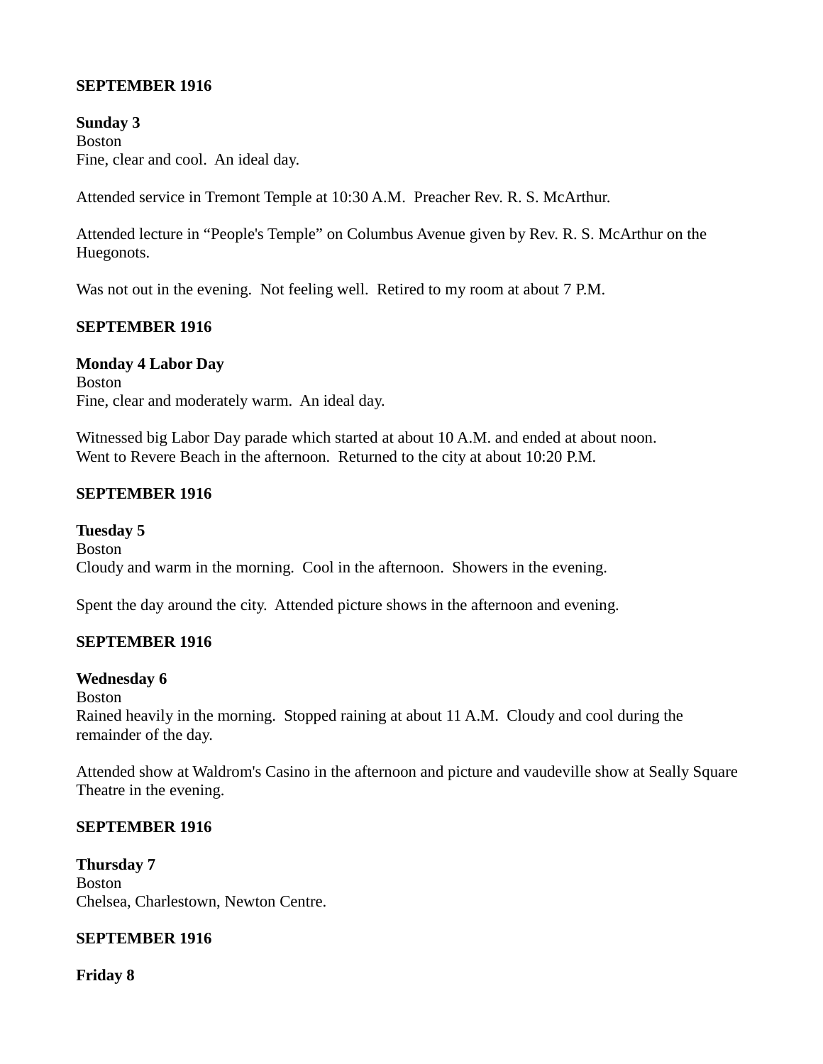**SEPTEMBER 1916**

**Sunday 3**
Boston
Fine, clear and cool. An ideal day.

Attended service in Tremont Temple at 10:30 A.M. Preacher Rev. R. S. McArthur.

Attended lecture in "People's Temple" on Columbus Avenue given by Rev. R. S. McArthur on the Huegonots.

Was not out in the evening. Not feeling well. Retired to my room at about 7 P.M.

**SEPTEMBER 1916**

**Monday 4 Labor Day**
Boston
Fine, clear and moderately warm. An ideal day.

Witnessed big Labor Day parade which started at about 10 A.M. and ended at about noon.
Went to Revere Beach in the afternoon. Returned to the city at about 10:20 P.M.

**SEPTEMBER 1916**

**Tuesday 5**
Boston
Cloudy and warm in the morning. Cool in the afternoon. Showers in the evening.

Spent the day around the city. Attended picture shows in the afternoon and evening.

**SEPTEMBER 1916**

**Wednesday 6**
Boston
Rained heavily in the morning. Stopped raining at about 11 A.M. Cloudy and cool during the remainder of the day.

Attended show at Waldrom's Casino in the afternoon and picture and vaudeville show at Seally Square Theatre in the evening.

**SEPTEMBER 1916**

**Thursday 7**
Boston
Chelsea, Charlestown, Newton Centre.

**SEPTEMBER 1916**

**Friday 8**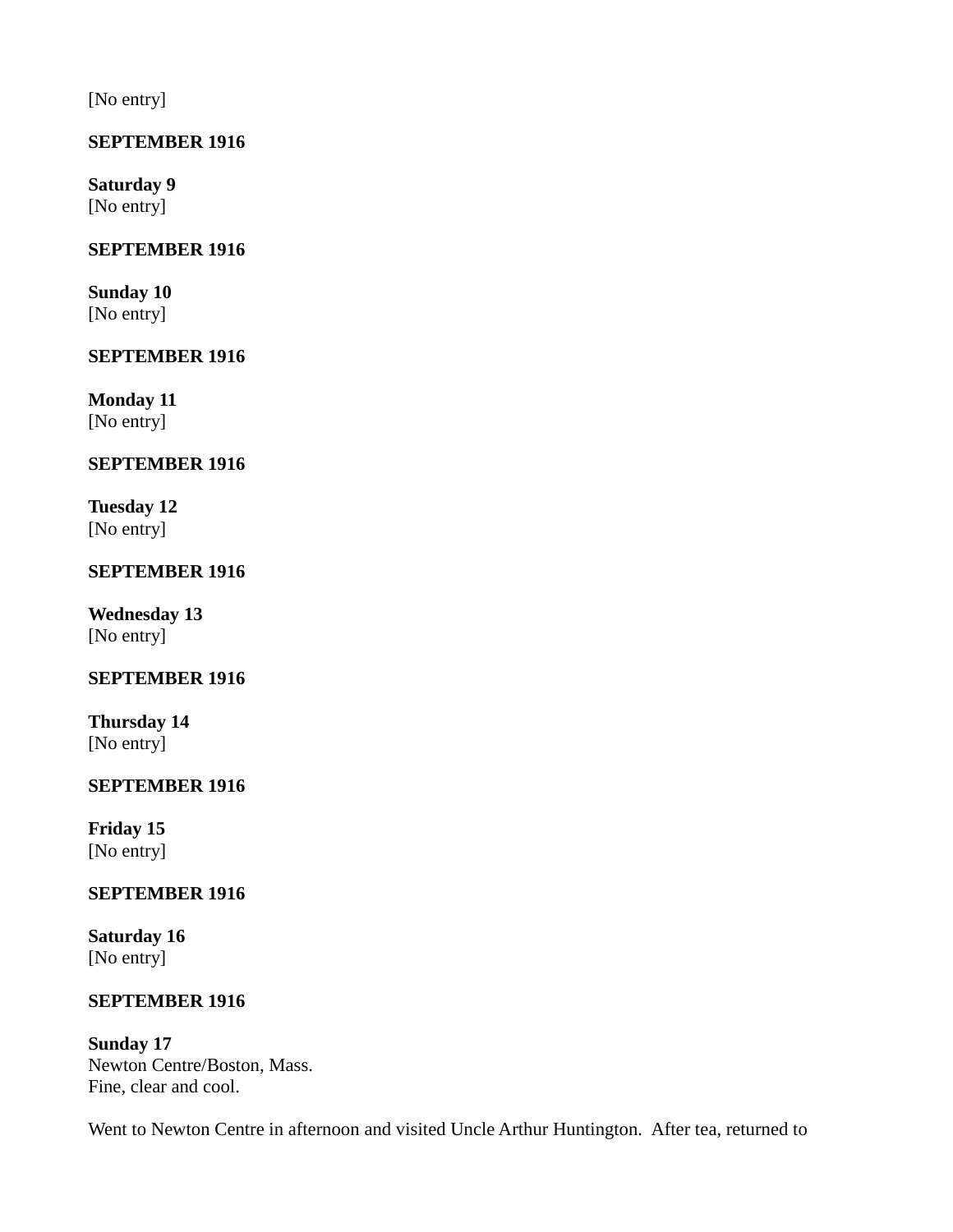[No entry]

**SEPTEMBER 1916**

**Saturday 9**
[No entry]

**SEPTEMBER 1916**

**Sunday 10**
[No entry]

**SEPTEMBER 1916**

**Monday 11**
[No entry]

**SEPTEMBER 1916**

**Tuesday 12**
[No entry]

**SEPTEMBER 1916**

**Wednesday 13**
[No entry]

**SEPTEMBER 1916**

**Thursday 14**
[No entry]

**SEPTEMBER 1916**

**Friday 15**
[No entry]

**SEPTEMBER 1916**

**Saturday 16**
[No entry]

**SEPTEMBER 1916**

**Sunday 17**
Newton Centre/Boston, Mass.
Fine, clear and cool.

Went to Newton Centre in afternoon and visited Uncle Arthur Huntington. After tea, returned to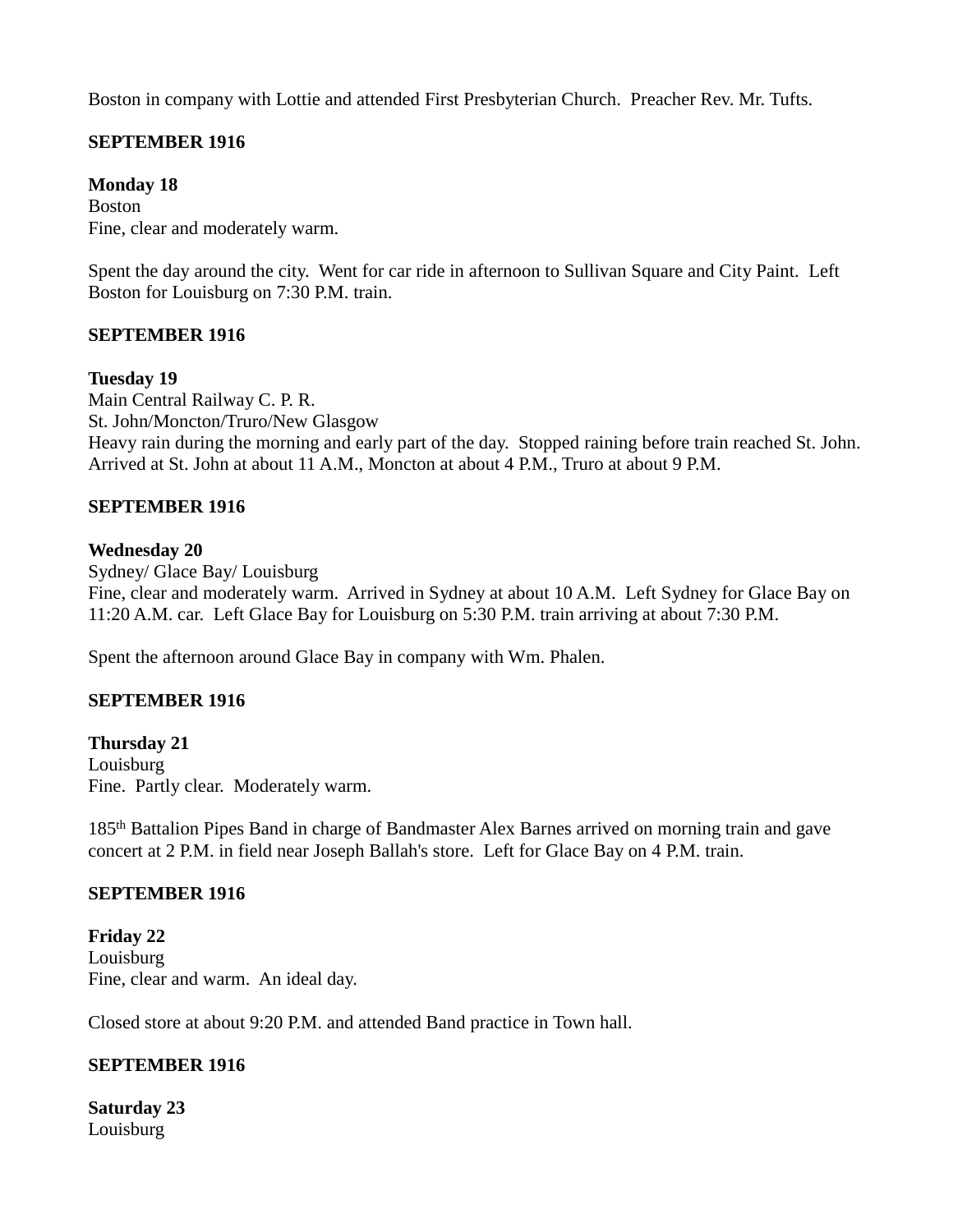Boston in company with Lottie and attended First Presbyterian Church. Preacher Rev. Mr. Tufts.

**SEPTEMBER 1916**

**Monday 18**
Boston
Fine, clear and moderately warm.

Spent the day around the city. Went for car ride in afternoon to Sullivan Square and City Paint. Left Boston for Louisburg on 7:30 P.M. train.

**SEPTEMBER 1916**

**Tuesday 19**
Main Central Railway C. P. R.
St. John/Moncton/Truro/New Glasgow
Heavy rain during the morning and early part of the day. Stopped raining before train reached St. John. Arrived at St. John at about 11 A.M., Moncton at about 4 P.M., Truro at about 9 P.M.

**SEPTEMBER 1916**

**Wednesday 20**
Sydney/ Glace Bay/ Louisburg
Fine, clear and moderately warm. Arrived in Sydney at about 10 A.M. Left Sydney for Glace Bay on 11:20 A.M. car. Left Glace Bay for Louisburg on 5:30 P.M. train arriving at about 7:30 P.M.

Spent the afternoon around Glace Bay in company with Wm. Phalen.

**SEPTEMBER 1916**

**Thursday 21**
Louisburg
Fine. Partly clear. Moderately warm.

185th Battalion Pipes Band in charge of Bandmaster Alex Barnes arrived on morning train and gave concert at 2 P.M. in field near Joseph Ballah's store. Left for Glace Bay on 4 P.M. train.

**SEPTEMBER 1916**

**Friday 22**
Louisburg
Fine, clear and warm. An ideal day.

Closed store at about 9:20 P.M. and attended Band practice in Town hall.

**SEPTEMBER 1916**

**Saturday 23**
Louisburg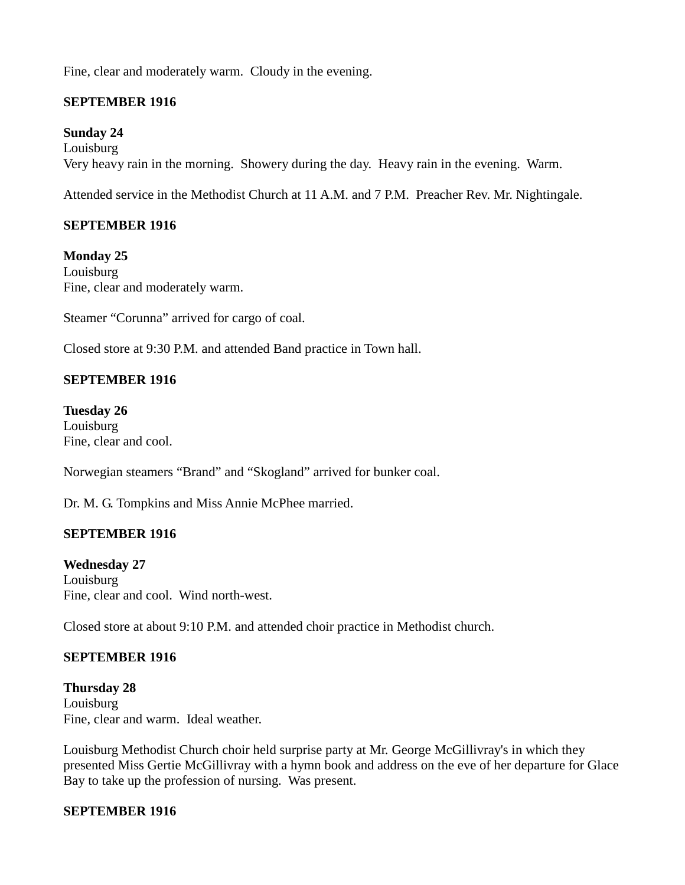Fine, clear and moderately warm. Cloudy in the evening.

**SEPTEMBER 1916**

**Sunday 24**
Louisburg
Very heavy rain in the morning. Showery during the day. Heavy rain in the evening. Warm.

Attended service in the Methodist Church at 11 A.M. and 7 P.M. Preacher Rev. Mr. Nightingale.

**SEPTEMBER 1916**

**Monday 25**
Louisburg
Fine, clear and moderately warm.

Steamer "Corunna" arrived for cargo of coal.

Closed store at 9:30 P.M. and attended Band practice in Town hall.

**SEPTEMBER 1916**

**Tuesday 26**
Louisburg
Fine, clear and cool.

Norwegian steamers "Brand" and "Skogland" arrived for bunker coal.

Dr. M. G. Tompkins and Miss Annie McPhee married.

**SEPTEMBER 1916**

**Wednesday 27**
Louisburg
Fine, clear and cool. Wind north-west.

Closed store at about 9:10 P.M. and attended choir practice in Methodist church.

**SEPTEMBER 1916**

**Thursday 28**
Louisburg
Fine, clear and warm. Ideal weather.

Louisburg Methodist Church choir held surprise party at Mr. George McGillivray's in which they presented Miss Gertie McGillivray with a hymn book and address on the eve of her departure for Glace Bay to take up the profession of nursing. Was present.

**SEPTEMBER 1916**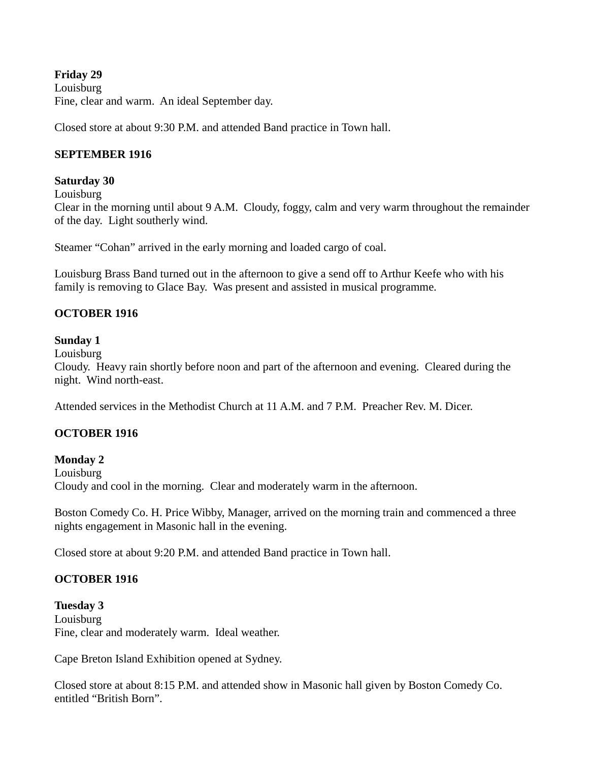**Friday 29**
Louisburg
Fine, clear and warm.  An ideal September day.

Closed store at about 9:30 P.M. and attended Band practice in Town hall.

**SEPTEMBER 1916**

**Saturday 30**
Louisburg
Clear in the morning until about 9 A.M.  Cloudy, foggy, calm and very warm throughout the remainder of the day.  Light southerly wind.

Steamer "Cohan" arrived in the early morning and loaded cargo of coal.

Louisburg Brass Band turned out in the afternoon to give a send off to Arthur Keefe who with his family is removing to Glace Bay.  Was present and assisted in musical programme.

**OCTOBER 1916**

**Sunday 1**
Louisburg
Cloudy.  Heavy rain shortly before noon and part of the afternoon and evening.  Cleared during the night.  Wind north-east.

Attended services in the Methodist Church at 11 A.M. and 7 P.M.  Preacher Rev. M. Dicer.

**OCTOBER 1916**

**Monday 2**
Louisburg
Cloudy and cool in the morning.  Clear and moderately warm in the afternoon.

Boston Comedy Co. H. Price Wibby, Manager, arrived on the morning train and commenced a three nights engagement in Masonic hall in the evening.

Closed store at about 9:20 P.M. and attended Band practice in Town hall.

**OCTOBER 1916**

**Tuesday 3**
Louisburg
Fine, clear and moderately warm.  Ideal weather.

Cape Breton Island Exhibition opened at Sydney.

Closed store at about 8:15 P.M. and attended show in Masonic hall given by Boston Comedy Co. entitled "British Born".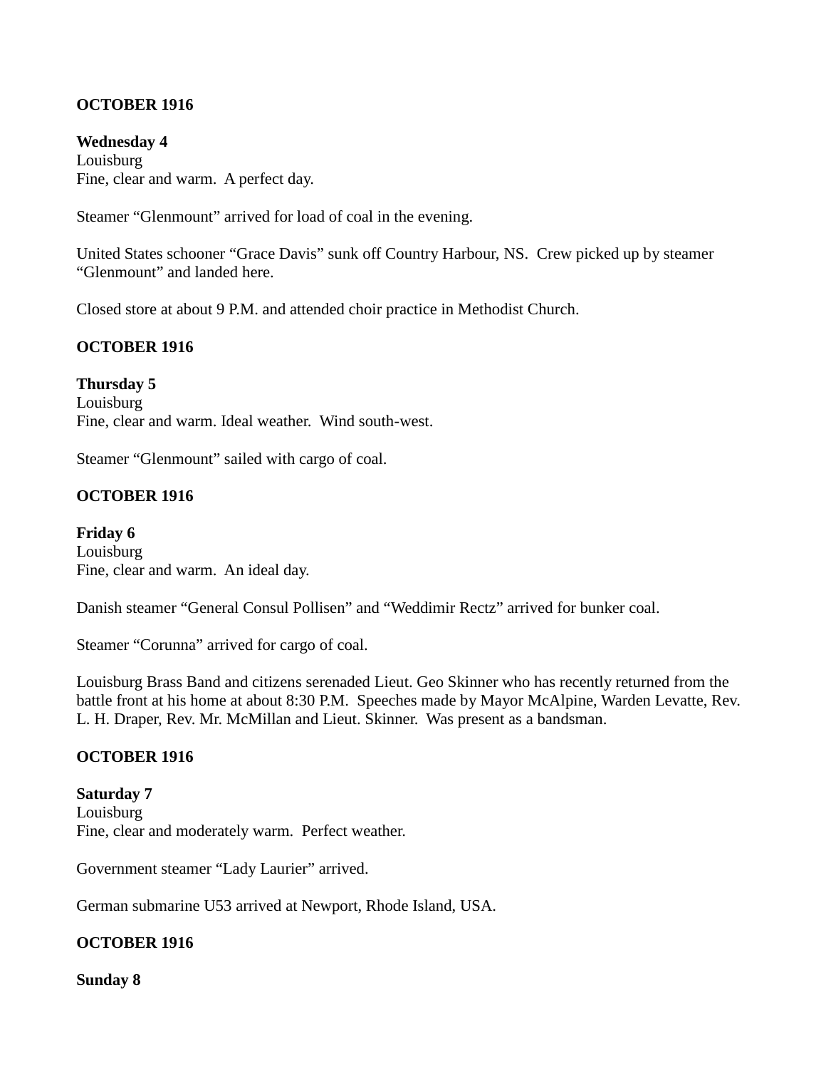**OCTOBER 1916**

**Wednesday 4**
Louisburg
Fine, clear and warm. A perfect day.

Steamer “Glenmount” arrived for load of coal in the evening.

United States schooner “Grace Davis” sunk off Country Harbour, NS. Crew picked up by steamer “Glenmount” and landed here.

Closed store at about 9 P.M. and attended choir practice in Methodist Church.

**OCTOBER 1916**

**Thursday 5**
Louisburg
Fine, clear and warm. Ideal weather. Wind south-west.

Steamer “Glenmount” sailed with cargo of coal.

**OCTOBER 1916**

**Friday 6**
Louisburg
Fine, clear and warm. An ideal day.

Danish steamer “General Consul Pollisen” and “Weddimir Rectz” arrived for bunker coal.

Steamer “Corunna” arrived for cargo of coal.

Louisburg Brass Band and citizens serenaded Lieut. Geo Skinner who has recently returned from the battle front at his home at about 8:30 P.M. Speeches made by Mayor McAlpine, Warden Levatte, Rev. L. H. Draper, Rev. Mr. McMillan and Lieut. Skinner. Was present as a bandsman.

**OCTOBER 1916**

**Saturday 7**
Louisburg
Fine, clear and moderately warm. Perfect weather.

Government steamer “Lady Laurier” arrived.

German submarine U53 arrived at Newport, Rhode Island, USA.

**OCTOBER 1916**

**Sunday 8**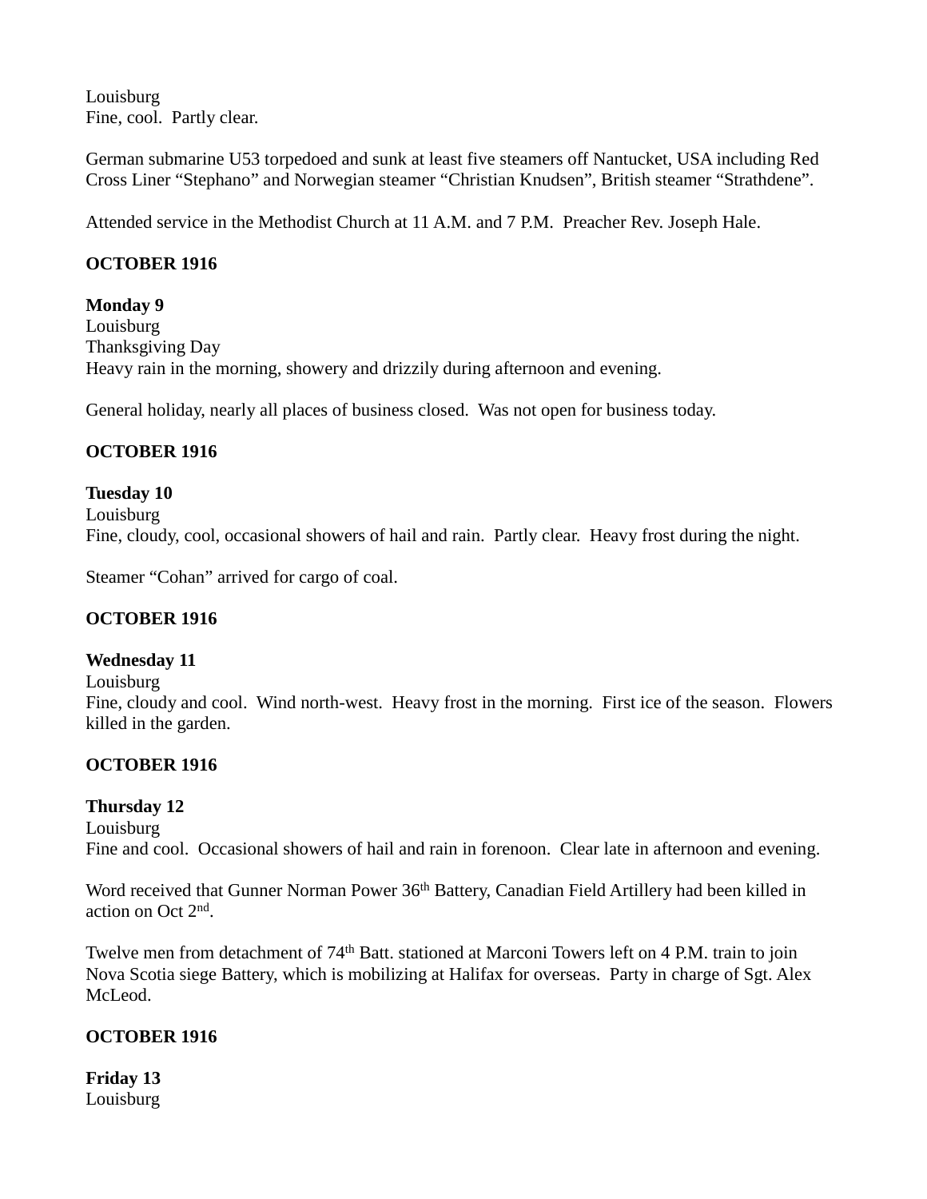Louisburg
Fine, cool.  Partly clear.

German submarine U53 torpedoed and sunk at least five steamers off Nantucket, USA including Red Cross Liner "Stephano" and Norwegian steamer "Christian Knudsen", British steamer "Strathdene".

Attended service in the Methodist Church at 11 A.M. and 7 P.M.  Preacher Rev. Joseph Hale.

**OCTOBER 1916**

**Monday 9**
Louisburg
Thanksgiving Day
Heavy rain in the morning, showery and drizzily during afternoon and evening.

General holiday, nearly all places of business closed.  Was not open for business today.

**OCTOBER 1916**

**Tuesday 10**
Louisburg
Fine, cloudy, cool, occasional showers of hail and rain.  Partly clear.  Heavy frost during the night.

Steamer "Cohan" arrived for cargo of coal.

**OCTOBER 1916**

**Wednesday 11**
Louisburg
Fine, cloudy and cool.  Wind north-west.  Heavy frost in the morning.  First ice of the season.  Flowers killed in the garden.

**OCTOBER 1916**

**Thursday 12**
Louisburg
Fine and cool.  Occasional showers of hail and rain in forenoon.  Clear late in afternoon and evening.

Word received that Gunner Norman Power 36th Battery, Canadian Field Artillery had been killed in action on Oct 2nd.

Twelve men from detachment of 74th Batt. stationed at Marconi Towers left on 4 P.M. train to join Nova Scotia siege Battery, which is mobilizing at Halifax for overseas.  Party in charge of Sgt. Alex McLeod.

**OCTOBER 1916**

**Friday 13**
Louisburg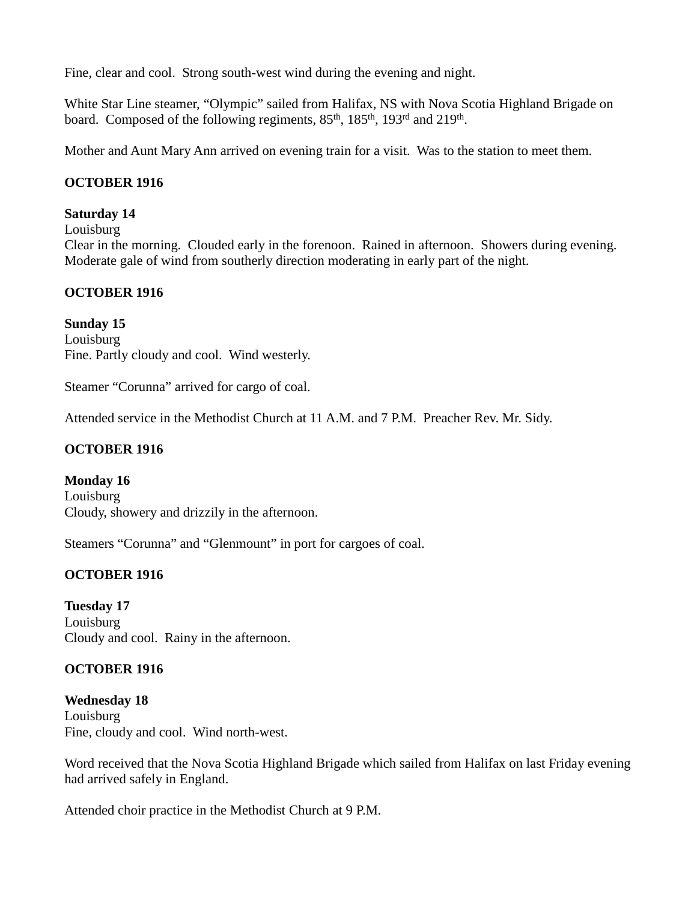Fine, clear and cool. Strong south-west wind during the evening and night.

White Star Line steamer, "Olympic" sailed from Halifax, NS with Nova Scotia Highland Brigade on board. Composed of the following regiments, 85th, 185th, 193rd and 219th.

Mother and Aunt Mary Ann arrived on evening train for a visit. Was to the station to meet them.

**OCTOBER 1916**

**Saturday 14**
Louisburg
Clear in the morning. Clouded early in the forenoon. Rained in afternoon. Showers during evening. Moderate gale of wind from southerly direction moderating in early part of the night.

**OCTOBER 1916**

**Sunday 15**
Louisburg
Fine. Partly cloudy and cool. Wind westerly.

Steamer "Corunna" arrived for cargo of coal.

Attended service in the Methodist Church at 11 A.M. and 7 P.M. Preacher Rev. Mr. Sidy.

**OCTOBER 1916**

**Monday 16**
Louisburg
Cloudy, showery and drizzily in the afternoon.

Steamers "Corunna" and "Glenmount" in port for cargoes of coal.

**OCTOBER 1916**

**Tuesday 17**
Louisburg
Cloudy and cool. Rainy in the afternoon.

**OCTOBER 1916**

**Wednesday 18**
Louisburg
Fine, cloudy and cool. Wind north-west.

Word received that the Nova Scotia Highland Brigade which sailed from Halifax on last Friday evening had arrived safely in England.

Attended choir practice in the Methodist Church at 9 P.M.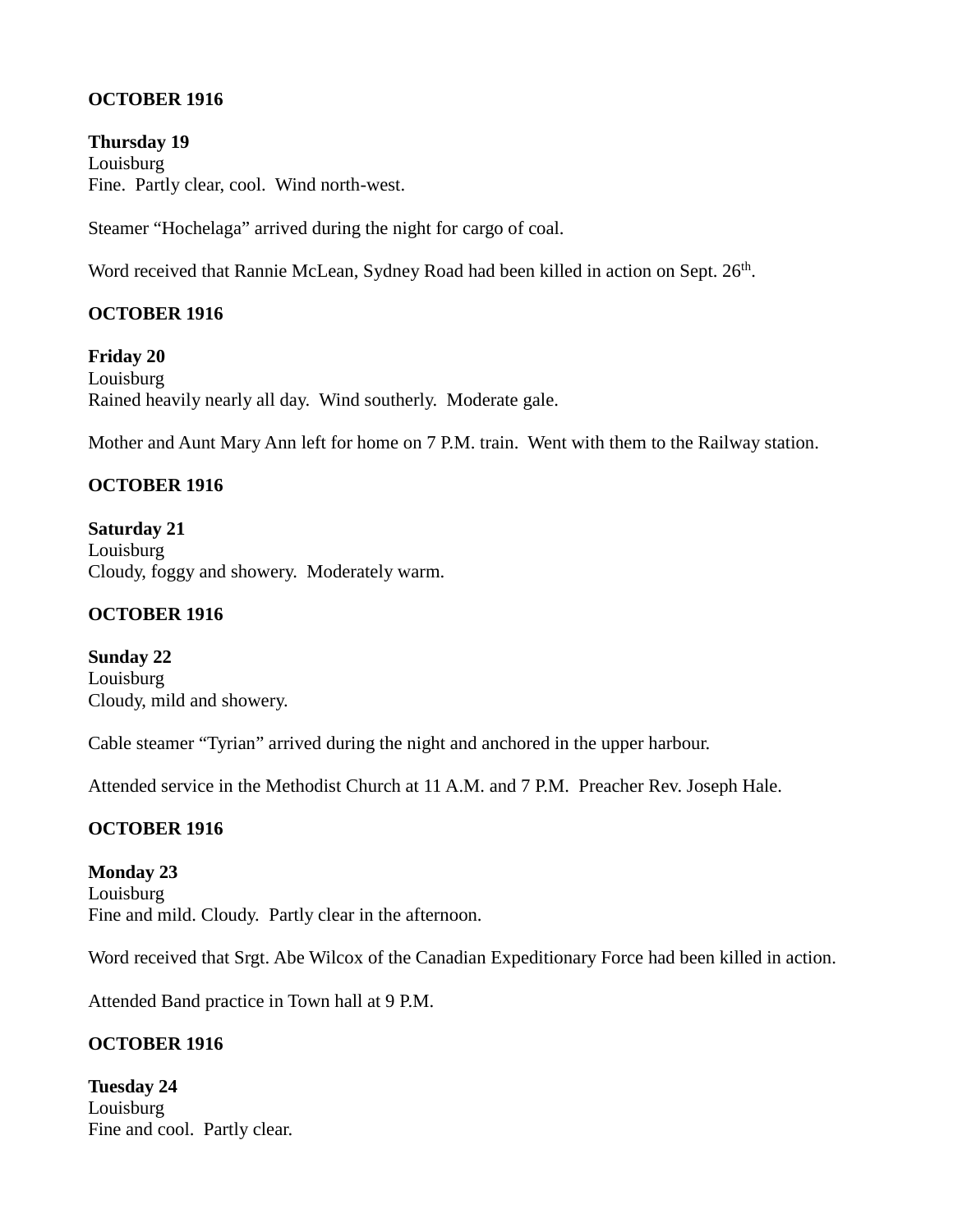**OCTOBER 1916**

**Thursday 19**
Louisburg
Fine. Partly clear, cool. Wind north-west.

Steamer "Hochelaga" arrived during the night for cargo of coal.

Word received that Rannie McLean, Sydney Road had been killed in action on Sept. 26th.

**OCTOBER 1916**

**Friday 20**
Louisburg
Rained heavily nearly all day. Wind southerly. Moderate gale.

Mother and Aunt Mary Ann left for home on 7 P.M. train. Went with them to the Railway station.

**OCTOBER 1916**

**Saturday 21**
Louisburg
Cloudy, foggy and showery. Moderately warm.

**OCTOBER 1916**

**Sunday 22**
Louisburg
Cloudy, mild and showery.

Cable steamer "Tyrian" arrived during the night and anchored in the upper harbour.

Attended service in the Methodist Church at 11 A.M. and 7 P.M. Preacher Rev. Joseph Hale.

**OCTOBER 1916**

**Monday 23**
Louisburg
Fine and mild. Cloudy. Partly clear in the afternoon.

Word received that Srgt. Abe Wilcox of the Canadian Expeditionary Force had been killed in action.

Attended Band practice in Town hall at 9 P.M.

**OCTOBER 1916**

**Tuesday 24**
Louisburg
Fine and cool. Partly clear.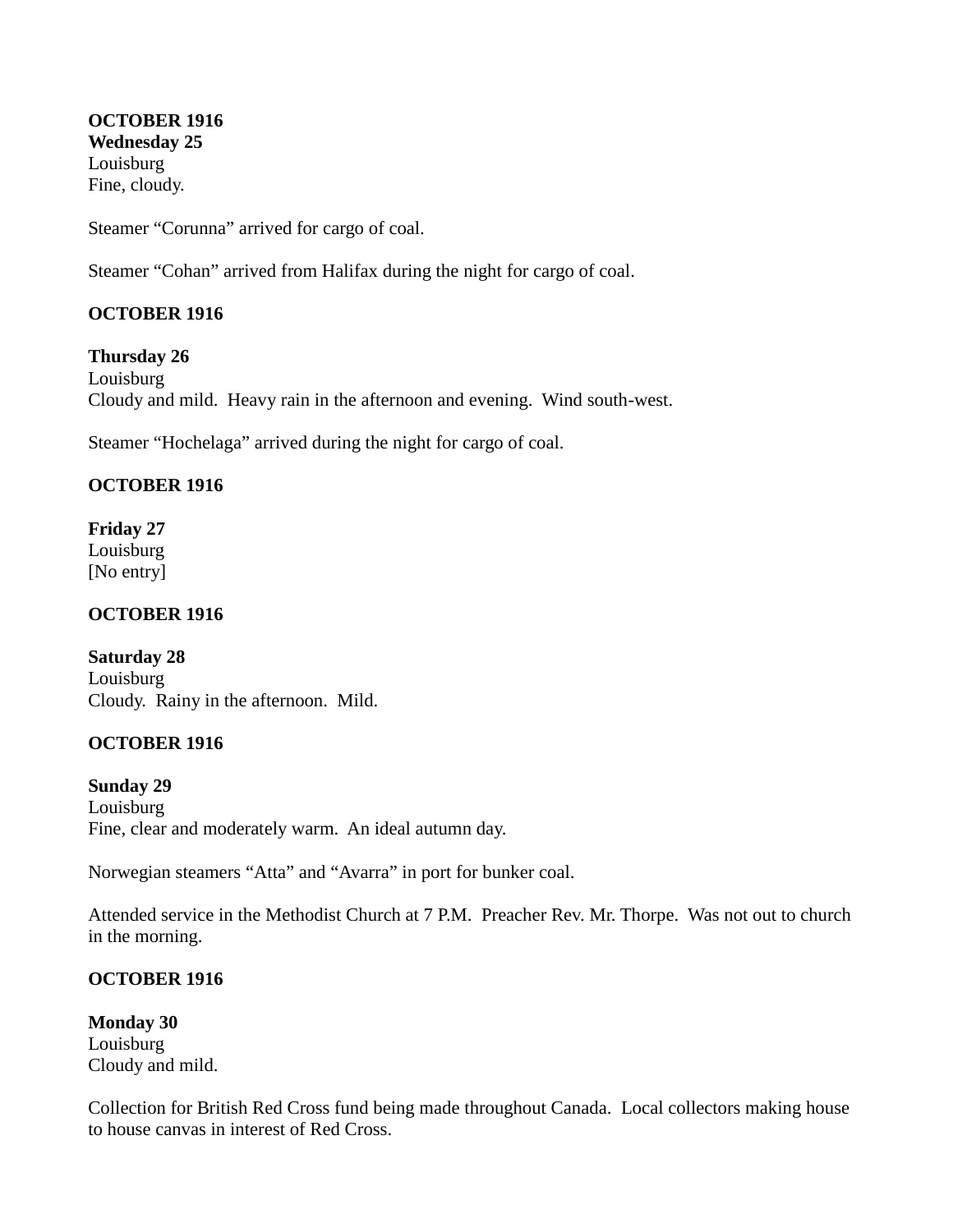**OCTOBER 1916**
**Wednesday 25**
Louisburg
Fine, cloudy.

Steamer "Corunna" arrived for cargo of coal.

Steamer "Cohan" arrived from Halifax during the night for cargo of coal.

**OCTOBER 1916**

**Thursday 26**
Louisburg
Cloudy and mild.  Heavy rain in the afternoon and evening.  Wind south-west.

Steamer "Hochelaga" arrived during the night for cargo of coal.

**OCTOBER 1916**

**Friday 27**
Louisburg
[No entry]

**OCTOBER 1916**

**Saturday 28**
Louisburg
Cloudy.  Rainy in the afternoon.  Mild.

**OCTOBER 1916**

**Sunday 29**
Louisburg
Fine, clear and moderately warm.  An ideal autumn day.

Norwegian steamers "Atta" and "Avarra" in port for bunker coal.

Attended service in the Methodist Church at 7 P.M.  Preacher Rev. Mr. Thorpe.  Was not out to church in the morning.

**OCTOBER 1916**

**Monday 30**
Louisburg
Cloudy and mild.

Collection for British Red Cross fund being made throughout Canada.  Local collectors making house to house canvas in interest of Red Cross.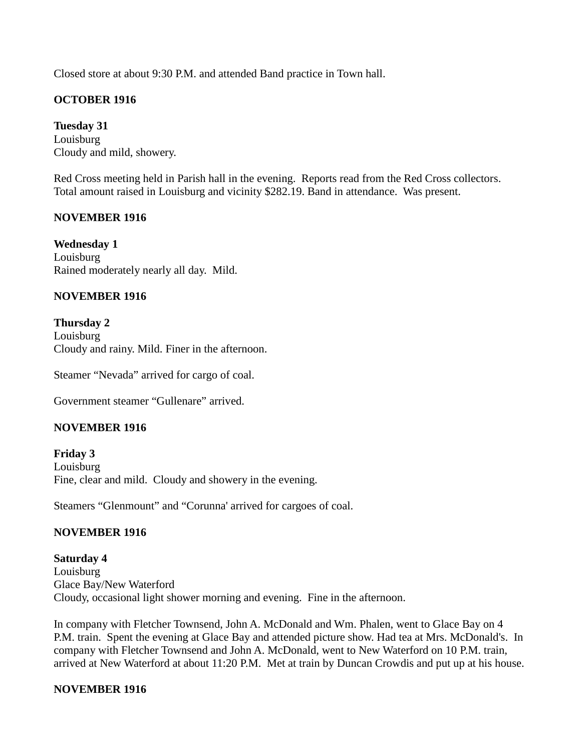Closed store at about 9:30 P.M. and attended Band practice in Town hall.

**OCTOBER 1916**

**Tuesday 31**
Louisburg
Cloudy and mild, showery.

Red Cross meeting held in Parish hall in the evening. Reports read from the Red Cross collectors. Total amount raised in Louisburg and vicinity $282.19. Band in attendance. Was present.

**NOVEMBER 1916**

**Wednesday 1**
Louisburg
Rained moderately nearly all day. Mild.

**NOVEMBER 1916**

**Thursday 2**
Louisburg
Cloudy and rainy. Mild. Finer in the afternoon.

Steamer "Nevada" arrived for cargo of coal.

Government steamer "Gullenare" arrived.

**NOVEMBER 1916**

**Friday 3**
Louisburg
Fine, clear and mild. Cloudy and showery in the evening.

Steamers "Glenmount" and "Corunna' arrived for cargoes of coal.

**NOVEMBER 1916**

**Saturday 4**
Louisburg
Glace Bay/New Waterford
Cloudy, occasional light shower morning and evening. Fine in the afternoon.

In company with Fletcher Townsend, John A. McDonald and Wm. Phalen, went to Glace Bay on 4 P.M. train. Spent the evening at Glace Bay and attended picture show. Had tea at Mrs. McDonald's. In company with Fletcher Townsend and John A. McDonald, went to New Waterford on 10 P.M. train, arrived at New Waterford at about 11:20 P.M. Met at train by Duncan Crowdis and put up at his house.

**NOVEMBER 1916**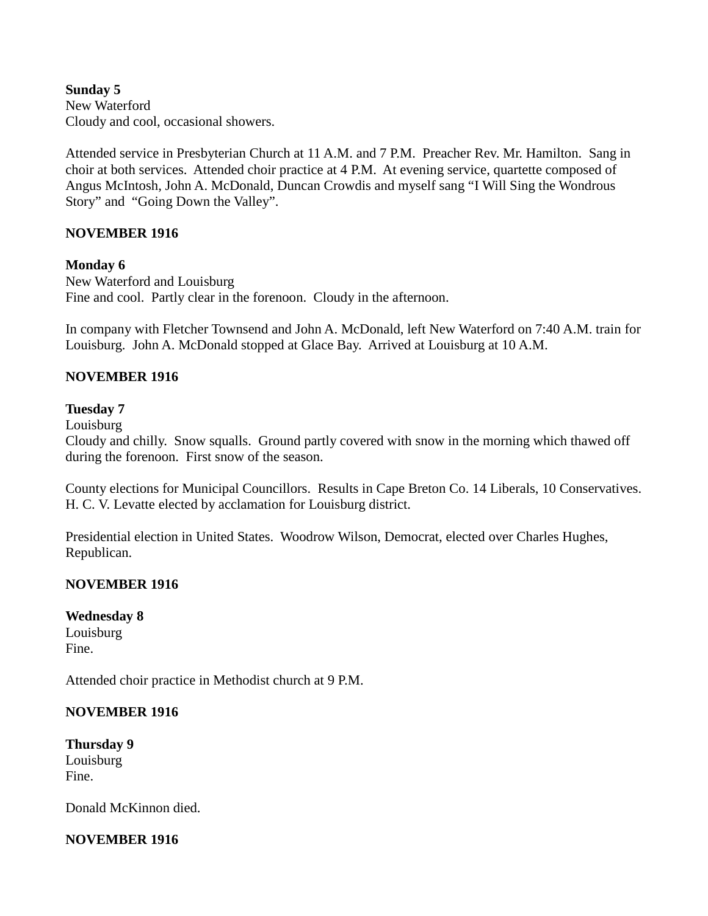**Sunday 5**
New Waterford
Cloudy and cool, occasional showers.

Attended service in Presbyterian Church at 11 A.M. and 7 P.M. Preacher Rev. Mr. Hamilton. Sang in choir at both services. Attended choir practice at 4 P.M. At evening service, quartette composed of Angus McIntosh, John A. McDonald, Duncan Crowdis and myself sang "I Will Sing the Wondrous Story" and "Going Down the Valley".

**NOVEMBER 1916**

**Monday 6**
New Waterford and Louisburg
Fine and cool. Partly clear in the forenoon. Cloudy in the afternoon.

In company with Fletcher Townsend and John A. McDonald, left New Waterford on 7:40 A.M. train for Louisburg. John A. McDonald stopped at Glace Bay. Arrived at Louisburg at 10 A.M.

**NOVEMBER 1916**

**Tuesday 7**
Louisburg
Cloudy and chilly. Snow squalls. Ground partly covered with snow in the morning which thawed off during the forenoon. First snow of the season.

County elections for Municipal Councillors. Results in Cape Breton Co. 14 Liberals, 10 Conservatives. H. C. V. Levatte elected by acclamation for Louisburg district.

Presidential election in United States. Woodrow Wilson, Democrat, elected over Charles Hughes, Republican.

**NOVEMBER 1916**

**Wednesday 8**
Louisburg
Fine.

Attended choir practice in Methodist church at 9 P.M.

**NOVEMBER 1916**

**Thursday 9**
Louisburg
Fine.

Donald McKinnon died.

**NOVEMBER 1916**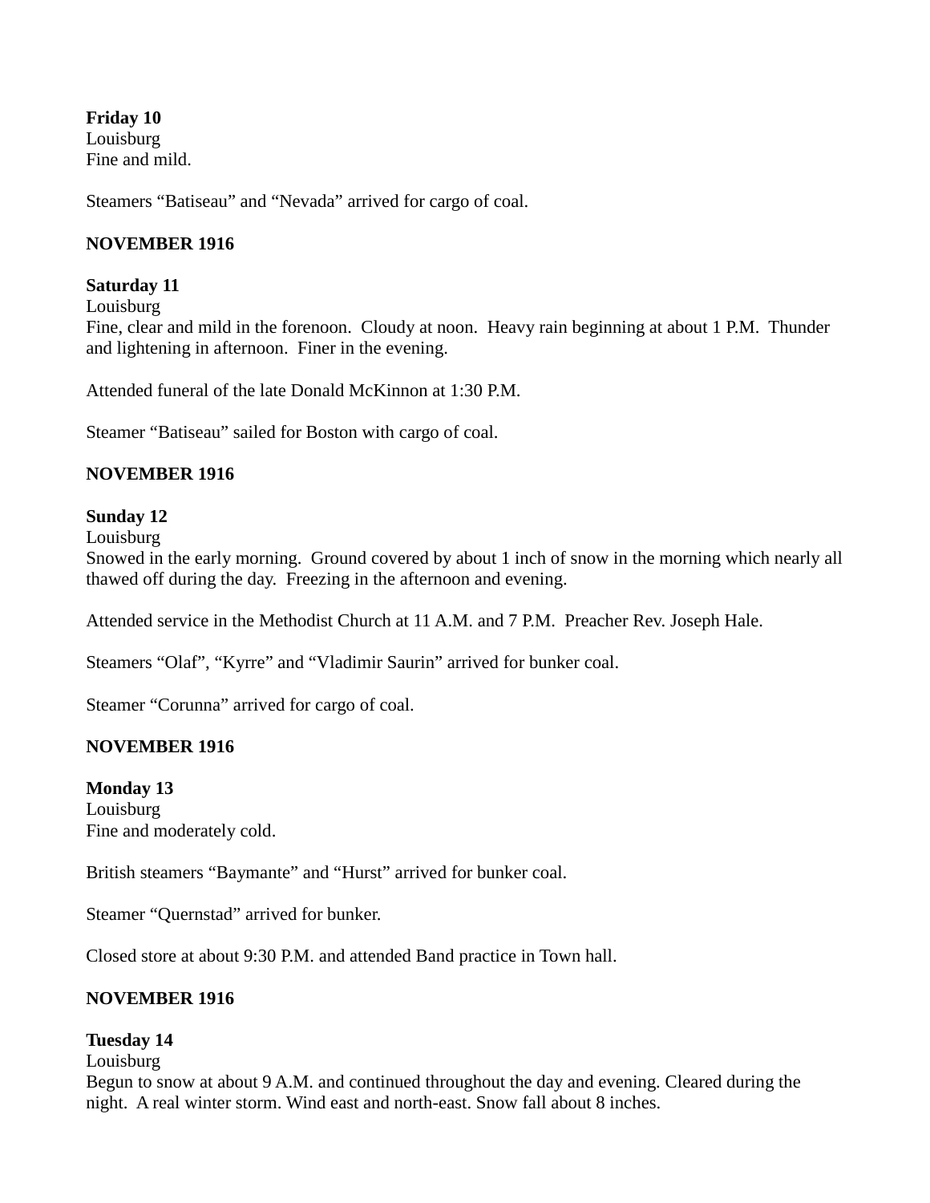**Friday 10**
Louisburg
Fine and mild.

Steamers "Batiseau" and "Nevada" arrived for cargo of coal.

**NOVEMBER 1916**

**Saturday 11**
Louisburg
Fine, clear and mild in the forenoon. Cloudy at noon. Heavy rain beginning at about 1 P.M. Thunder and lightening in afternoon. Finer in the evening.

Attended funeral of the late Donald McKinnon at 1:30 P.M.

Steamer "Batiseau" sailed for Boston with cargo of coal.

**NOVEMBER 1916**

**Sunday 12**
Louisburg
Snowed in the early morning. Ground covered by about 1 inch of snow in the morning which nearly all thawed off during the day. Freezing in the afternoon and evening.

Attended service in the Methodist Church at 11 A.M. and 7 P.M. Preacher Rev. Joseph Hale.

Steamers "Olaf", "Kyrre" and "Vladimir Saurin" arrived for bunker coal.

Steamer "Corunna" arrived for cargo of coal.

**NOVEMBER 1916**

**Monday 13**
Louisburg
Fine and moderately cold.

British steamers "Baymante" and "Hurst" arrived for bunker coal.

Steamer "Quernstad" arrived for bunker.

Closed store at about 9:30 P.M. and attended Band practice in Town hall.

**NOVEMBER 1916**

**Tuesday 14**
Louisburg
Begun to snow at about 9 A.M. and continued throughout the day and evening. Cleared during the night. A real winter storm. Wind east and north-east. Snow fall about 8 inches.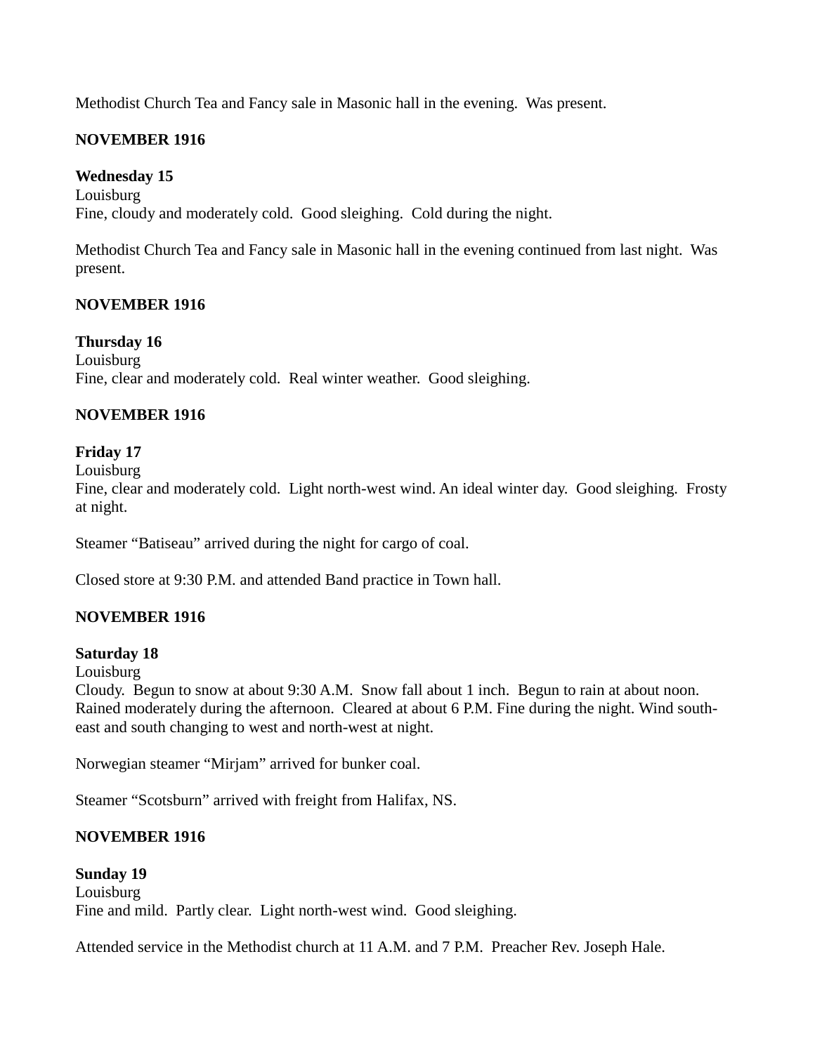Methodist Church Tea and Fancy sale in Masonic hall in the evening. Was present.

**NOVEMBER 1916**

**Wednesday 15**
Louisburg
Fine, cloudy and moderately cold. Good sleighing. Cold during the night.

Methodist Church Tea and Fancy sale in Masonic hall in the evening continued from last night. Was present.

**NOVEMBER 1916**

**Thursday 16**
Louisburg
Fine, clear and moderately cold. Real winter weather. Good sleighing.

**NOVEMBER 1916**

**Friday 17**
Louisburg
Fine, clear and moderately cold. Light north-west wind. An ideal winter day. Good sleighing. Frosty at night.

Steamer "Batiseau" arrived during the night for cargo of coal.

Closed store at 9:30 P.M. and attended Band practice in Town hall.

**NOVEMBER 1916**

**Saturday 18**
Louisburg
Cloudy. Begun to snow at about 9:30 A.M. Snow fall about 1 inch. Begun to rain at about noon. Rained moderately during the afternoon. Cleared at about 6 P.M. Fine during the night. Wind south-east and south changing to west and north-west at night.

Norwegian steamer "Mirjam" arrived for bunker coal.

Steamer "Scotsburn" arrived with freight from Halifax, NS.

**NOVEMBER 1916**

**Sunday 19**
Louisburg
Fine and mild. Partly clear. Light north-west wind. Good sleighing.

Attended service in the Methodist church at 11 A.M. and 7 P.M. Preacher Rev. Joseph Hale.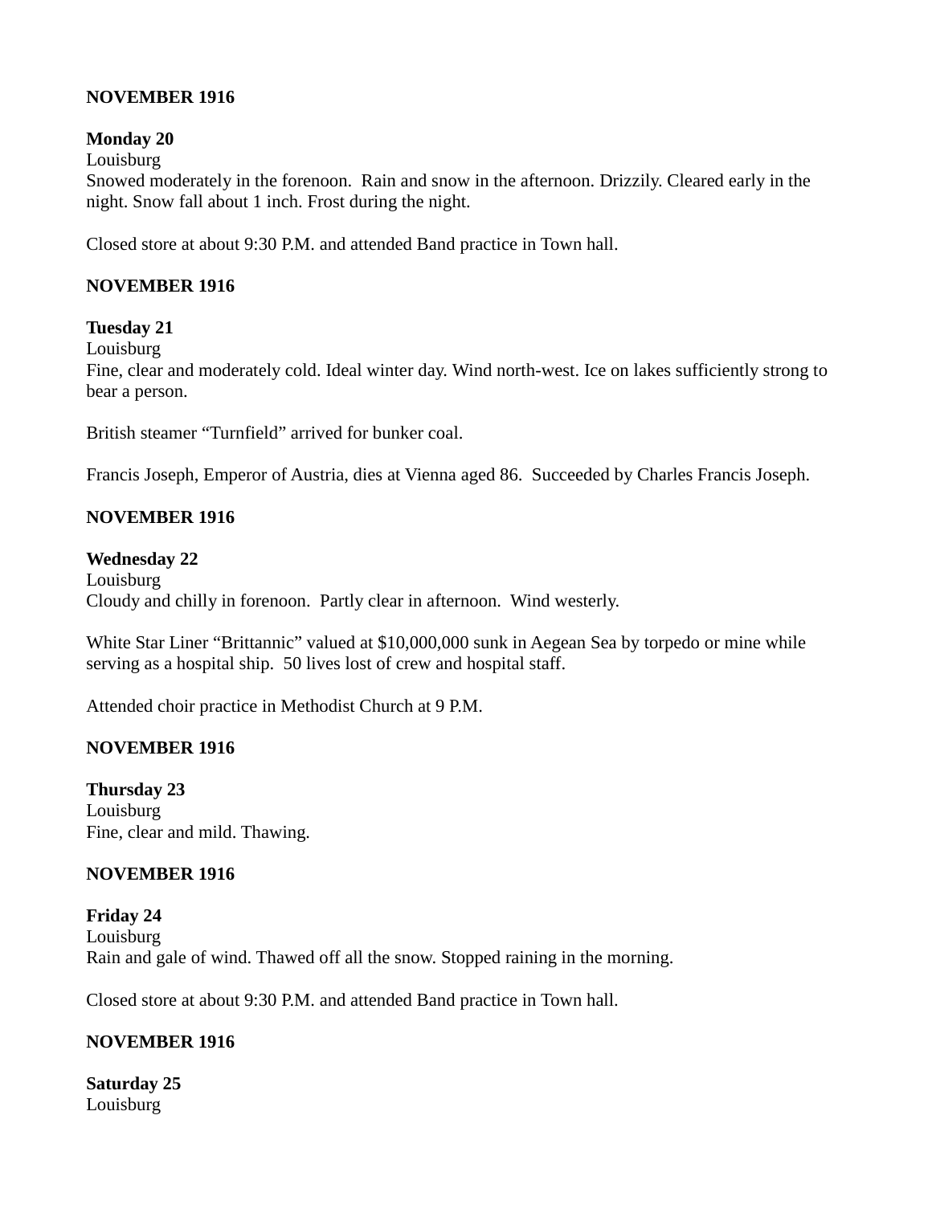**NOVEMBER 1916**

**Monday 20**
Louisburg
Snowed moderately in the forenoon. Rain and snow in the afternoon. Drizzily. Cleared early in the night. Snow fall about 1 inch. Frost during the night.

Closed store at about 9:30 P.M. and attended Band practice in Town hall.

**NOVEMBER 1916**

**Tuesday 21**
Louisburg
Fine, clear and moderately cold. Ideal winter day. Wind north-west. Ice on lakes sufficiently strong to bear a person.

British steamer "Turnfield" arrived for bunker coal.

Francis Joseph, Emperor of Austria, dies at Vienna aged 86. Succeeded by Charles Francis Joseph.

**NOVEMBER 1916**

**Wednesday 22**
Louisburg
Cloudy and chilly in forenoon. Partly clear in afternoon. Wind westerly.

White Star Liner "Brittannic" valued at $10,000,000 sunk in Aegean Sea by torpedo or mine while serving as a hospital ship. 50 lives lost of crew and hospital staff.

Attended choir practice in Methodist Church at 9 P.M.

**NOVEMBER 1916**

**Thursday 23**
Louisburg
Fine, clear and mild. Thawing.

**NOVEMBER 1916**

**Friday 24**
Louisburg
Rain and gale of wind. Thawed off all the snow. Stopped raining in the morning.

Closed store at about 9:30 P.M. and attended Band practice in Town hall.

**NOVEMBER 1916**

**Saturday 25**
Louisburg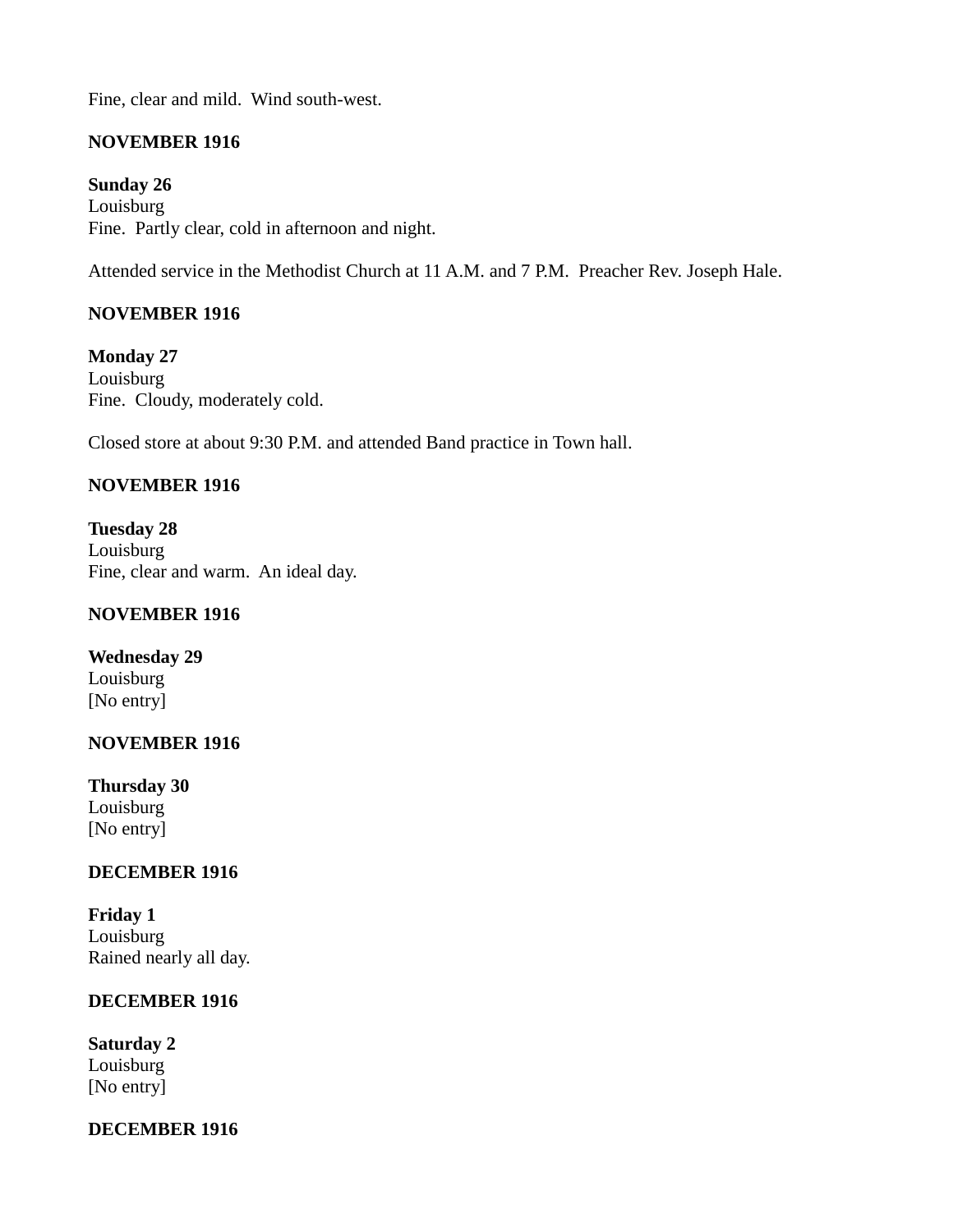Fine, clear and mild.  Wind south-west.

**NOVEMBER 1916**

**Sunday 26**
Louisburg
Fine.  Partly clear, cold in afternoon and night.

Attended service in the Methodist Church at 11 A.M. and 7 P.M.  Preacher Rev. Joseph Hale.

**NOVEMBER 1916**

**Monday 27**
Louisburg
Fine.  Cloudy, moderately cold.

Closed store at about 9:30 P.M. and attended Band practice in Town hall.

**NOVEMBER 1916**

**Tuesday 28**
Louisburg
Fine, clear and warm.  An ideal day.

**NOVEMBER 1916**

**Wednesday 29**
Louisburg
[No entry]

**NOVEMBER 1916**

**Thursday 30**
Louisburg
[No entry]

**DECEMBER 1916**

**Friday 1**
Louisburg
Rained nearly all day.

**DECEMBER 1916**

**Saturday 2**
Louisburg
[No entry]

**DECEMBER 1916**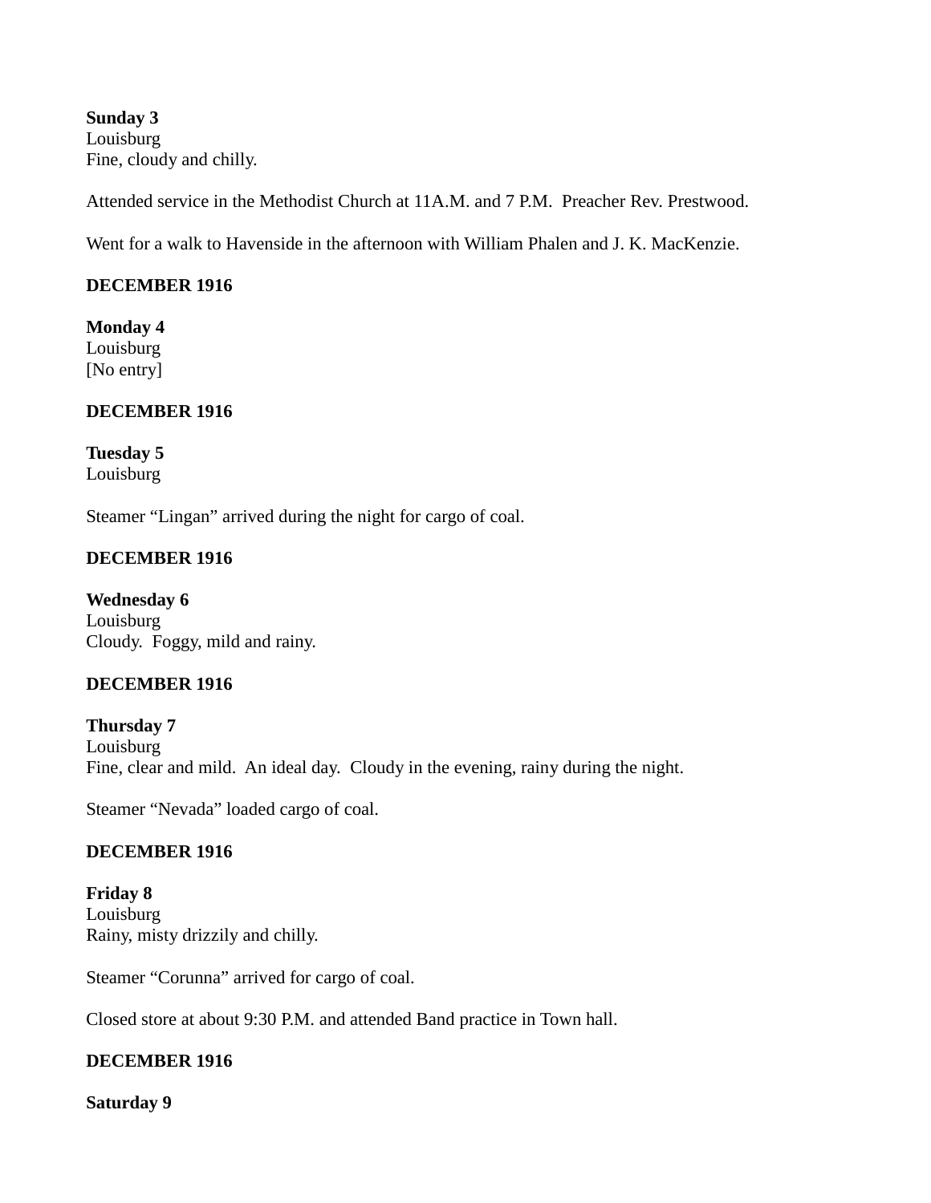**Sunday 3**
Louisburg
Fine, cloudy and chilly.

Attended service in the Methodist Church at 11A.M. and 7 P.M.  Preacher Rev. Prestwood.

Went for a walk to Havenside in the afternoon with William Phalen and J. K. MacKenzie.

**DECEMBER 1916**

**Monday 4**
Louisburg
[No entry]

**DECEMBER 1916**

**Tuesday 5**
Louisburg

Steamer "Lingan" arrived during the night for cargo of coal.

**DECEMBER 1916**

**Wednesday 6**
Louisburg
Cloudy.  Foggy, mild and rainy.

**DECEMBER 1916**

**Thursday 7**
Louisburg
Fine, clear and mild.  An ideal day.  Cloudy in the evening, rainy during the night.

Steamer "Nevada" loaded cargo of coal.

**DECEMBER 1916**

**Friday 8**
Louisburg
Rainy, misty drizzily and chilly.

Steamer "Corunna" arrived for cargo of coal.

Closed store at about 9:30 P.M. and attended Band practice in Town hall.

**DECEMBER 1916**

**Saturday 9**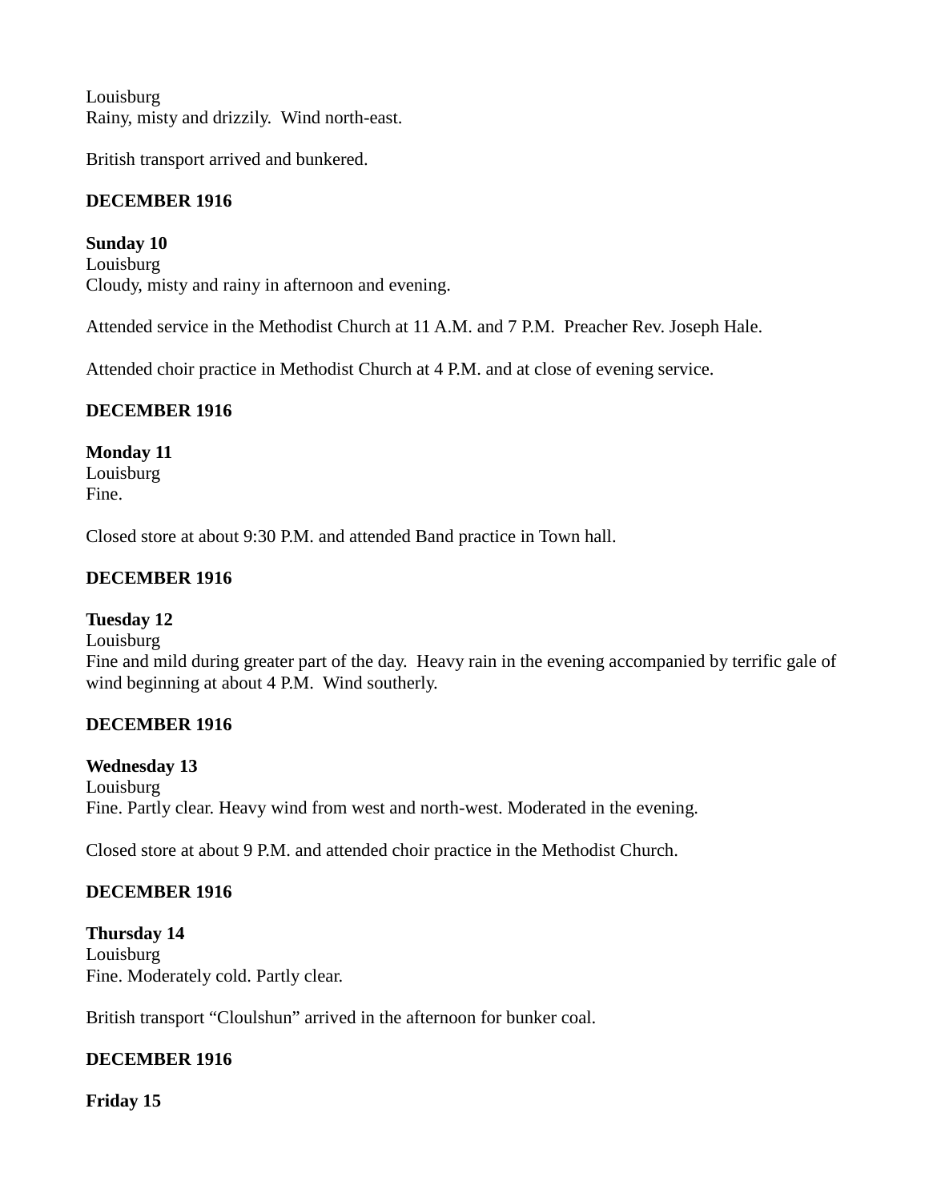Louisburg
Rainy, misty and drizzily.  Wind north-east.

British transport arrived and bunkered.

**DECEMBER 1916**

**Sunday 10**
Louisburg
Cloudy, misty and rainy in afternoon and evening.

Attended service in the Methodist Church at 11 A.M. and 7 P.M.  Preacher Rev. Joseph Hale.

Attended choir practice in Methodist Church at 4 P.M. and at close of evening service.

**DECEMBER 1916**

**Monday 11**
Louisburg
Fine.

Closed store at about 9:30 P.M. and attended Band practice in Town hall.

**DECEMBER 1916**

**Tuesday 12**
Louisburg
Fine and mild during greater part of the day.  Heavy rain in the evening accompanied by terrific gale of wind beginning at about 4 P.M.  Wind southerly.

**DECEMBER 1916**

**Wednesday 13**
Louisburg
Fine. Partly clear. Heavy wind from west and north-west. Moderated in the evening.

Closed store at about 9 P.M. and attended choir practice in the Methodist Church.

**DECEMBER 1916**

**Thursday 14**
Louisburg
Fine. Moderately cold. Partly clear.

British transport "Cloulshun" arrived in the afternoon for bunker coal.

**DECEMBER 1916**

**Friday 15**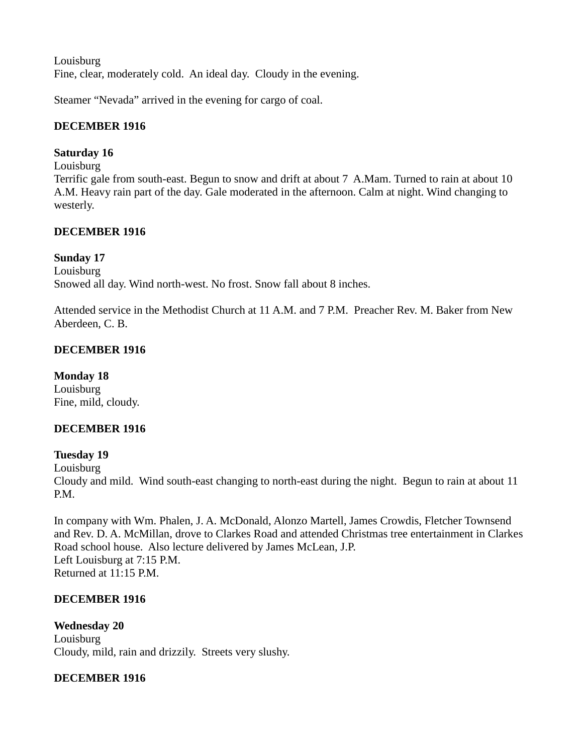Louisburg
Fine, clear, moderately cold. An ideal day. Cloudy in the evening.

Steamer "Nevada" arrived in the evening for cargo of coal.

**DECEMBER 1916**

**Saturday 16**
Louisburg
Terrific gale from south-east. Begun to snow and drift at about 7 A.Mam. Turned to rain at about 10 A.M. Heavy rain part of the day. Gale moderated in the afternoon. Calm at night. Wind changing to westerly.

**DECEMBER 1916**

**Sunday 17**
Louisburg
Snowed all day. Wind north-west. No frost. Snow fall about 8 inches.

Attended service in the Methodist Church at 11 A.M. and 7 P.M. Preacher Rev. M. Baker from New Aberdeen, C. B.

**DECEMBER 1916**

**Monday 18**
Louisburg
Fine, mild, cloudy.

**DECEMBER 1916**

**Tuesday 19**
Louisburg
Cloudy and mild. Wind south-east changing to north-east during the night. Begun to rain at about 11 P.M.

In company with Wm. Phalen, J. A. McDonald, Alonzo Martell, James Crowdis, Fletcher Townsend and Rev. D. A. McMillan, drove to Clarkes Road and attended Christmas tree entertainment in Clarkes Road school house. Also lecture delivered by James McLean, J.P.
Left Louisburg at 7:15 P.M.
Returned at 11:15 P.M.

**DECEMBER 1916**

**Wednesday 20**
Louisburg
Cloudy, mild, rain and drizzily. Streets very slushy.

**DECEMBER 1916**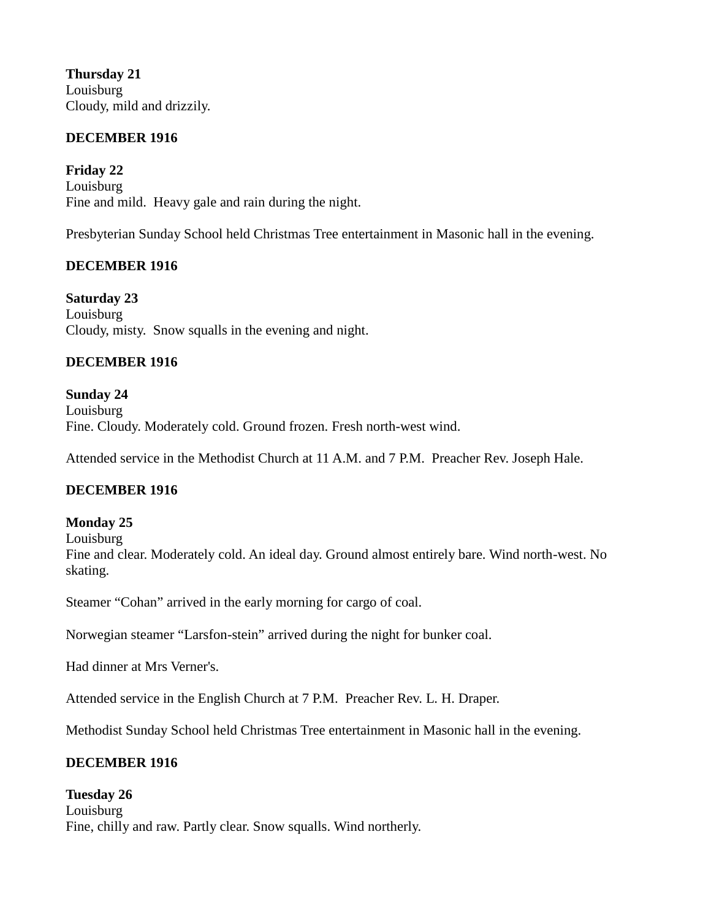**Thursday 21**
Louisburg
Cloudy, mild and drizzily.

**DECEMBER 1916**

**Friday 22**
Louisburg
Fine and mild.  Heavy gale and rain during the night.

Presbyterian Sunday School held Christmas Tree entertainment in Masonic hall in the evening.

**DECEMBER 1916**

**Saturday 23**
Louisburg
Cloudy, misty.  Snow squalls in the evening and night.

**DECEMBER 1916**

**Sunday 24**
Louisburg
Fine. Cloudy. Moderately cold. Ground frozen. Fresh north-west wind.

Attended service in the Methodist Church at 11 A.M. and 7 P.M.  Preacher Rev. Joseph Hale.

**DECEMBER 1916**

**Monday 25**
Louisburg
Fine and clear. Moderately cold. An ideal day. Ground almost entirely bare. Wind north-west. No skating.

Steamer "Cohan" arrived in the early morning for cargo of coal.

Norwegian steamer "Larsfon-stein" arrived during the night for bunker coal.

Had dinner at Mrs Verner's.

Attended service in the English Church at 7 P.M.  Preacher Rev. L. H. Draper.

Methodist Sunday School held Christmas Tree entertainment in Masonic hall in the evening.

**DECEMBER 1916**

**Tuesday 26**
Louisburg
Fine, chilly and raw. Partly clear. Snow squalls. Wind northerly.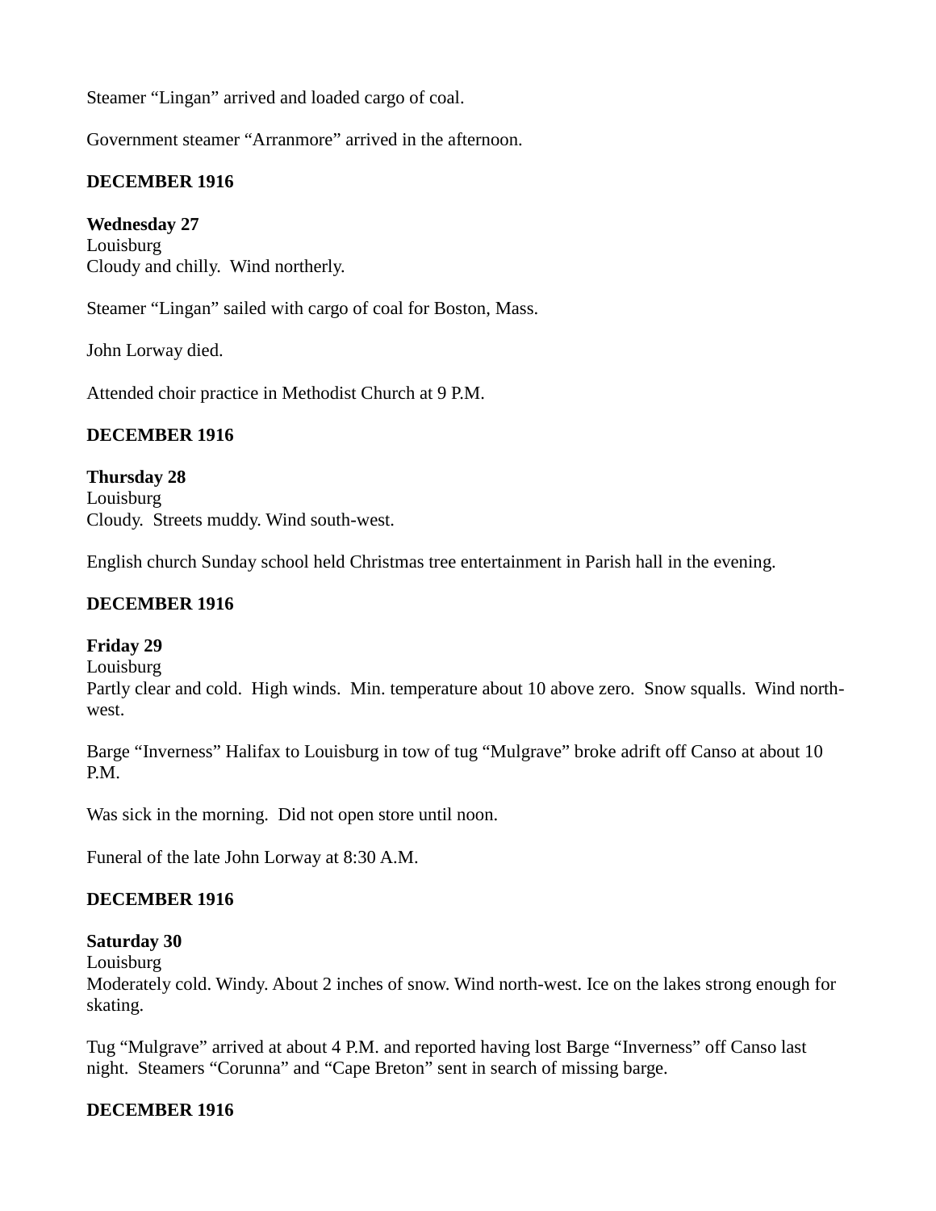Steamer "Lingan" arrived and loaded cargo of coal.

Government steamer "Arranmore" arrived in the afternoon.

**DECEMBER 1916**

**Wednesday 27**
Louisburg
Cloudy and chilly. Wind northerly.

Steamer "Lingan" sailed with cargo of coal for Boston, Mass.

John Lorway died.

Attended choir practice in Methodist Church at 9 P.M.

**DECEMBER 1916**

**Thursday 28**
Louisburg
Cloudy. Streets muddy. Wind south-west.

English church Sunday school held Christmas tree entertainment in Parish hall in the evening.

**DECEMBER 1916**

**Friday 29**
Louisburg
Partly clear and cold. High winds. Min. temperature about 10 above zero. Snow squalls. Wind north-west.

Barge "Inverness" Halifax to Louisburg in tow of tug "Mulgrave" broke adrift off Canso at about 10 P.M.

Was sick in the morning. Did not open store until noon.

Funeral of the late John Lorway at 8:30 A.M.

**DECEMBER 1916**

**Saturday 30**
Louisburg
Moderately cold. Windy. About 2 inches of snow. Wind north-west. Ice on the lakes strong enough for skating.

Tug "Mulgrave" arrived at about 4 P.M. and reported having lost Barge "Inverness" off Canso last night. Steamers "Corunna" and "Cape Breton" sent in search of missing barge.

**DECEMBER 1916**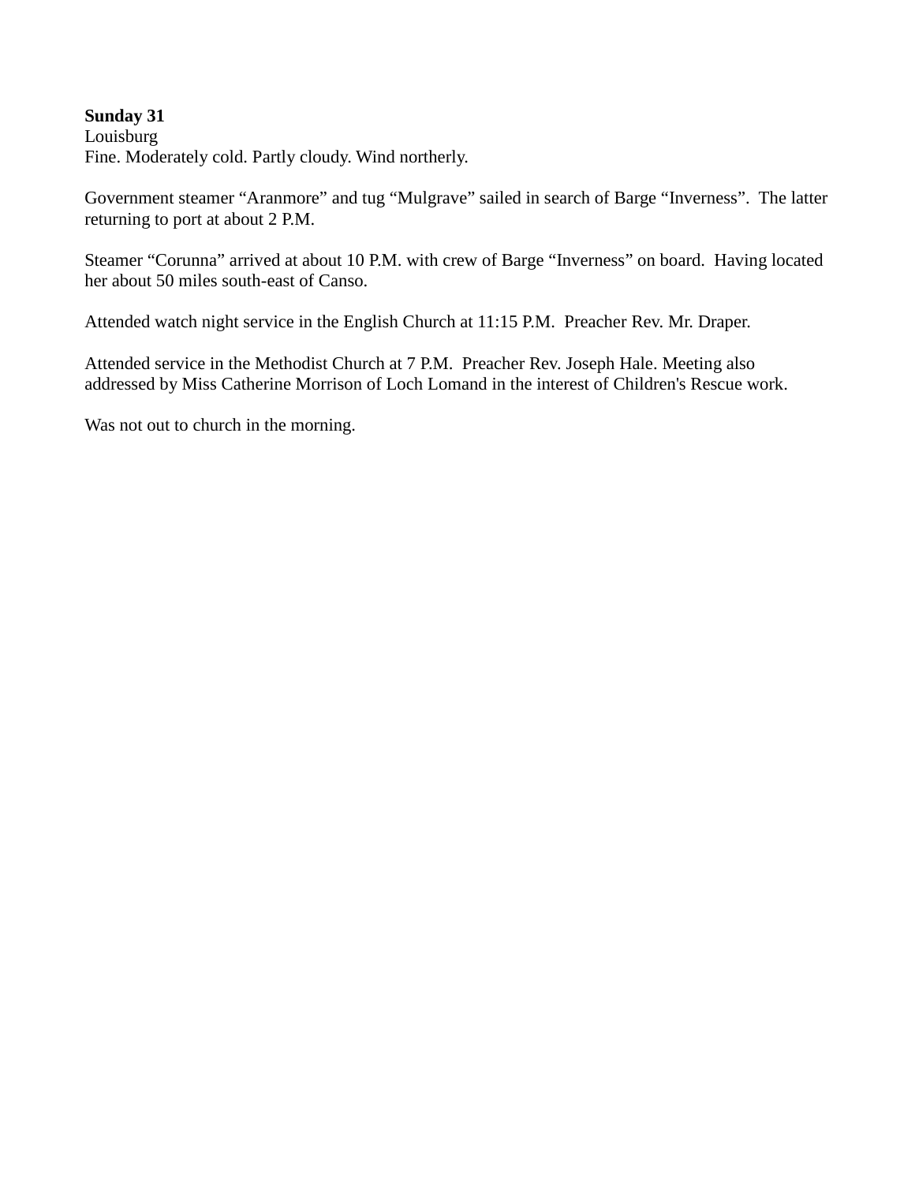**Sunday 31**
Louisburg
Fine. Moderately cold. Partly cloudy. Wind northerly.

Government steamer “Aranmore” and tug “Mulgrave” sailed in search of Barge “Inverness”. The latter returning to port at about 2 P.M.

Steamer “Corunna” arrived at about 10 P.M. with crew of Barge “Inverness” on board. Having located her about 50 miles south-east of Canso.

Attended watch night service in the English Church at 11:15 P.M. Preacher Rev. Mr. Draper.

Attended service in the Methodist Church at 7 P.M. Preacher Rev. Joseph Hale. Meeting also addressed by Miss Catherine Morrison of Loch Lomand in the interest of Children's Rescue work.

Was not out to church in the morning.